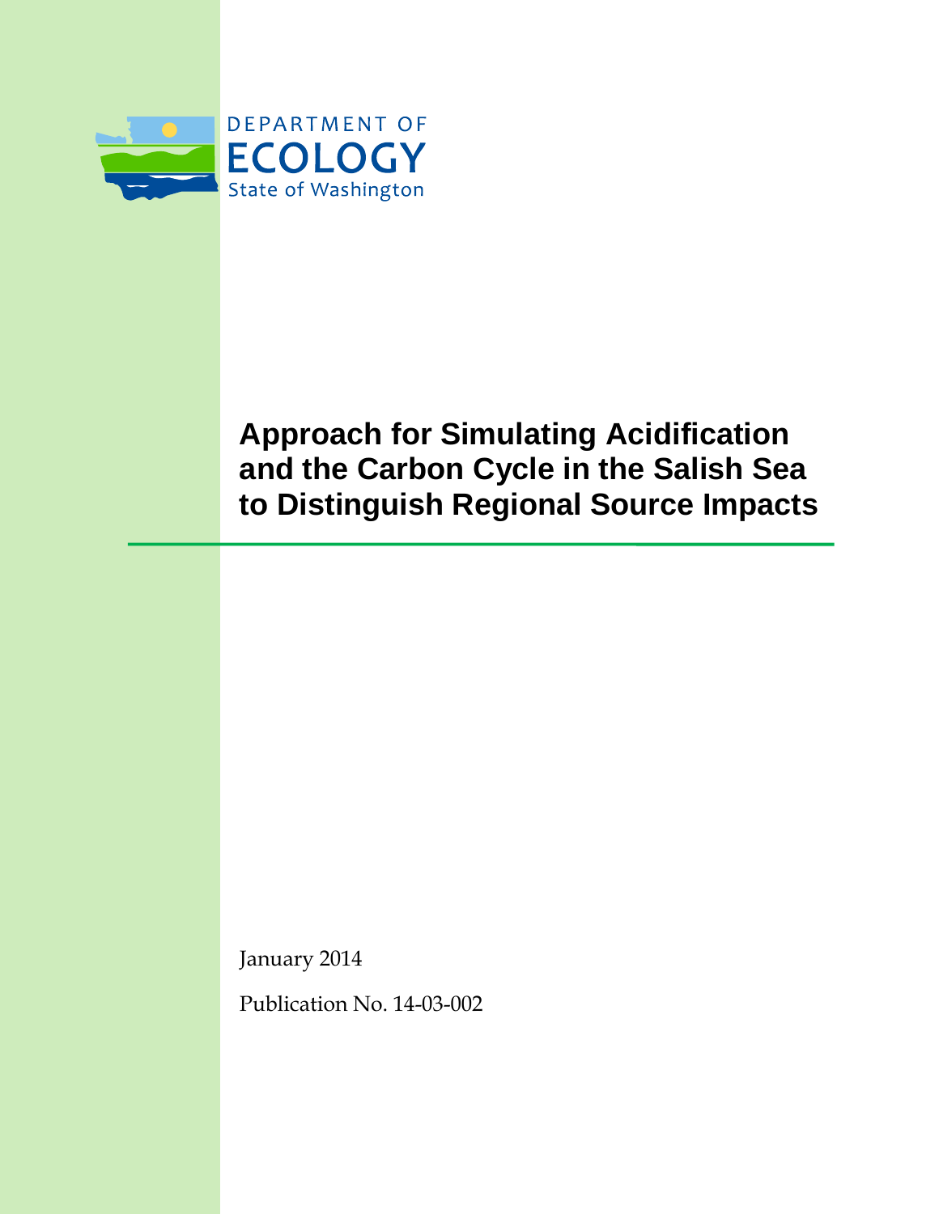DEPARTMENT OF
ECOLOGY
State of Washington

# Approach for Simulating Acidification and the Carbon Cycle in the Salish Sea to Distinguish Regional Source Impacts

January 2014

Publication No. 14-03-002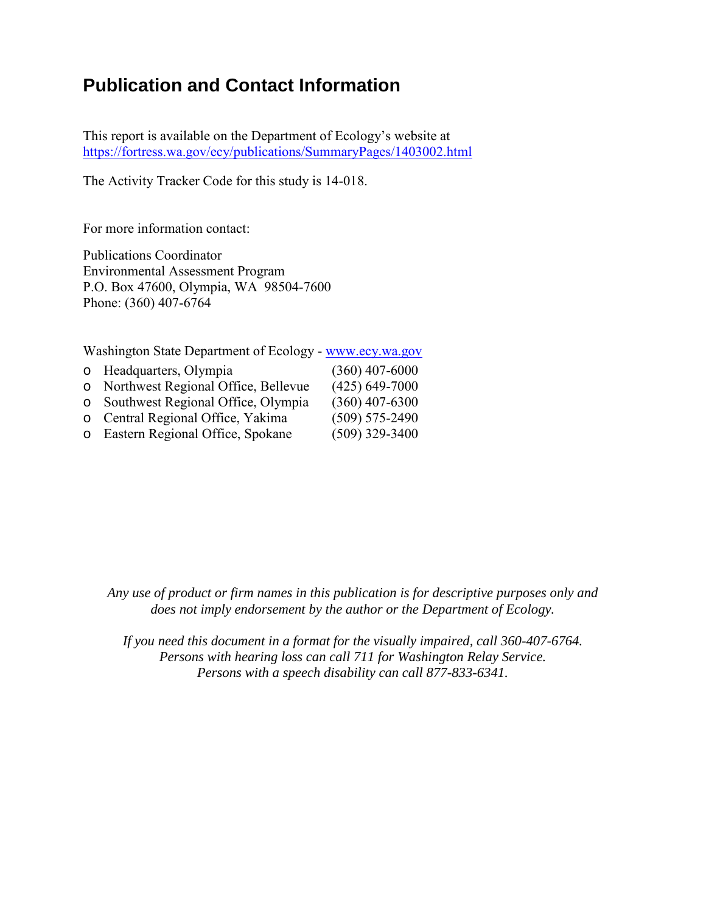## Publication and Contact Information

This report is available on the Department of Ecology's website at
https://fortress.wa.gov/ecy/publications/SummaryPages/1403002.html

The Activity Tracker Code for this study is 14-018.

For more information contact:

Publications Coordinator
Environmental Assessment Program
P.O. Box 47600, Olympia, WA 98504-7600
Phone: (360) 407-6764

Washington State Department of Ecology - www.ecy.wa.gov

- Headquarters, Olympia (360) 407-6000
- Northwest Regional Office, Bellevue (425) 649-7000
- Southwest Regional Office, Olympia (360) 407-6300
- Central Regional Office, Yakima (509) 575-2490
- Eastern Regional Office, Spokane (509) 329-3400

*Any use of product or firm names in this publication is for descriptive purposes only and does not imply endorsement by the author or the Department of Ecology.*

*If you need this document in a format for the visually impaired, call 360-407-6764. Persons with hearing loss can call 711 for Washington Relay Service. Persons with a speech disability can call 877-833-6341.*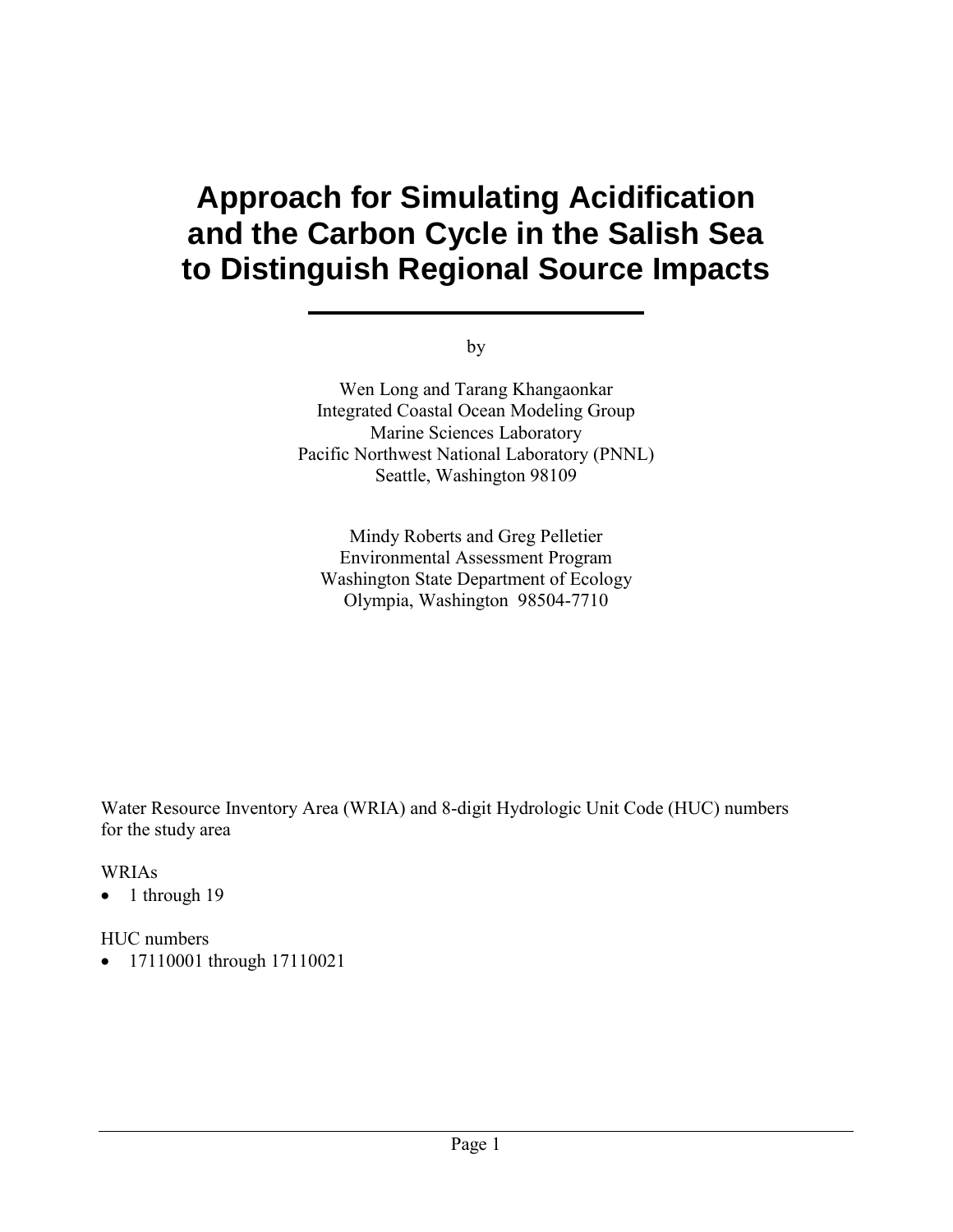# Approach for Simulating Acidification and the Carbon Cycle in the Salish Sea to Distinguish Regional Source Impacts

by

Wen Long and Tarang Khangaonkar
Integrated Coastal Ocean Modeling Group
Marine Sciences Laboratory
Pacific Northwest National Laboratory (PNNL)
Seattle, Washington 98109

Mindy Roberts and Greg Pelletier
Environmental Assessment Program
Washington State Department of Ecology
Olympia, Washington 98504-7710

Water Resource Inventory Area (WRIA) and 8-digit Hydrologic Unit Code (HUC) numbers for the study area

WRIAs

- 1 through 19

HUC numbers

- 17110001 through 17110021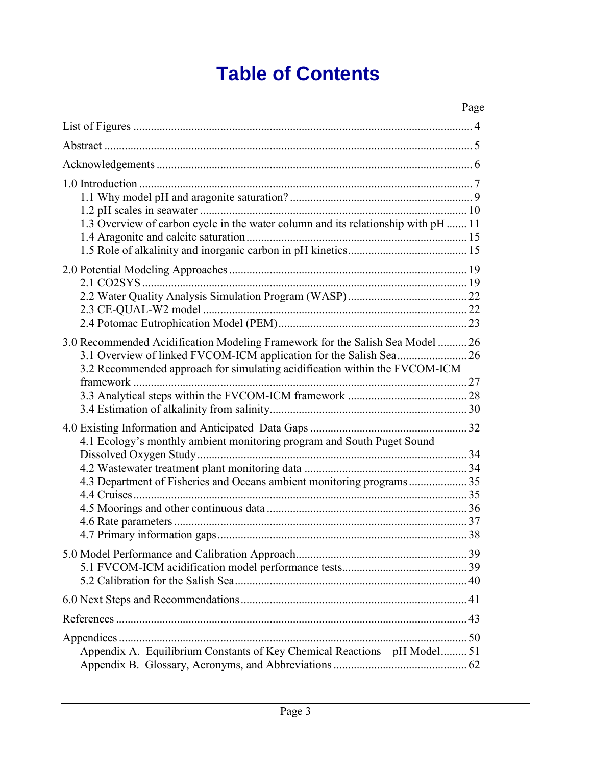# Table of Contents

| | Page |
|---|---|
| List of Figures | 4 |
| Abstract | 5 |
| Acknowledgements | 6 |
| 1.0 Introduction | 7 |
| 1.1 Why model pH and aragonite saturation? | 9 |
| 1.2 pH scales in seawater | 10 |
| 1.3 Overview of carbon cycle in the water column and its relationship with pH | 11 |
| 1.4 Aragonite and calcite saturation | 15 |
| 1.5 Role of alkalinity and inorganic carbon in pH kinetics | 15 |
| 2.0 Potential Modeling Approaches | 19 |
| 2.1 CO2SYS | 19 |
| 2.2 Water Quality Analysis Simulation Program (WASP) | 22 |
| 2.3 CE-QUAL-W2 model | 22 |
| 2.4 Potomac Eutrophication Model (PEM) | 23 |
| 3.0 Recommended Acidification Modeling Framework for the Salish Sea Model | 26 |
| 3.1 Overview of linked FVCOM-ICM application for the Salish Sea | 26 |
| 3.2 Recommended approach for simulating acidification within the FVCOM-ICM framework | 27 |
| 3.3 Analytical steps within the FVCOM-ICM framework | 28 |
| 3.4 Estimation of alkalinity from salinity | 30 |
| 4.0 Existing Information and Anticipated Data Gaps | 32 |
| 4.1 Ecology's monthly ambient monitoring program and South Puget Sound Dissolved Oxygen Study | 34 |
| 4.2 Wastewater treatment plant monitoring data | 34 |
| 4.3 Department of Fisheries and Oceans ambient monitoring programs | 35 |
| 4.4 Cruises | 35 |
| 4.5 Moorings and other continuous data | 36 |
| 4.6 Rate parameters | 37 |
| 4.7 Primary information gaps | 38 |
| 5.0 Model Performance and Calibration Approach | 39 |
| 5.1 FVCOM-ICM acidification model performance tests | 39 |
| 5.2 Calibration for the Salish Sea | 40 |
| 6.0 Next Steps and Recommendations | 41 |
| References | 43 |
| Appendices | 50 |
| Appendix A. Equilibrium Constants of Key Chemical Reactions – pH Model | 51 |
| Appendix B. Glossary, Acronyms, and Abbreviations | 62 |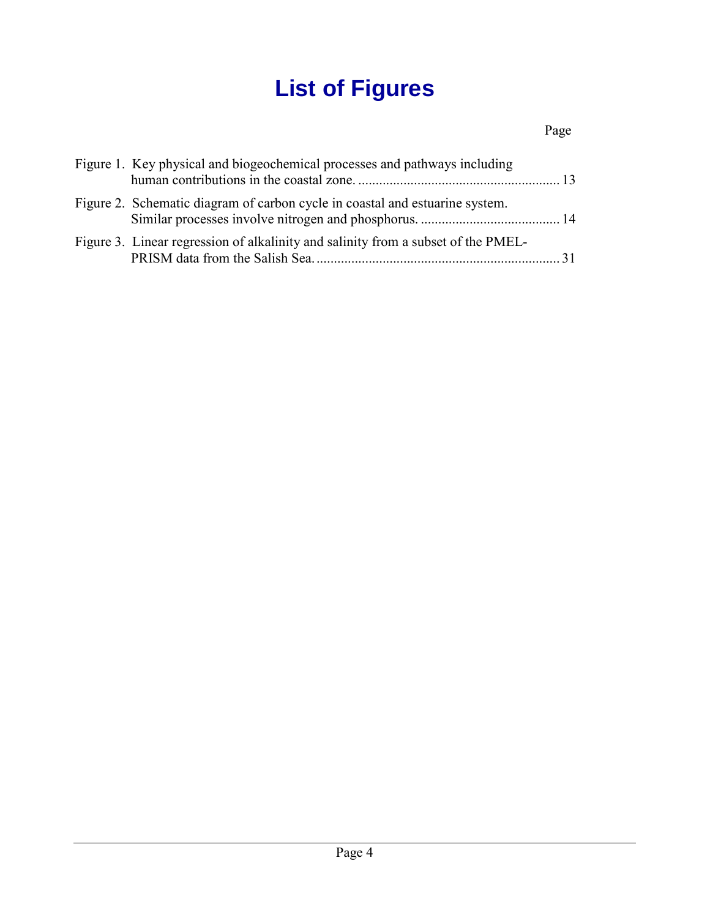# List of Figures

| | Page |
|---|---|
| Figure 1. Key physical and biogeochemical processes and pathways including human contributions in the coastal zone. | 13 |
| Figure 2. Schematic diagram of carbon cycle in coastal and estuarine system. Similar processes involve nitrogen and phosphorus. | 14 |
| Figure 3. Linear regression of alkalinity and salinity from a subset of the PMEL-PRISM data from the Salish Sea. | 31 |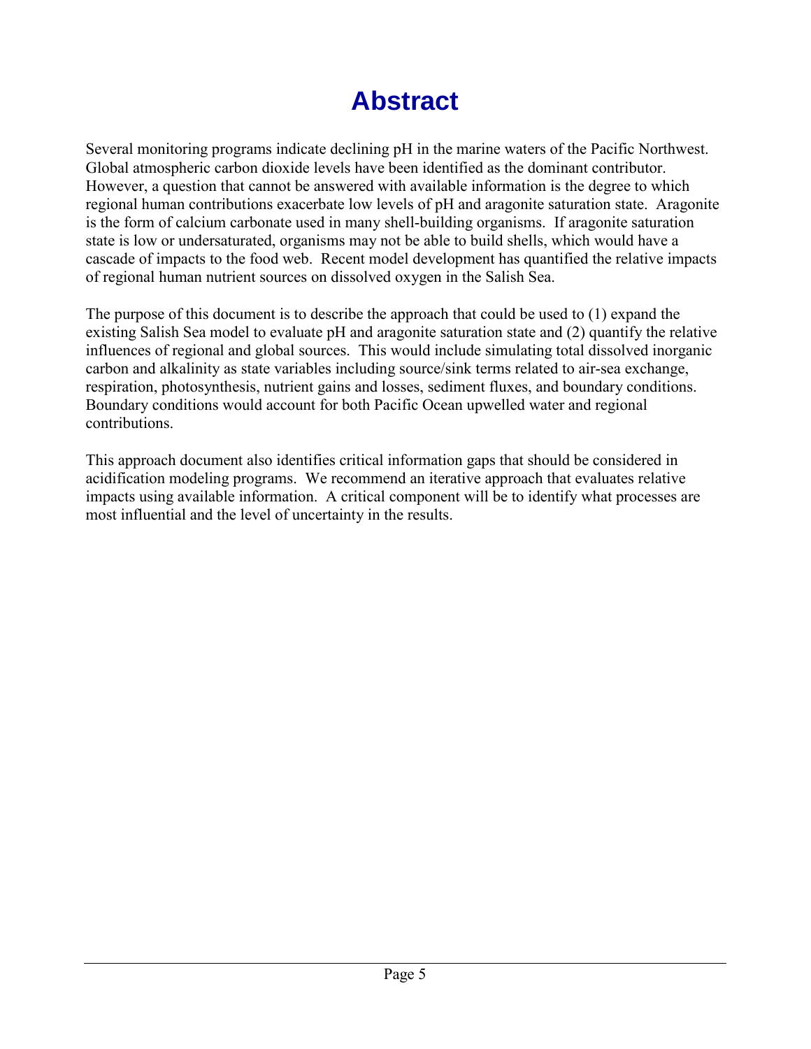# Abstract

Several monitoring programs indicate declining pH in the marine waters of the Pacific Northwest. Global atmospheric carbon dioxide levels have been identified as the dominant contributor. However, a question that cannot be answered with available information is the degree to which regional human contributions exacerbate low levels of pH and aragonite saturation state. Aragonite is the form of calcium carbonate used in many shell-building organisms. If aragonite saturation state is low or undersaturated, organisms may not be able to build shells, which would have a cascade of impacts to the food web. Recent model development has quantified the relative impacts of regional human nutrient sources on dissolved oxygen in the Salish Sea.

The purpose of this document is to describe the approach that could be used to (1) expand the existing Salish Sea model to evaluate pH and aragonite saturation state and (2) quantify the relative influences of regional and global sources. This would include simulating total dissolved inorganic carbon and alkalinity as state variables including source/sink terms related to air-sea exchange, respiration, photosynthesis, nutrient gains and losses, sediment fluxes, and boundary conditions. Boundary conditions would account for both Pacific Ocean upwelled water and regional contributions.

This approach document also identifies critical information gaps that should be considered in acidification modeling programs. We recommend an iterative approach that evaluates relative impacts using available information. A critical component will be to identify what processes are most influential and the level of uncertainty in the results.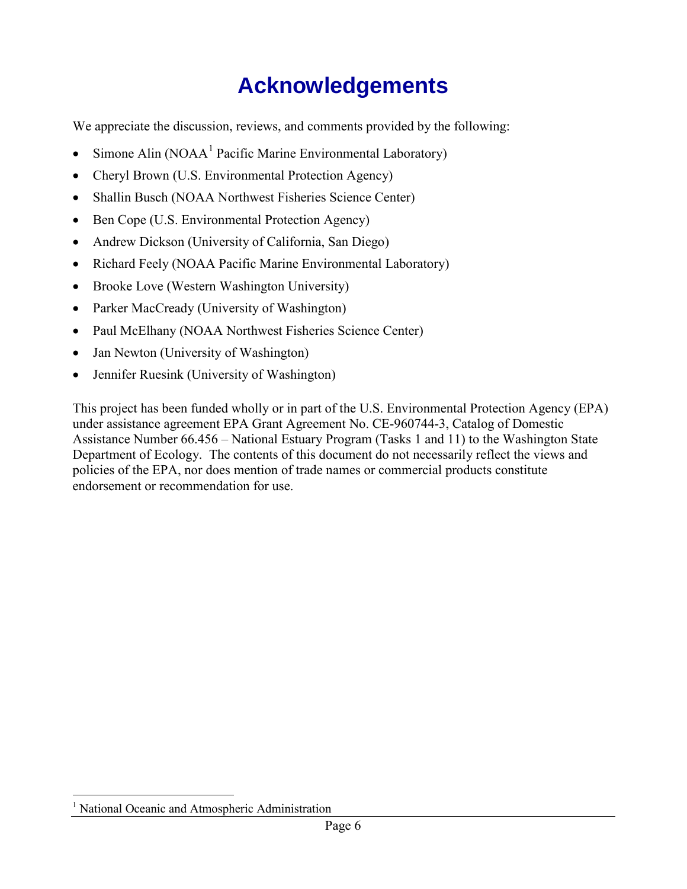# Acknowledgements

We appreciate the discussion, reviews, and comments provided by the following:

- Simone Alin (NOAA[1] Pacific Marine Environmental Laboratory)
- Cheryl Brown (U.S. Environmental Protection Agency)
- Shallin Busch (NOAA Northwest Fisheries Science Center)
- Ben Cope (U.S. Environmental Protection Agency)
- Andrew Dickson (University of California, San Diego)
- Richard Feely (NOAA Pacific Marine Environmental Laboratory)
- Brooke Love (Western Washington University)
- Parker MacCready (University of Washington)
- Paul McElhany (NOAA Northwest Fisheries Science Center)
- Jan Newton (University of Washington)
- Jennifer Ruesink (University of Washington)

This project has been funded wholly or in part of the U.S. Environmental Protection Agency (EPA) under assistance agreement EPA Grant Agreement No. CE-960744-3, Catalog of Domestic Assistance Number 66.456 – National Estuary Program (Tasks 1 and 11) to the Washington State Department of Ecology. The contents of this document do not necessarily reflect the views and policies of the EPA, nor does mention of trade names or commercial products constitute endorsement or recommendation for use.

[1] National Oceanic and Atmospheric Administration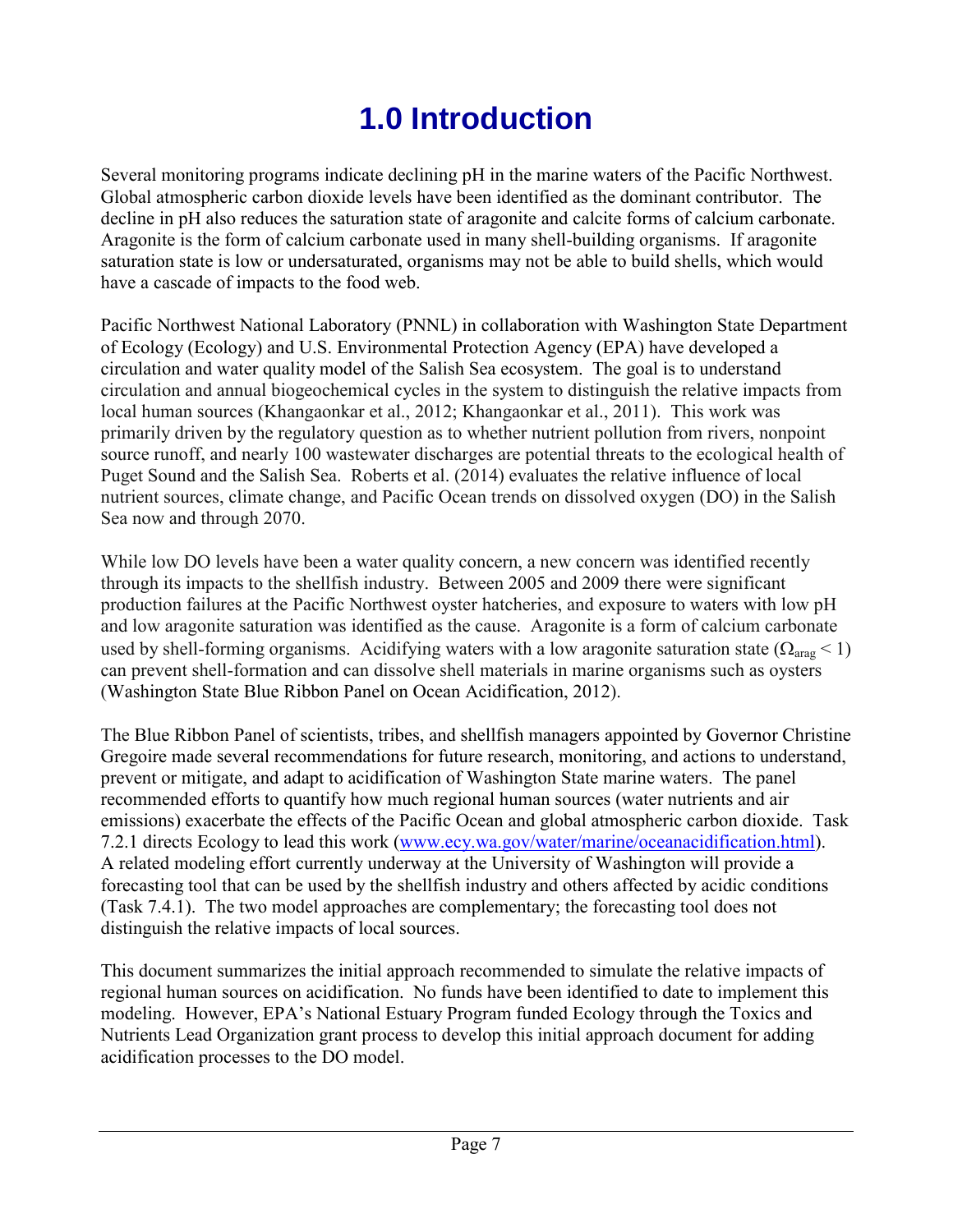# 1.0 Introduction

Several monitoring programs indicate declining pH in the marine waters of the Pacific Northwest. Global atmospheric carbon dioxide levels have been identified as the dominant contributor. The decline in pH also reduces the saturation state of aragonite and calcite forms of calcium carbonate. Aragonite is the form of calcium carbonate used in many shell-building organisms. If aragonite saturation state is low or undersaturated, organisms may not be able to build shells, which would have a cascade of impacts to the food web.

Pacific Northwest National Laboratory (PNNL) in collaboration with Washington State Department of Ecology (Ecology) and U.S. Environmental Protection Agency (EPA) have developed a circulation and water quality model of the Salish Sea ecosystem. The goal is to understand circulation and annual biogeochemical cycles in the system to distinguish the relative impacts from local human sources (Khangaonkar et al., 2012; Khangaonkar et al., 2011). This work was primarily driven by the regulatory question as to whether nutrient pollution from rivers, nonpoint source runoff, and nearly 100 wastewater discharges are potential threats to the ecological health of Puget Sound and the Salish Sea. Roberts et al. (2014) evaluates the relative influence of local nutrient sources, climate change, and Pacific Ocean trends on dissolved oxygen (DO) in the Salish Sea now and through 2070.

While low DO levels have been a water quality concern, a new concern was identified recently through its impacts to the shellfish industry. Between 2005 and 2009 there were significant production failures at the Pacific Northwest oyster hatcheries, and exposure to waters with low pH and low aragonite saturation was identified as the cause. Aragonite is a form of calcium carbonate used by shell-forming organisms. Acidifying waters with a low aragonite saturation state ($\Omega_{arag} < 1$) can prevent shell-formation and can dissolve shell materials in marine organisms such as oysters (Washington State Blue Ribbon Panel on Ocean Acidification, 2012).

The Blue Ribbon Panel of scientists, tribes, and shellfish managers appointed by Governor Christine Gregoire made several recommendations for future research, monitoring, and actions to understand, prevent or mitigate, and adapt to acidification of Washington State marine waters. The panel recommended efforts to quantify how much regional human sources (water nutrients and air emissions) exacerbate the effects of the Pacific Ocean and global atmospheric carbon dioxide. Task 7.2.1 directs Ecology to lead this work (www.ecy.wa.gov/water/marine/oceanacidification.html). A related modeling effort currently underway at the University of Washington will provide a forecasting tool that can be used by the shellfish industry and others affected by acidic conditions (Task 7.4.1). The two model approaches are complementary; the forecasting tool does not distinguish the relative impacts of local sources.

This document summarizes the initial approach recommended to simulate the relative impacts of regional human sources on acidification. No funds have been identified to date to implement this modeling. However, EPA's National Estuary Program funded Ecology through the Toxics and Nutrients Lead Organization grant process to develop this initial approach document for adding acidification processes to the DO model.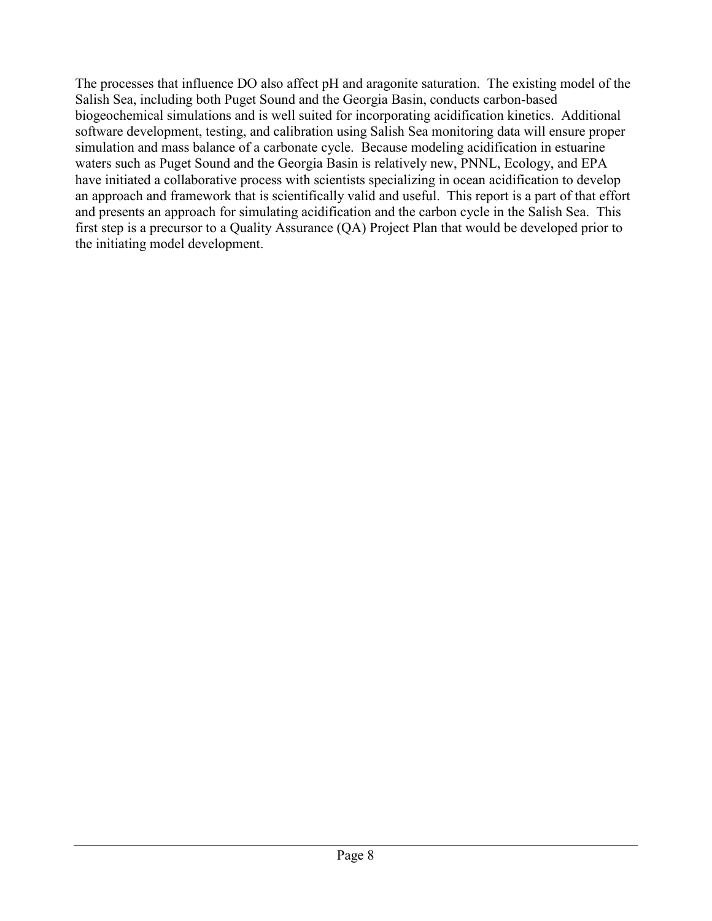The processes that influence DO also affect pH and aragonite saturation. The existing model of the Salish Sea, including both Puget Sound and the Georgia Basin, conducts carbon-based biogeochemical simulations and is well suited for incorporating acidification kinetics. Additional software development, testing, and calibration using Salish Sea monitoring data will ensure proper simulation and mass balance of a carbonate cycle. Because modeling acidification in estuarine waters such as Puget Sound and the Georgia Basin is relatively new, PNNL, Ecology, and EPA have initiated a collaborative process with scientists specializing in ocean acidification to develop an approach and framework that is scientifically valid and useful. This report is a part of that effort and presents an approach for simulating acidification and the carbon cycle in the Salish Sea. This first step is a precursor to a Quality Assurance (QA) Project Plan that would be developed prior to the initiating model development.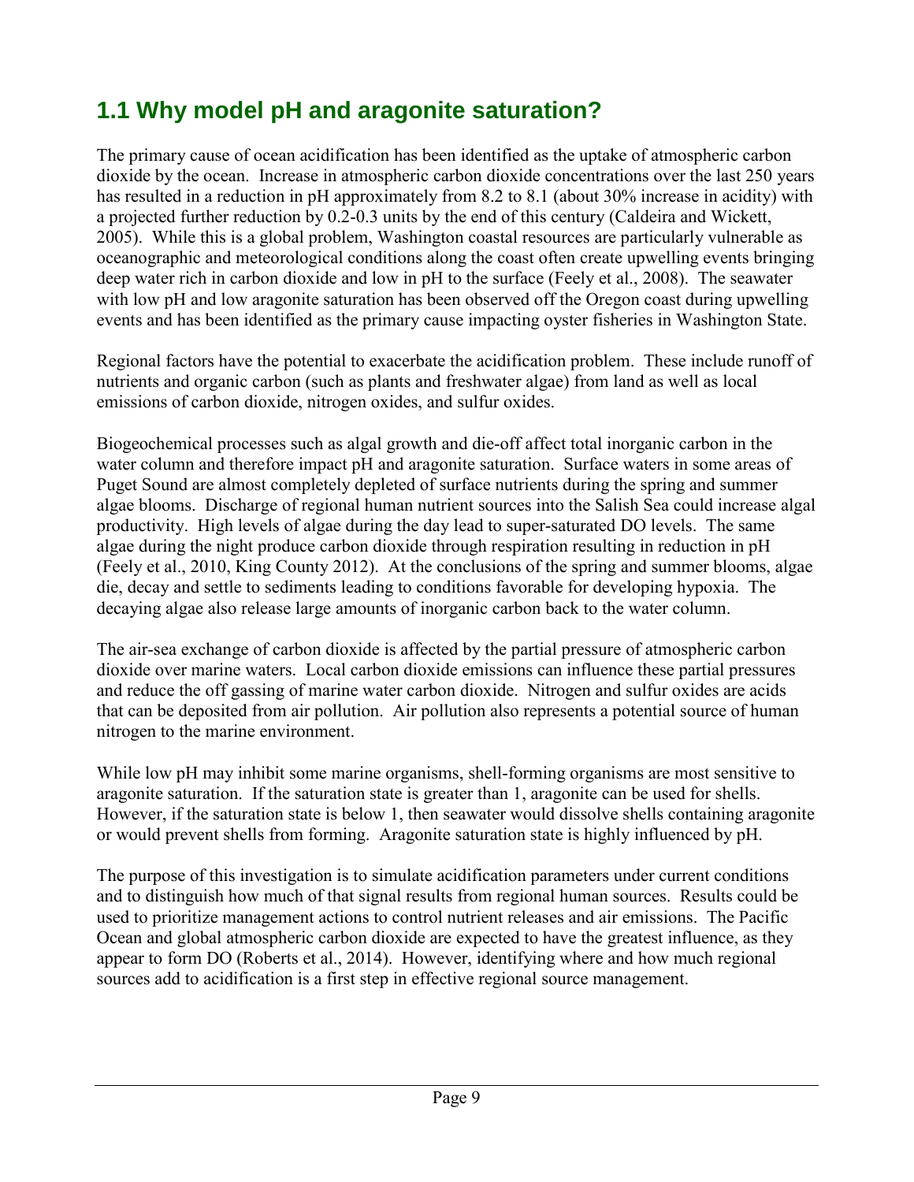## 1.1 Why model pH and aragonite saturation?

The primary cause of ocean acidification has been identified as the uptake of atmospheric carbon dioxide by the ocean. Increase in atmospheric carbon dioxide concentrations over the last 250 years has resulted in a reduction in pH approximately from 8.2 to 8.1 (about 30% increase in acidity) with a projected further reduction by 0.2-0.3 units by the end of this century (Caldeira and Wickett, 2005). While this is a global problem, Washington coastal resources are particularly vulnerable as oceanographic and meteorological conditions along the coast often create upwelling events bringing deep water rich in carbon dioxide and low in pH to the surface (Feely et al., 2008). The seawater with low pH and low aragonite saturation has been observed off the Oregon coast during upwelling events and has been identified as the primary cause impacting oyster fisheries in Washington State.

Regional factors have the potential to exacerbate the acidification problem. These include runoff of nutrients and organic carbon (such as plants and freshwater algae) from land as well as local emissions of carbon dioxide, nitrogen oxides, and sulfur oxides.

Biogeochemical processes such as algal growth and die-off affect total inorganic carbon in the water column and therefore impact pH and aragonite saturation. Surface waters in some areas of Puget Sound are almost completely depleted of surface nutrients during the spring and summer algae blooms. Discharge of regional human nutrient sources into the Salish Sea could increase algal productivity. High levels of algae during the day lead to super-saturated DO levels. The same algae during the night produce carbon dioxide through respiration resulting in reduction in pH (Feely et al., 2010, King County 2012). At the conclusions of the spring and summer blooms, algae die, decay and settle to sediments leading to conditions favorable for developing hypoxia. The decaying algae also release large amounts of inorganic carbon back to the water column.

The air-sea exchange of carbon dioxide is affected by the partial pressure of atmospheric carbon dioxide over marine waters. Local carbon dioxide emissions can influence these partial pressures and reduce the off gassing of marine water carbon dioxide. Nitrogen and sulfur oxides are acids that can be deposited from air pollution. Air pollution also represents a potential source of human nitrogen to the marine environment.

While low pH may inhibit some marine organisms, shell-forming organisms are most sensitive to aragonite saturation. If the saturation state is greater than 1, aragonite can be used for shells. However, if the saturation state is below 1, then seawater would dissolve shells containing aragonite or would prevent shells from forming. Aragonite saturation state is highly influenced by pH.

The purpose of this investigation is to simulate acidification parameters under current conditions and to distinguish how much of that signal results from regional human sources. Results could be used to prioritize management actions to control nutrient releases and air emissions. The Pacific Ocean and global atmospheric carbon dioxide are expected to have the greatest influence, as they appear to form DO (Roberts et al., 2014). However, identifying where and how much regional sources add to acidification is a first step in effective regional source management.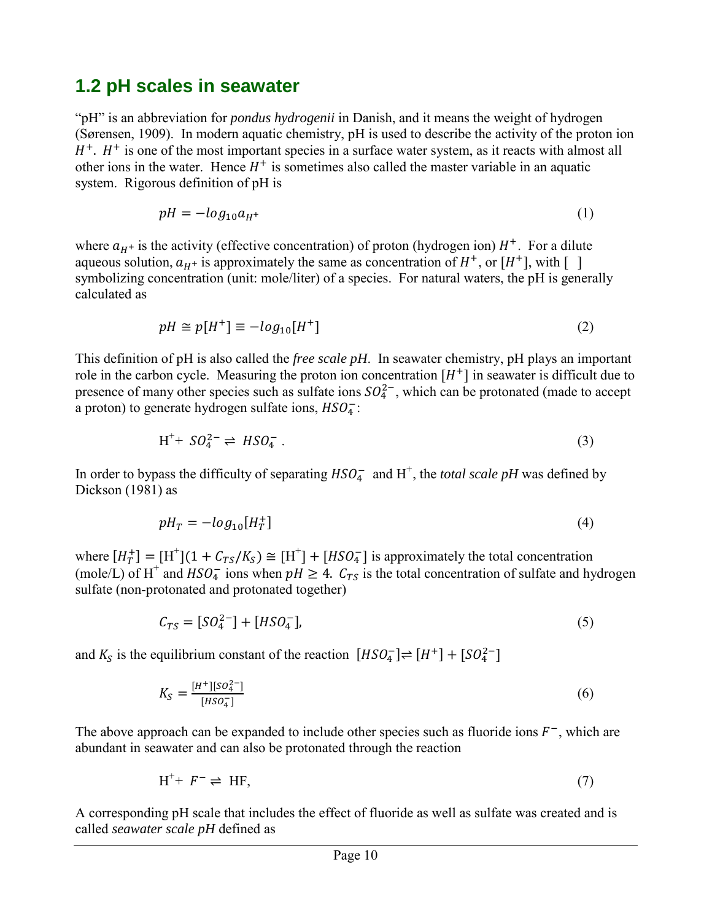## 1.2 pH scales in seawater

"pH" is an abbreviation for *pondus hydrogenii* in Danish, and it means the weight of hydrogen (Sørensen, 1909). In modern aquatic chemistry, pH is used to describe the activity of the proton ion $H^+$. $H^+$ is one of the most important species in a surface water system, as it reacts with almost all other ions in the water. Hence $H^+$ is sometimes also called the master variable in an aquatic system. Rigorous definition of pH is

$$pH = -log_{10} a_{H^+} \tag{1}$$

where $a_{H^+}$ is the activity (effective concentration) of proton (hydrogen ion) $H^+$. For a dilute aqueous solution, $a_{H^+}$ is approximately the same as concentration of $H^+$, or $[H^+]$, with [ ] symbolizing concentration (unit: mole/liter) of a species. For natural waters, the pH is generally calculated as

$$pH \cong p[H^+] \equiv -log_{10}[H^+] \tag{2}$$

This definition of pH is also called the *free scale pH*. In seawater chemistry, pH plays an important role in the carbon cycle. Measuring the proton ion concentration $[H^+]$ in seawater is difficult due to presence of many other species such as sulfate ions $SO_4^{2-}$, which can be protonated (made to accept a proton) to generate hydrogen sulfate ions, $HSO_4^-$:

$$H^+ + SO_4^{2-} \rightleftharpoons HSO_4^- . \tag{3}$$

In order to bypass the difficulty of separating $HSO_4^-$ and $H^+$, the *total scale pH* was defined by Dickson (1981) as

$$pH_T = -log_{10}[H_T^+] \tag{4}$$

where $[H_T^+] = [H^+](1 + C_{TS}/K_S) \cong [H^+] + [HSO_4^-]$ is approximately the total concentration (mole/L) of $H^+$ and $HSO_4^-$ ions when $pH \geq 4$. $C_{TS}$ is the total concentration of sulfate and hydrogen sulfate (non-protonated and protonated together)

$$C_{TS} = [SO_4^{2-}] + [HSO_4^-], \tag{5}$$

and $K_S$ is the equilibrium constant of the reaction $[HSO_4^-] \rightleftharpoons [H^+] + [SO_4^{2-}]$

$$K_S = \frac{[H^+][SO_4^{2-}]}{[HSO_4^-]} \tag{6}$$

The above approach can be expanded to include other species such as fluoride ions $F^-$, which are abundant in seawater and can also be protonated through the reaction

$$H^+ + F^- \rightleftharpoons HF, \tag{7}$$

A corresponding pH scale that includes the effect of fluoride as well as sulfate was created and is called *seawater scale pH* defined as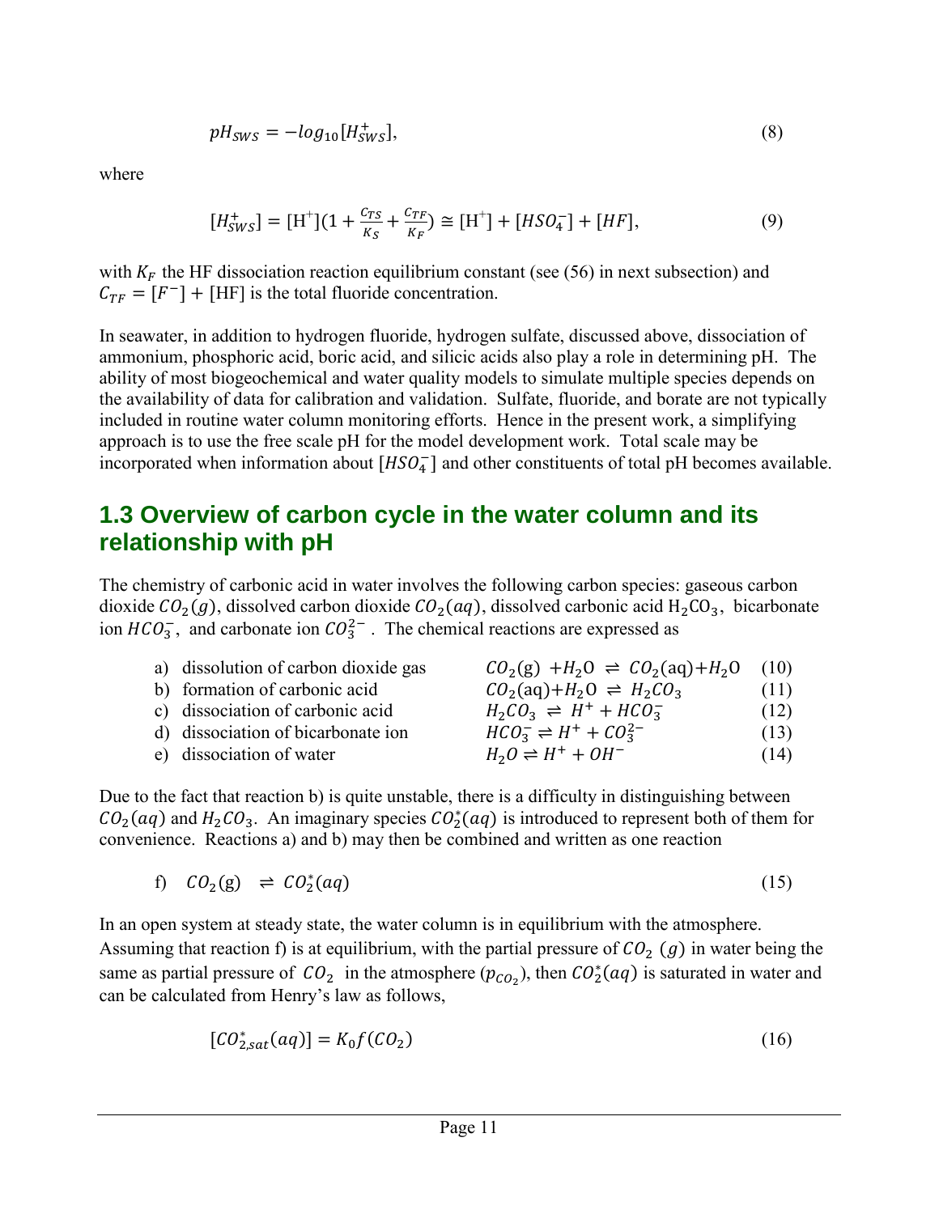$$pH_{SWS} = -log_{10}[H^+_{SWS}], \tag{8}$$

where

$$[H^+_{SWS}] = [\mathrm{H}^+](1 + \frac{C_{TS}}{K_S} + \frac{C_{TF}}{K_F}) \cong [\mathrm{H}^+] + [HSO_4^-] + [HF], \tag{9}$$

with $K_F$ the HF dissociation reaction equilibrium constant (see (56) in next subsection) and $C_{TF} = [F^-] + [\mathrm{HF}]$ is the total fluoride concentration.

In seawater, in addition to hydrogen fluoride, hydrogen sulfate, discussed above, dissociation of ammonium, phosphoric acid, boric acid, and silicic acids also play a role in determining pH. The ability of most biogeochemical and water quality models to simulate multiple species depends on the availability of data for calibration and validation. Sulfate, fluoride, and borate are not typically included in routine water column monitoring efforts. Hence in the present work, a simplifying approach is to use the free scale pH for the model development work. Total scale may be incorporated when information about $[HSO_4^-]$ and other constituents of total pH becomes available.

## 1.3 Overview of carbon cycle in the water column and its relationship with pH

The chemistry of carbonic acid in water involves the following carbon species: gaseous carbon dioxide $CO_2(g)$, dissolved carbon dioxide $CO_2(aq)$, dissolved carbonic acid $\mathrm{H_2CO_3}$, bicarbonate ion $HCO_3^-$, and carbonate ion $CO_3^{2-}$. The chemical reactions are expressed as

a) dissolution of carbon dioxide gas $\quad CO_2(\mathrm{g}) + H_2\mathrm{O} \rightleftharpoons CO_2(\mathrm{aq}) + H_2\mathrm{O} \quad (10)$

b) formation of carbonic acid $\quad CO_2(\mathrm{aq}) + H_2\mathrm{O} \rightleftharpoons H_2CO_3 \quad (11)$

c) dissociation of carbonic acid $\quad H_2CO_3 \rightleftharpoons H^+ + HCO_3^- \quad (12)$

d) dissociation of bicarbonate ion $\quad HCO_3^- \rightleftharpoons H^+ + CO_3^{2-} \quad (13)$

e) dissociation of water $\quad H_2O \rightleftharpoons H^+ + OH^- \quad (14)$

Due to the fact that reaction b) is quite unstable, there is a difficulty in distinguishing between $CO_2(aq)$ and $H_2CO_3$. An imaginary species $CO_2^*(aq)$ is introduced to represent both of them for convenience. Reactions a) and b) may then be combined and written as one reaction

f) $\quad CO_2(\mathrm{g}) \rightleftharpoons CO_2^*(aq) \quad (15)$

In an open system at steady state, the water column is in equilibrium with the atmosphere. Assuming that reaction f) is at equilibrium, with the partial pressure of $CO_2\ (g)$ in water being the same as partial pressure of $CO_2$ in the atmosphere ($p_{CO_2}$), then $CO_2^*(aq)$ is saturated in water and can be calculated from Henry's law as follows,

$$[CO^*_{2,sat}(aq)] = K_0 f(CO_2) \tag{16}$$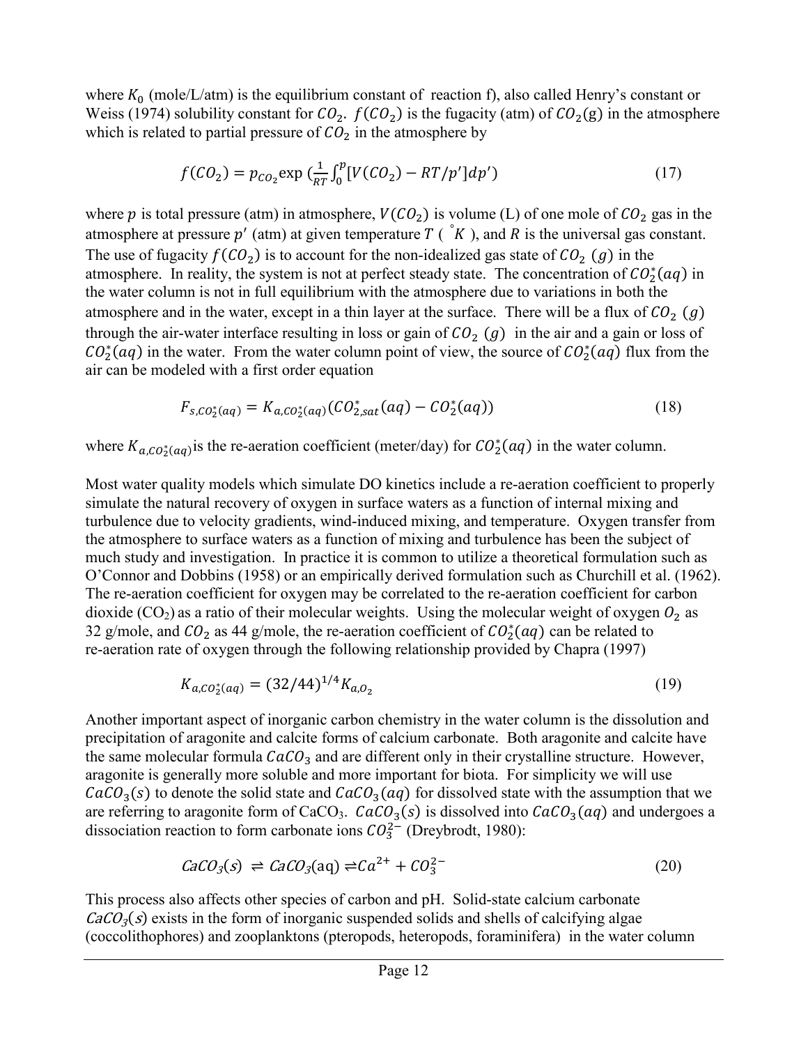where $K_0$ (mole/L/atm) is the equilibrium constant of reaction f), also called Henry's constant or Weiss (1974) solubility constant for $CO_2$. $f(CO_2)$ is the fugacity (atm) of $CO_2$(g) in the atmosphere which is related to partial pressure of $CO_2$ in the atmosphere by

$$f(CO_2) = p_{CO_2}\exp\left(\frac{1}{RT}\int_0^p [V(CO_2) - RT/p']dp'\right) \tag{17}$$

where $p$ is total pressure (atm) in atmosphere, $V(CO_2)$ is volume (L) of one mole of $CO_2$ gas in the atmosphere at pressure $p'$ (atm) at given temperature $T$ ( $^{\circ}K$ ), and $R$ is the universal gas constant. The use of fugacity $f(CO_2)$ is to account for the non-idealized gas state of $CO_2$ $(g)$ in the atmosphere. In reality, the system is not at perfect steady state. The concentration of $CO_2^*(aq)$ in the water column is not in full equilibrium with the atmosphere due to variations in both the atmosphere and in the water, except in a thin layer at the surface. There will be a flux of $CO_2$ $(g)$ through the air-water interface resulting in loss or gain of $CO_2$ $(g)$ in the air and a gain or loss of $CO_2^*(aq)$ in the water. From the water column point of view, the source of $CO_2^*(aq)$ flux from the air can be modeled with a first order equation

$$F_{s,CO_2^*(aq)} = K_{a,CO_2^*(aq)}(CO_{2,sat}^*(aq) - CO_2^*(aq)) \tag{18}$$

where $K_{a,CO_2^*(aq)}$ is the re-aeration coefficient (meter/day) for $CO_2^*(aq)$ in the water column.

Most water quality models which simulate DO kinetics include a re-aeration coefficient to properly simulate the natural recovery of oxygen in surface waters as a function of internal mixing and turbulence due to velocity gradients, wind-induced mixing, and temperature. Oxygen transfer from the atmosphere to surface waters as a function of mixing and turbulence has been the subject of much study and investigation. In practice it is common to utilize a theoretical formulation such as O'Connor and Dobbins (1958) or an empirically derived formulation such as Churchill et al. (1962). The re-aeration coefficient for oxygen may be correlated to the re-aeration coefficient for carbon dioxide ($CO_2$) as a ratio of their molecular weights. Using the molecular weight of oxygen $O_2$ as 32 g/mole, and $CO_2$ as 44 g/mole, the re-aeration coefficient of $CO_2^*(aq)$ can be related to re-aeration rate of oxygen through the following relationship provided by Chapra (1997)

$$K_{a,CO_2^*(aq)} = (32/44)^{1/4} K_{a,O_2} \tag{19}$$

Another important aspect of inorganic carbon chemistry in the water column is the dissolution and precipitation of aragonite and calcite forms of calcium carbonate. Both aragonite and calcite have the same molecular formula $CaCO_3$ and are different only in their crystalline structure. However, aragonite is generally more soluble and more important for biota. For simplicity we will use $CaCO_3(s)$ to denote the solid state and $CaCO_3(aq)$ for dissolved state with the assumption that we are referring to aragonite form of $CaCO_3$. $CaCO_3(s)$ is dissolved into $CaCO_3(aq)$ and undergoes a dissociation reaction to form carbonate ions $CO_3^{2-}$ (Dreybrodt, 1980):

$$CaCO_3(s) \rightleftharpoons CaCO_3(aq) \rightleftharpoons Ca^{2+} + CO_3^{2-} \tag{20}$$

This process also affects other species of carbon and pH. Solid-state calcium carbonate $CaCO_3(s)$ exists in the form of inorganic suspended solids and shells of calcifying algae (coccolithophores) and zooplanktons (pteropods, heteropods, foraminifera) in the water column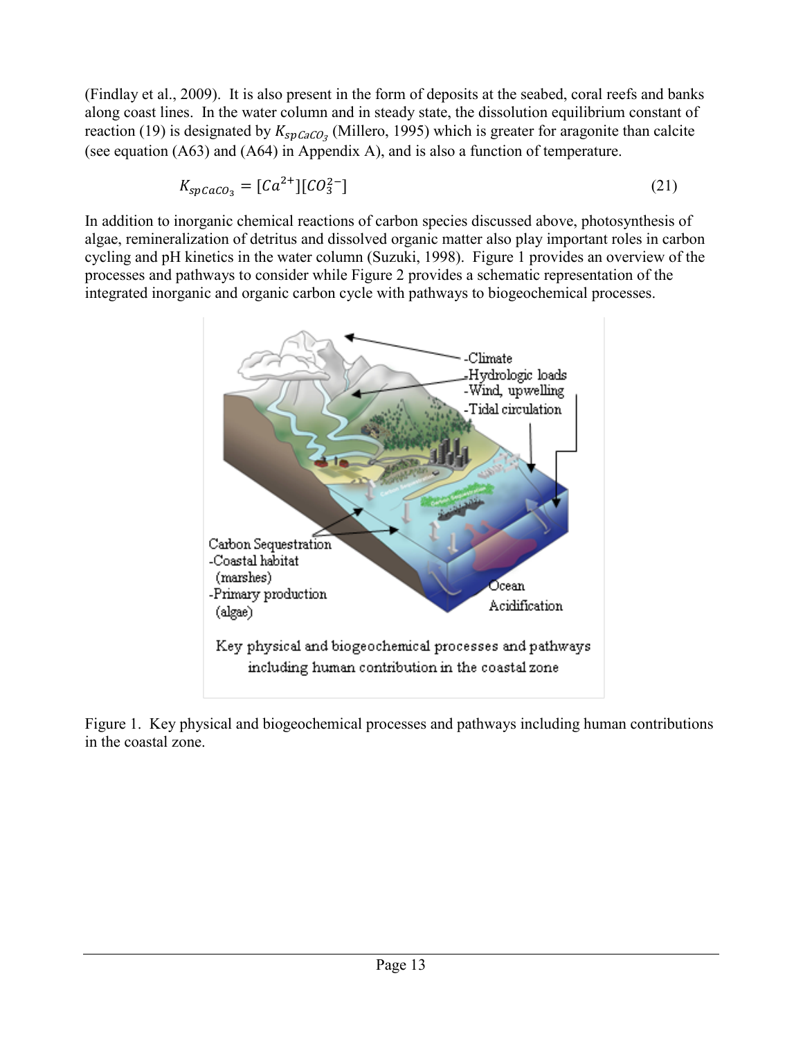(Findlay et al., 2009). It is also present in the form of deposits at the seabed, coral reefs and banks along coast lines. In the water column and in steady state, the dissolution equilibrium constant of reaction (19) is designated by $K_{spCaCO_3}$ (Millero, 1995) which is greater for aragonite than calcite (see equation (A63) and (A64) in Appendix A), and is also a function of temperature.

$$K_{spCaCO_3} = [Ca^{2+}][CO_3^{2-}] \tag{21}$$

In addition to inorganic chemical reactions of carbon species discussed above, photosynthesis of algae, remineralization of detritus and dissolved organic matter also play important roles in carbon cycling and pH kinetics in the water column (Suzuki, 1998). Figure 1 provides an overview of the processes and pathways to consider while Figure 2 provides a schematic representation of the integrated inorganic and organic carbon cycle with pathways to biogeochemical processes.

Figure 1. Key physical and biogeochemical processes and pathways including human contributions in the coastal zone.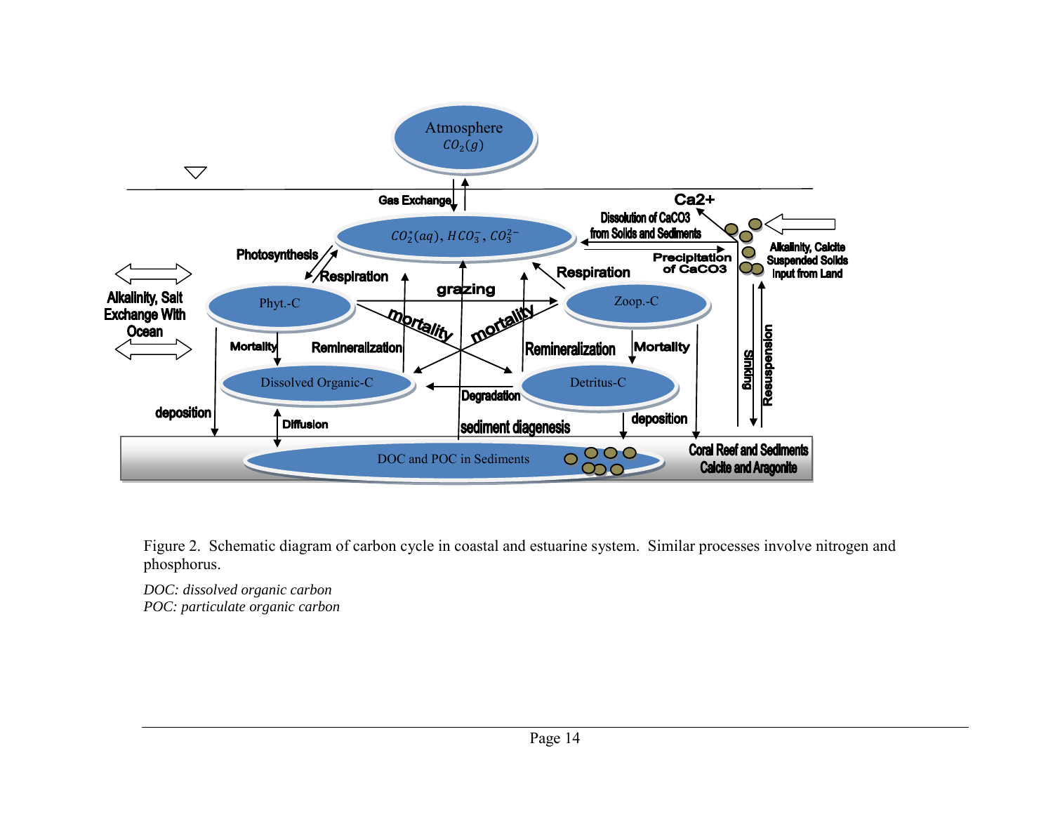Figure 2. Schematic diagram of carbon cycle in coastal and estuarine system. Similar processes involve nitrogen and phosphorus.

*DOC: dissolved organic carbon*
*POC: particulate organic carbon*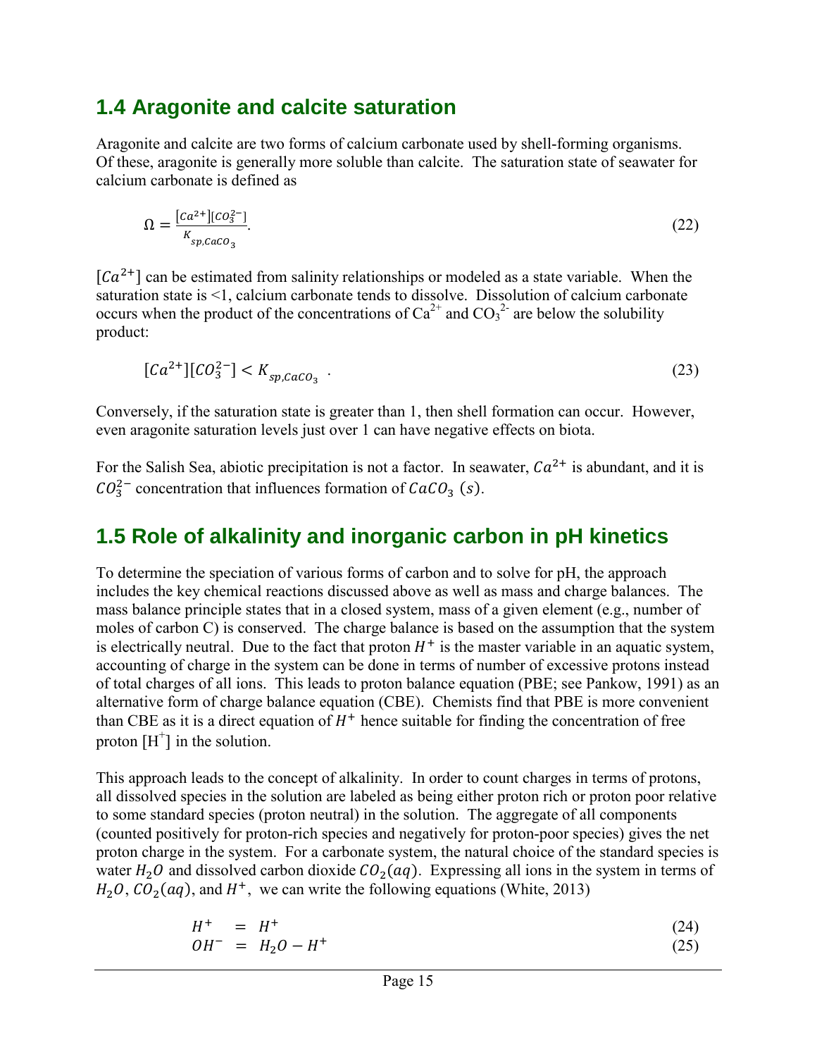## 1.4 Aragonite and calcite saturation

Aragonite and calcite are two forms of calcium carbonate used by shell-forming organisms. Of these, aragonite is generally more soluble than calcite. The saturation state of seawater for calcium carbonate is defined as

$$\Omega = \frac{[Ca^{2+}][CO_3^{2-}]}{K_{sp,CaCO_3}}. \tag{22}$$

$[Ca^{2+}]$ can be estimated from salinity relationships or modeled as a state variable. When the saturation state is <1, calcium carbonate tends to dissolve. Dissolution of calcium carbonate occurs when the product of the concentrations of $Ca^{2+}$ and $CO_3^{2-}$ are below the solubility product:

$$[Ca^{2+}][CO_3^{2-}] < K_{sp,CaCO_3} \ . \tag{23}$$

Conversely, if the saturation state is greater than 1, then shell formation can occur. However, even aragonite saturation levels just over 1 can have negative effects on biota.

For the Salish Sea, abiotic precipitation is not a factor. In seawater, $Ca^{2+}$ is abundant, and it is $CO_3^{2-}$ concentration that influences formation of $CaCO_3\ (s)$.

## 1.5 Role of alkalinity and inorganic carbon in pH kinetics

To determine the speciation of various forms of carbon and to solve for pH, the approach includes the key chemical reactions discussed above as well as mass and charge balances. The mass balance principle states that in a closed system, mass of a given element (e.g., number of moles of carbon C) is conserved. The charge balance is based on the assumption that the system is electrically neutral. Due to the fact that proton $H^+$ is the master variable in an aquatic system, accounting of charge in the system can be done in terms of number of excessive protons instead of total charges of all ions. This leads to proton balance equation (PBE; see Pankow, 1991) as an alternative form of charge balance equation (CBE). Chemists find that PBE is more convenient than CBE as it is a direct equation of $H^+$ hence suitable for finding the concentration of free proton $[H^+]$ in the solution.

This approach leads to the concept of alkalinity. In order to count charges in terms of protons, all dissolved species in the solution are labeled as being either proton rich or proton poor relative to some standard species (proton neutral) in the solution. The aggregate of all components (counted positively for proton-rich species and negatively for proton-poor species) gives the net proton charge in the system. For a carbonate system, the natural choice of the standard species is water $H_2O$ and dissolved carbon dioxide $CO_2(aq)$. Expressing all ions in the system in terms of $H_2O$, $CO_2(aq)$, and $H^+$, we can write the following equations (White, 2013)

$$H^+ = H^+ \tag{24}$$

$$OH^- = H_2O - H^+ \tag{25}$$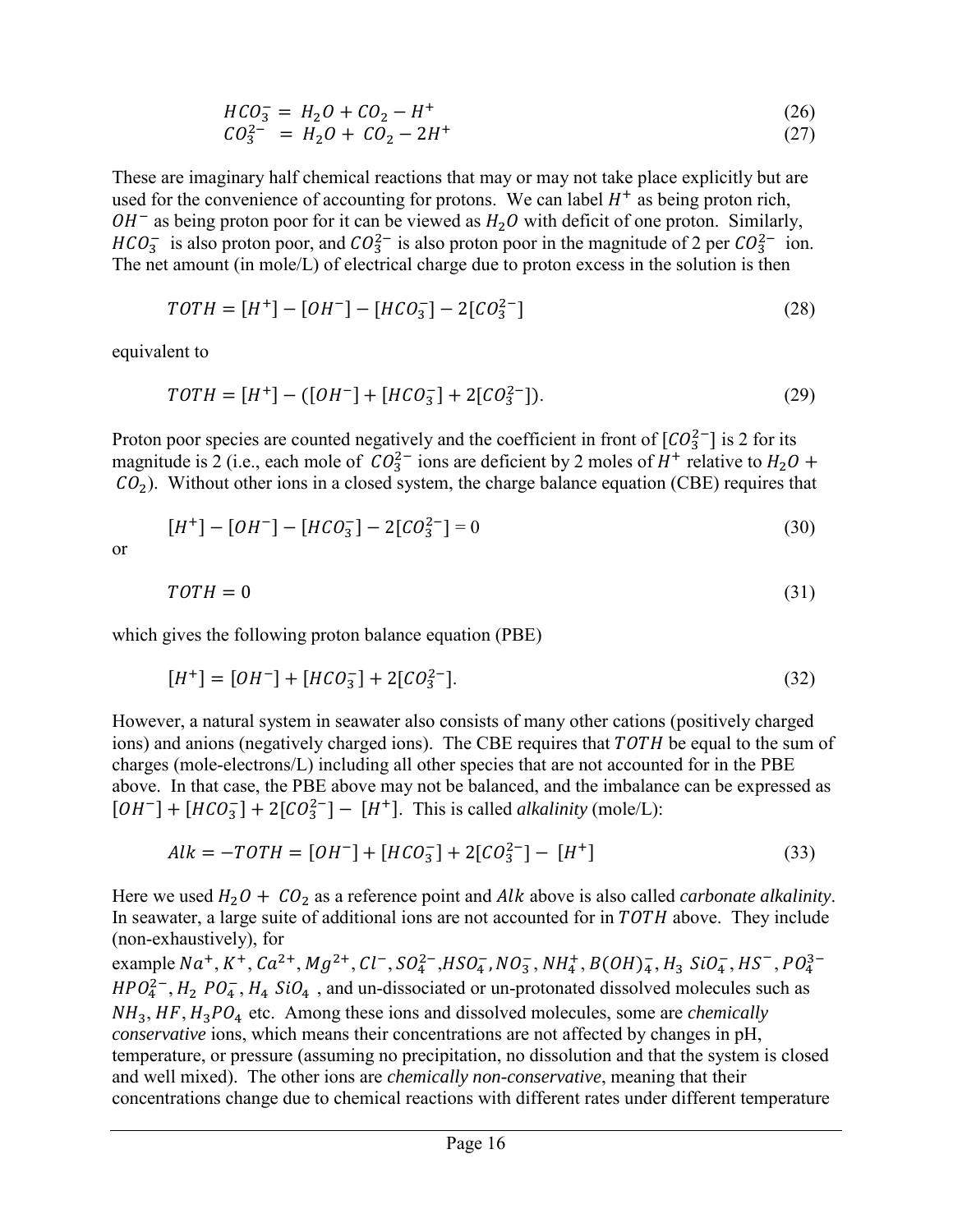$$HCO_3^- = H_2O + CO_2 - H^+ \tag{26}$$

$$CO_3^{2-} = H_2O + CO_2 - 2H^+ \tag{27}$$

These are imaginary half chemical reactions that may or may not take place explicitly but are used for the convenience of accounting for protons. We can label $H^+$ as being proton rich, $OH^-$ as being proton poor for it can be viewed as $H_2O$ with deficit of one proton. Similarly, $HCO_3^-$ is also proton poor, and $CO_3^{2-}$ is also proton poor in the magnitude of 2 per $CO_3^{2-}$ ion. The net amount (in mole/L) of electrical charge due to proton excess in the solution is then

$$TOTH = [H^+] - [OH^-] - [HCO_3^-] - 2[CO_3^{2-}] \tag{28}$$

equivalent to

$$TOTH = [H^+] - ([OH^-] + [HCO_3^-] + 2[CO_3^{2-}]). \tag{29}$$

Proton poor species are counted negatively and the coefficient in front of $[CO_3^{2-}]$ is 2 for its magnitude is 2 (i.e., each mole of $CO_3^{2-}$ ions are deficient by 2 moles of $H^+$ relative to $H_2O + CO_2$). Without other ions in a closed system, the charge balance equation (CBE) requires that

$$[H^+] - [OH^-] - [HCO_3^-] - 2[CO_3^{2-}] = 0 \tag{30}$$

or

$$TOTH = 0 \tag{31}$$

which gives the following proton balance equation (PBE)

$$[H^+] = [OH^-] + [HCO_3^-] + 2[CO_3^{2-}]. \tag{32}$$

However, a natural system in seawater also consists of many other cations (positively charged ions) and anions (negatively charged ions). The CBE requires that $TOTH$ be equal to the sum of charges (mole-electrons/L) including all other species that are not accounted for in the PBE above. In that case, the PBE above may not be balanced, and the imbalance can be expressed as $[OH^-] + [HCO_3^-] + 2[CO_3^{2-}] - [H^+]$. This is called *alkalinity* (mole/L):

$$Alk = -TOTH = [OH^-] + [HCO_3^-] + 2[CO_3^{2-}] - [H^+] \tag{33}$$

Here we used $H_2O + CO_2$ as a reference point and $Alk$ above is also called *carbonate alkalinity*. In seawater, a large suite of additional ions are not accounted for in $TOTH$ above. They include (non-exhaustively), for example $Na^+, K^+, Ca^{2+}, Mg^{2+}, Cl^-, SO_4^{2-}, HSO_4^-, NO_3^-, NH_4^+, B(OH)_4^-, H_3SiO_4^-, HS^-, PO_4^{3-}$ $HPO_4^{2-}, H_2PO_4^-, H_4SiO_4$ , and un-dissociated or un-protonated dissolved molecules such as $NH_3, HF, H_3PO_4$ etc. Among these ions and dissolved molecules, some are *chemically conservative* ions, which means their concentrations are not affected by changes in pH, temperature, or pressure (assuming no precipitation, no dissolution and that the system is closed and well mixed). The other ions are *chemically non-conservative*, meaning that their concentrations change due to chemical reactions with different rates under different temperature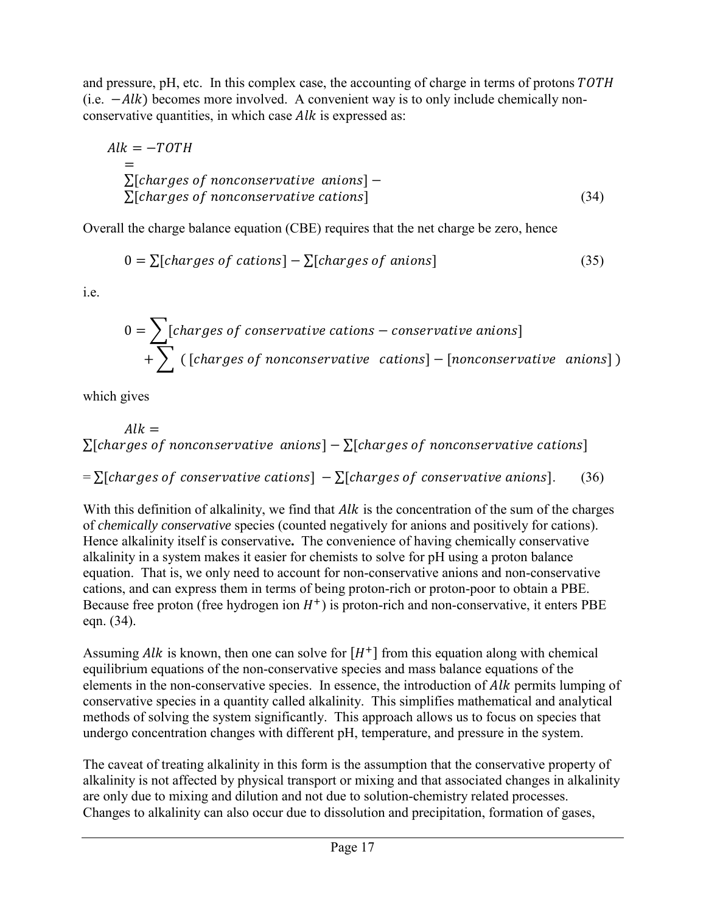and pressure, pH, etc. In this complex case, the accounting of charge in terms of protons $TOTH$ (i.e. $-Alk$) becomes more involved. A convenient way is to only include chemically non-conservative quantities, in which case $Alk$ is expressed as:

$$Alk = -TOTH = \sum[charges\ of\ nonconservative\ \ anions] - \sum[charges\ of\ nonconservative\ cations] \tag{34}$$

Overall the charge balance equation (CBE) requires that the net charge be zero, hence

$$0 = \sum[charges\ of\ cations] - \sum[charges\ of\ anions] \tag{35}$$

i.e.

$$0 = \sum[charges\ of\ conservative\ cations - conservative\ anions] + \sum\ ([charges\ of\ nonconservative\ \ \ cations] - [nonconservative\ \ \ anions])$$

which gives

$$Alk = \sum[charges\ of\ nonconservative\ \ anions] - \sum[charges\ of\ nonconservative\ cations]$$

$$= \sum[charges\ of\ conservative\ cations]\ - \sum[charges\ of\ conservative\ anions]. \tag{36}$$

With this definition of alkalinity, we find that $Alk$ is the concentration of the sum of the charges of *chemically conservative* species (counted negatively for anions and positively for cations). Hence alkalinity itself is conservative**.** The convenience of having chemically conservative alkalinity in a system makes it easier for chemists to solve for pH using a proton balance equation. That is, we only need to account for non-conservative anions and non-conservative cations, and can express them in terms of being proton-rich or proton-poor to obtain a PBE. Because free proton (free hydrogen ion $H^+$) is proton-rich and non-conservative, it enters PBE eqn. (34).

Assuming $Alk$ is known, then one can solve for $[H^+]$ from this equation along with chemical equilibrium equations of the non-conservative species and mass balance equations of the elements in the non-conservative species. In essence, the introduction of $Alk$ permits lumping of conservative species in a quantity called alkalinity. This simplifies mathematical and analytical methods of solving the system significantly. This approach allows us to focus on species that undergo concentration changes with different pH, temperature, and pressure in the system.

The caveat of treating alkalinity in this form is the assumption that the conservative property of alkalinity is not affected by physical transport or mixing and that associated changes in alkalinity are only due to mixing and dilution and not due to solution-chemistry related processes. Changes to alkalinity can also occur due to dissolution and precipitation, formation of gases,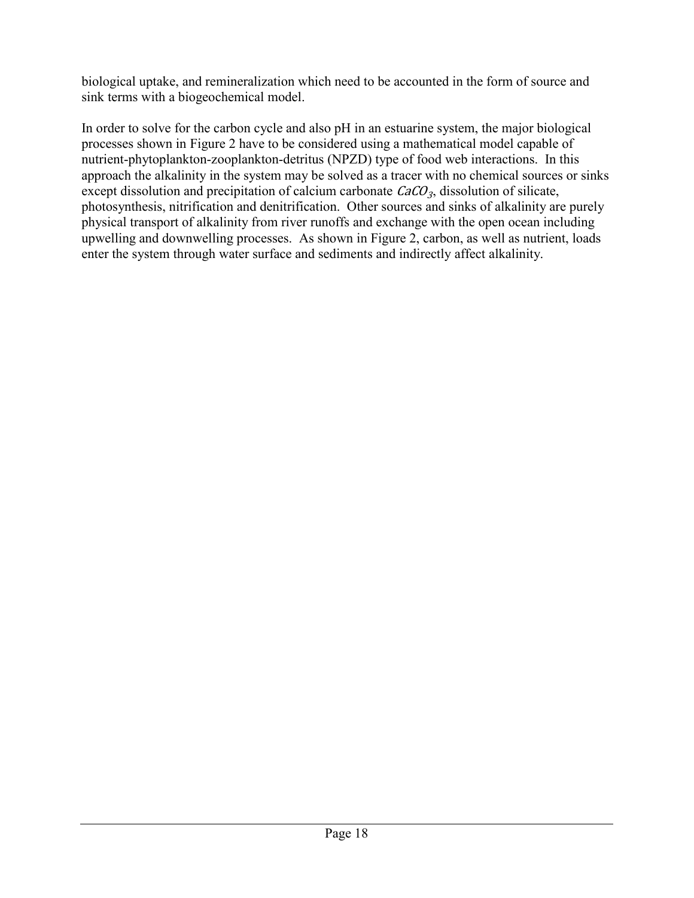biological uptake, and remineralization which need to be accounted in the form of source and sink terms with a biogeochemical model.

In order to solve for the carbon cycle and also pH in an estuarine system, the major biological processes shown in Figure 2 have to be considered using a mathematical model capable of nutrient-phytoplankton-zooplankton-detritus (NPZD) type of food web interactions. In this approach the alkalinity in the system may be solved as a tracer with no chemical sources or sinks except dissolution and precipitation of calcium carbonate $CaCO_3$, dissolution of silicate, photosynthesis, nitrification and denitrification. Other sources and sinks of alkalinity are purely physical transport of alkalinity from river runoffs and exchange with the open ocean including upwelling and downwelling processes. As shown in Figure 2, carbon, as well as nutrient, loads enter the system through water surface and sediments and indirectly affect alkalinity.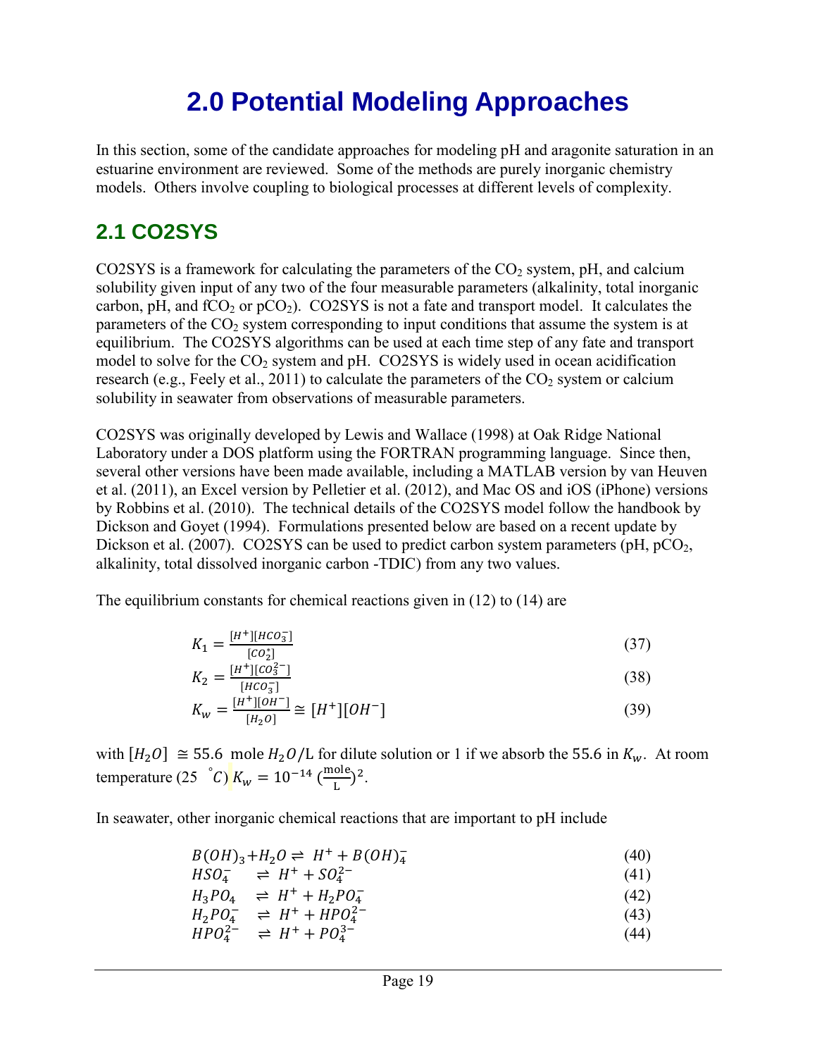# 2.0 Potential Modeling Approaches

In this section, some of the candidate approaches for modeling pH and aragonite saturation in an estuarine environment are reviewed. Some of the methods are purely inorganic chemistry models. Others involve coupling to biological processes at different levels of complexity.

## 2.1 CO2SYS

CO2SYS is a framework for calculating the parameters of the $CO_2$ system, pH, and calcium solubility given input of any two of the four measurable parameters (alkalinity, total inorganic carbon, pH, and $fCO_2$ or $pCO_2$). CO2SYS is not a fate and transport model. It calculates the parameters of the $CO_2$ system corresponding to input conditions that assume the system is at equilibrium. The CO2SYS algorithms can be used at each time step of any fate and transport model to solve for the $CO_2$ system and pH. CO2SYS is widely used in ocean acidification research (e.g., Feely et al., 2011) to calculate the parameters of the $CO_2$ system or calcium solubility in seawater from observations of measurable parameters.

CO2SYS was originally developed by Lewis and Wallace (1998) at Oak Ridge National Laboratory under a DOS platform using the FORTRAN programming language. Since then, several other versions have been made available, including a MATLAB version by van Heuven et al. (2011), an Excel version by Pelletier et al. (2012), and Mac OS and iOS (iPhone) versions by Robbins et al. (2010). The technical details of the CO2SYS model follow the handbook by Dickson and Goyet (1994). Formulations presented below are based on a recent update by Dickson et al. (2007). CO2SYS can be used to predict carbon system parameters (pH, $pCO_2$, alkalinity, total dissolved inorganic carbon -TDIC) from any two values.

The equilibrium constants for chemical reactions given in (12) to (14) are

$$K_1 = \frac{[H^+][HCO_3^-]}{[CO_2^*]} \tag{37}$$

$$K_2 = \frac{[H^+][CO_3^{2-}]}{[HCO_3^-]} \tag{38}$$

$$K_w = \frac{[H^+][OH^-]}{[H_2O]} \cong [H^+][OH^-] \tag{39}$$

with $[H_2O] \cong 55.6$ mole $H_2O$/L for dilute solution or 1 if we absorb the 55.6 in $K_w$. At room temperature (25 $^{\circ}C$) $K_w = 10^{-14} \left(\frac{\text{mole}}{\text{L}}\right)^2$.

In seawater, other inorganic chemical reactions that are important to pH include

$$B(OH)_3 + H_2O \rightleftharpoons H^+ + B(OH)_4^- \tag{40}$$

$$HSO_4^- \rightleftharpoons H^+ + SO_4^{2-} \tag{41}$$

$$H_3PO_4 \rightleftharpoons H^+ + H_2PO_4^- \tag{42}$$

$$H_2PO_4^- \rightleftharpoons H^+ + HPO_4^{2-} \tag{43}$$

$$HPO_4^{2-} \rightleftharpoons H^+ + PO_4^{3-} \tag{44}$$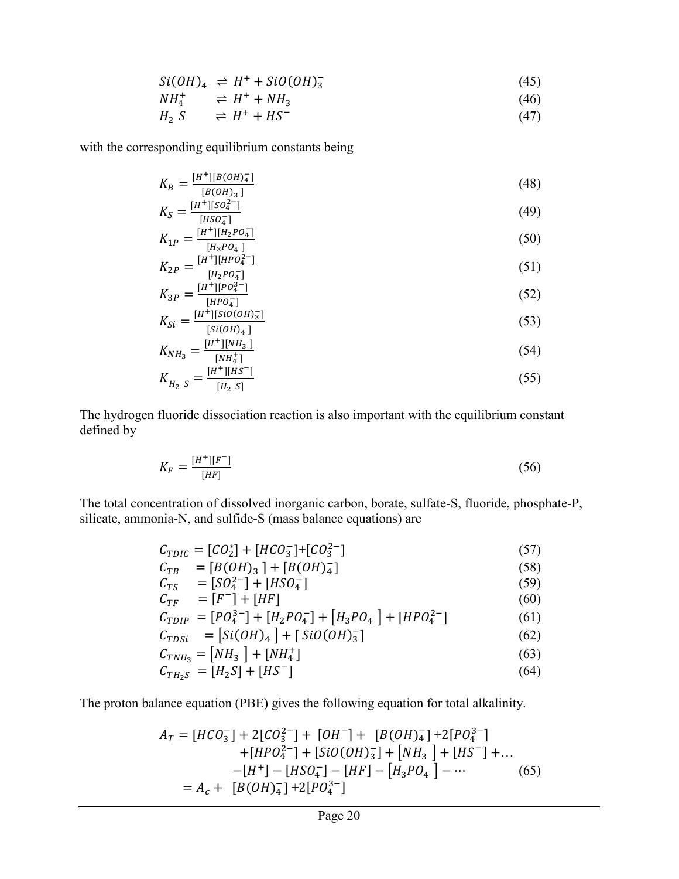$$Si(OH)_4 \rightleftharpoons H^+ + SiO(OH)_3^- \tag{45}$$

$$NH_4^+ \rightleftharpoons H^+ + NH_3 \tag{46}$$

$$H_2S \rightleftharpoons H^+ + HS^- \tag{47}$$

with the corresponding equilibrium constants being

$$K_B = \frac{[H^+][B(OH)_4^-]}{[B(OH)_3]} \tag{48}$$

$$K_S = \frac{[H^+][SO_4^{2-}]}{[HSO_4^-]} \tag{49}$$

$$K_{1P} = \frac{[H^+][H_2PO_4^-]}{[H_3PO_4]} \tag{50}$$

$$K_{2P} = \frac{[H^+][HPO_4^{2-}]}{[H_2PO_4^-]} \tag{51}$$

$$K_{3P} = \frac{[H^+][PO_4^{3-}]}{[HPO_4^-]} \tag{52}$$

$$K_{Si} = \frac{[H^+][SiO(OH)_3^-]}{[Si(OH)_4]} \tag{53}$$

$$K_{NH_3} = \frac{[H^+][NH_3]}{[NH_4^+]} \tag{54}$$

$$K_{H_2S} = \frac{[H^+][HS^-]}{[H_2S]} \tag{55}$$

The hydrogen fluoride dissociation reaction is also important with the equilibrium constant defined by

$$K_F = \frac{[H^+][F^-]}{[HF]} \tag{56}$$

The total concentration of dissolved inorganic carbon, borate, sulfate-S, fluoride, phosphate-P, silicate, ammonia-N, and sulfide-S (mass balance equations) are

$$C_{TDIC} = [CO_2^*] + [HCO_3^-] + [CO_3^{2-}] \tag{57}$$

$$C_{TB} = [B(OH)_3] + [B(OH)_4^-] \tag{58}$$

$$C_{TS} = [SO_4^{2-}] + [HSO_4^-] \tag{59}$$

$$C_{TF} = [F^-] + [HF] \tag{60}$$

$$C_{TDIP} = [PO_4^{3-}] + [H_2PO_4^-] + [H_3PO_4] + [HPO_4^{2-}] \tag{61}$$

$$C_{TDSi} = [Si(OH)_4] + [SiO(OH)_3^-] \tag{62}$$

$$C_{TNH_3} = [NH_3] + [NH_4^+] \tag{63}$$

$$C_{TH_2S} = [H_2S] + [HS^-] \tag{64}$$

The proton balance equation (PBE) gives the following equation for total alkalinity.

$$\begin{aligned} A_T = {} & [HCO_3^-] + 2[CO_3^{2-}] + [OH^-] + [B(OH)_4^-] + 2[PO_4^{3-}] \\ & + [HPO_4^{2-}] + [SiO(OH)_3^-] + [NH_3] + [HS^-] + \ldots \\ & - [H^+] - [HSO_4^-] - [HF] - [H_3PO_4] - \cdots \\ = {} & A_c + [B(OH)_4^-] + 2[PO_4^{3-}] \end{aligned} \tag{65}$$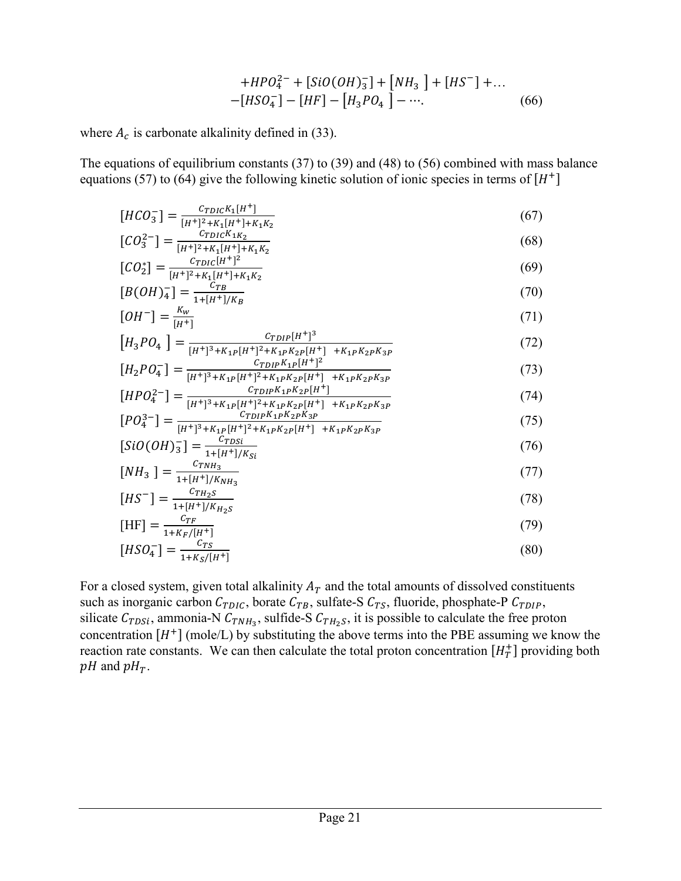$$+HPO_4^{2-} + [SiO(OH)_3^-] + [NH_3\ ] + [HS^-] + \ldots$$
$$-[HSO_4^-] - [HF] - [H_3PO_4\ ] - \cdots. \tag{66}$$

where $A_c$ is carbonate alkalinity defined in (33).

The equations of equilibrium constants (37) to (39) and (48) to (56) combined with mass balance equations (57) to (64) give the following kinetic solution of ionic species in terms of $[H^+]$

$$[HCO_3^-] = \frac{C_{TDIC}K_1[H^+]}{[H^+]^2+K_1[H^+]+K_1K_2} \tag{67}$$

$$[CO_3^{2-}] = \frac{C_{TDIC}K_{1}K_2}{[H^+]^2+K_1[H^+]+K_1K_2} \tag{68}$$

$$[CO_2^*] = \frac{C_{TDIC}[H^+]^2}{[H^+]^2+K_1[H^+]+K_1K_2} \tag{69}$$

$$[B(OH)_4^-] = \frac{C_{TB}}{1+[H^+]/K_B} \tag{70}$$

$$[OH^-] = \frac{K_w}{[H^+]} \tag{71}$$

$$[H_3PO_4\ ] = \frac{C_{TDIP}[H^+]^3}{[H^+]^3+K_{1P}[H^+]^2+K_{1P}K_{2P}[H^+]\ \ +K_{1P}K_{2P}K_{3P}} \tag{72}$$

$$[H_2PO_4^-] = \frac{C_{TDIP}K_{1P}[H^+]^2}{[H^+]^3+K_{1P}[H^+]^2+K_{1P}K_{2P}[H^+]\ \ +K_{1P}K_{2P}K_{3P}} \tag{73}$$

$$[HPO_4^{2-}] = \frac{C_{TDIP}K_{1P}K_{2P}[H^+]}{[H^+]^3+K_{1P}[H^+]^2+K_{1P}K_{2P}[H^+]\ \ +K_{1P}K_{2P}K_{3P}} \tag{74}$$

$$[PO_4^{3-}] = \frac{C_{TDIP}K_{1P}K_{2P}K_{3P}}{[H^+]^3+K_{1P}[H^+]^2+K_{1P}K_{2P}[H^+]\ \ +K_{1P}K_{2P}K_{3P}} \tag{75}$$

$$[SiO(OH)_3^-] = \frac{C_{TDSi}}{1+[H^+]/K_{Si}} \tag{76}$$

$$[NH_3\ ] = \frac{C_{TNH_3}}{1+[H^+]/K_{NH_3}} \tag{77}$$

$$[HS^-] = \frac{C_{TH_2S}}{1+[H^+]/K_{H_2S}} \tag{78}$$

$$[\mathrm{HF}] = \frac{C_{TF}}{1+K_F/[H^+]} \tag{79}$$

$$[HSO_4^-] = \frac{C_{TS}}{1+K_S/[H^+]} \tag{80}$$

For a closed system, given total alkalinity $A_T$ and the total amounts of dissolved constituents such as inorganic carbon $C_{TDIC}$, borate $C_{TB}$, sulfate-S $C_{TS}$, fluoride, phosphate-P $C_{TDIP}$, silicate $C_{TDSi}$, ammonia-N $C_{TNH_3}$, sulfide-S $C_{TH_2S}$, it is possible to calculate the free proton concentration $[H^+]$ (mole/L) by substituting the above terms into the PBE assuming we know the reaction rate constants. We can then calculate the total proton concentration $[H_T^+]$ providing both $pH$ and $pH_T$.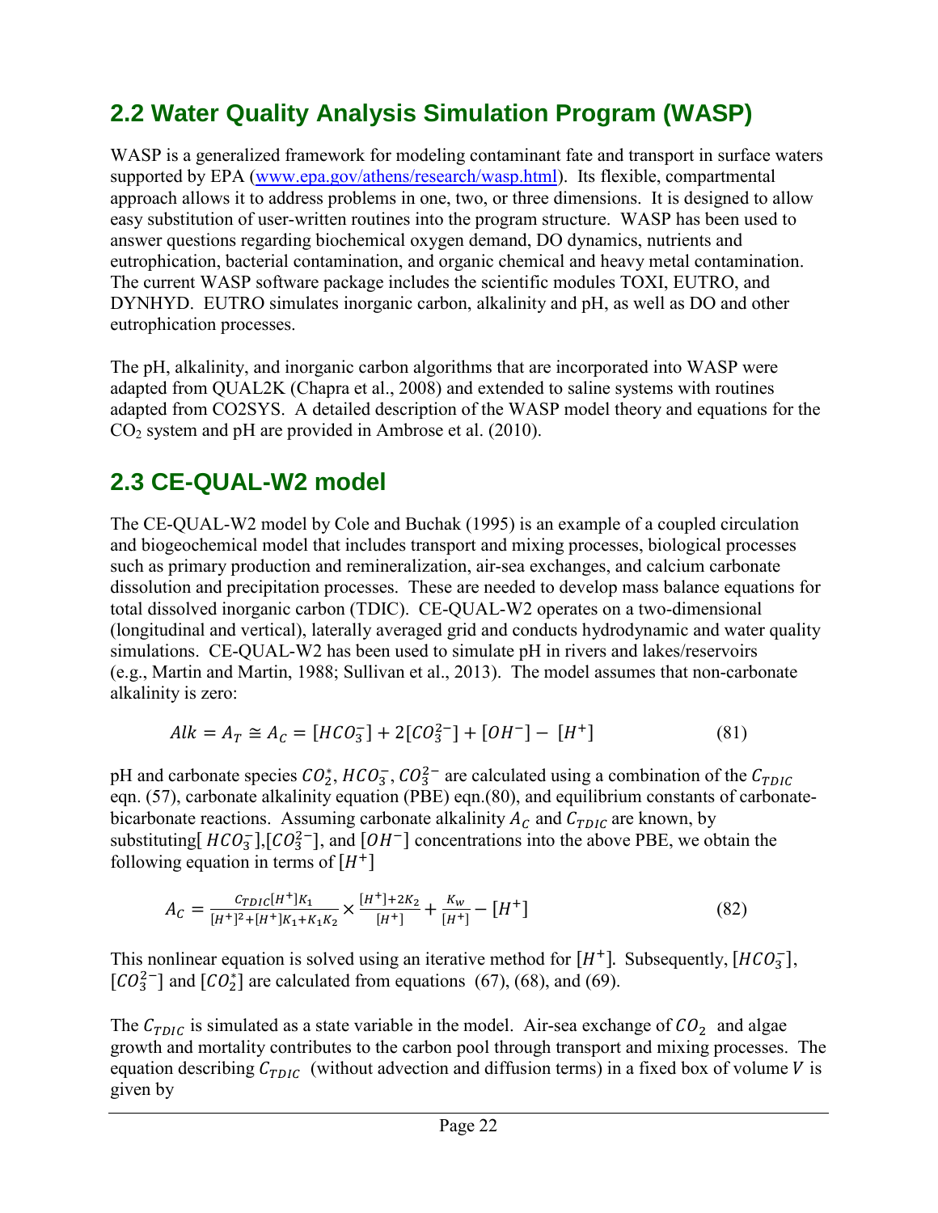## 2.2 Water Quality Analysis Simulation Program (WASP)

WASP is a generalized framework for modeling contaminant fate and transport in surface waters supported by EPA (www.epa.gov/athens/research/wasp.html). Its flexible, compartmental approach allows it to address problems in one, two, or three dimensions. It is designed to allow easy substitution of user-written routines into the program structure. WASP has been used to answer questions regarding biochemical oxygen demand, DO dynamics, nutrients and eutrophication, bacterial contamination, and organic chemical and heavy metal contamination. The current WASP software package includes the scientific modules TOXI, EUTRO, and DYNHYD. EUTRO simulates inorganic carbon, alkalinity and pH, as well as DO and other eutrophication processes.

The pH, alkalinity, and inorganic carbon algorithms that are incorporated into WASP were adapted from QUAL2K (Chapra et al., 2008) and extended to saline systems with routines adapted from CO2SYS. A detailed description of the WASP model theory and equations for the $CO_2$ system and pH are provided in Ambrose et al. (2010).

## 2.3 CE-QUAL-W2 model

The CE-QUAL-W2 model by Cole and Buchak (1995) is an example of a coupled circulation and biogeochemical model that includes transport and mixing processes, biological processes such as primary production and remineralization, air-sea exchanges, and calcium carbonate dissolution and precipitation processes. These are needed to develop mass balance equations for total dissolved inorganic carbon (TDIC). CE-QUAL-W2 operates on a two-dimensional (longitudinal and vertical), laterally averaged grid and conducts hydrodynamic and water quality simulations. CE-QUAL-W2 has been used to simulate pH in rivers and lakes/reservoirs (e.g., Martin and Martin, 1988; Sullivan et al., 2013). The model assumes that non-carbonate alkalinity is zero:

$$Alk = A_T \cong A_C = [HCO_3^-] + 2[CO_3^{2-}] + [OH^-] - [H^+] \tag{81}$$

pH and carbonate species $CO_2^*$, $HCO_3^-$, $CO_3^{2-}$ are calculated using a combination of the $C_{TDIC}$ eqn. (57), carbonate alkalinity equation (PBE) eqn.(80), and equilibrium constants of carbonate-bicarbonate reactions. Assuming carbonate alkalinity $A_C$ and $C_{TDIC}$ are known, by substituting[ $HCO_3^-$],[$CO_3^{2-}$], and [$OH^-$] concentrations into the above PBE, we obtain the following equation in terms of $[H^+]$

$$A_C = \frac{C_{TDIC}[H^+]K_1}{[H^+]^2 + [H^+]K_1 + K_1K_2} \times \frac{[H^+] + 2K_2}{[H^+]} + \frac{K_w}{[H^+]} - [H^+] \tag{82}$$

This nonlinear equation is solved using an iterative method for $[H^+]$. Subsequently, $[HCO_3^-]$, $[CO_3^{2-}]$ and $[CO_2^*]$ are calculated from equations (67), (68), and (69).

The $C_{TDIC}$ is simulated as a state variable in the model. Air-sea exchange of $CO_2$ and algae growth and mortality contributes to the carbon pool through transport and mixing processes. The equation describing $C_{TDIC}$ (without advection and diffusion terms) in a fixed box of volume $V$ is given by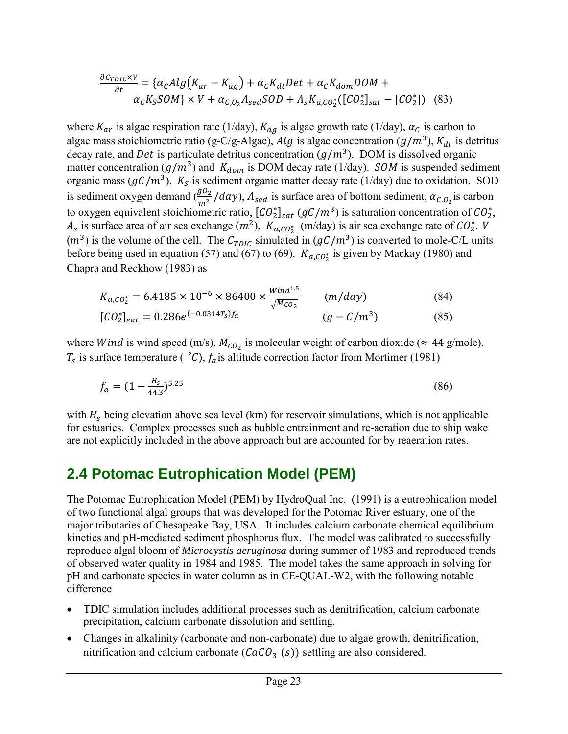$$\frac{\partial C_{TDIC} \times V}{\partial t} = \{\alpha_C Alg(K_{ar} - K_{ag}) + \alpha_C K_{dt} Det + \alpha_C K_{dom} DOM + \alpha_C K_S SOM\} \times V + \alpha_{C,O_2} A_{sed} SOD + A_s K_{a,CO_2^*}([CO_2^*]_{sat} - [CO_2^*]) \quad (83)$$

where $K_{ar}$ is algae respiration rate (1/day), $K_{ag}$ is algae growth rate (1/day), $\alpha_C$ is carbon to algae mass stoichiometric ratio (g-C/g-Algae), $Alg$ is algae concentration ($g/m^3$), $K_{dt}$ is detritus decay rate, and $Det$ is particulate detritus concentration ($g/m^3$). DOM is dissolved organic matter concentration ($g/m^3$) and $K_{dom}$ is DOM decay rate (1/day). $SOM$ is suspended sediment organic mass ($gC/m^3$), $K_S$ is sediment organic matter decay rate (1/day) due to oxidation, SOD is sediment oxygen demand ($\frac{gO_2}{m^2}/day$), $A_{sed}$ is surface area of bottom sediment, $\alpha_{C,O_2}$ is carbon to oxygen equivalent stoichiometric ratio, $[CO_2^*]_{sat}$ ($gC/m^3$) is saturation concentration of $CO_2^*$, $A_s$ is surface area of air sea exchange ($m^2$), $K_{a,CO_2^*}$ (m/day) is air sea exchange rate of $CO_2^*$. $V$ ($m^3$) is the volume of the cell. The $C_{TDIC}$ simulated in ($gC/m^3$) is converted to mole-C/L units before being used in equation (57) and (67) to (69). $K_{a,CO_2^*}$ is given by Mackay (1980) and Chapra and Reckhow (1983) as

$$K_{a,CO_2^*} = 6.4185 \times 10^{-6} \times 86400 \times \frac{Wind^{1.5}}{\sqrt{M_{CO_2}}} \qquad (m/day) \qquad (84)$$

$$[CO_2^*]_{sat} = 0.286 e^{(-0.0314 T_s) f_a} \qquad (g-C/m^3) \qquad (85)$$

where $Wind$ is wind speed (m/s), $M_{CO_2}$ is molecular weight of carbon dioxide ($\approx$ 44 g/mole), $T_s$ is surface temperature ( $^{\circ}C$), $f_a$ is altitude correction factor from Mortimer (1981)

$$f_a = (1 - \frac{H_s}{44.3})^{5.25} \qquad (86)$$

with $H_s$ being elevation above sea level (km) for reservoir simulations, which is not applicable for estuaries. Complex processes such as bubble entrainment and re-aeration due to ship wake are not explicitly included in the above approach but are accounted for by reaeration rates.

## 2.4 Potomac Eutrophication Model (PEM)

The Potomac Eutrophication Model (PEM) by HydroQual Inc. (1991) is a eutrophication model of two functional algal groups that was developed for the Potomac River estuary, one of the major tributaries of Chesapeake Bay, USA. It includes calcium carbonate chemical equilibrium kinetics and pH-mediated sediment phosphorus flux. The model was calibrated to successfully reproduce algal bloom of *Microcystis aeruginosa* during summer of 1983 and reproduced trends of observed water quality in 1984 and 1985. The model takes the same approach in solving for pH and carbonate species in water column as in CE-QUAL-W2, with the following notable difference

- TDIC simulation includes additional processes such as denitrification, calcium carbonate precipitation, calcium carbonate dissolution and settling.
- Changes in alkalinity (carbonate and non-carbonate) due to algae growth, denitrification, nitrification and calcium carbonate ($CaCO_3$ $(s)$) settling are also considered.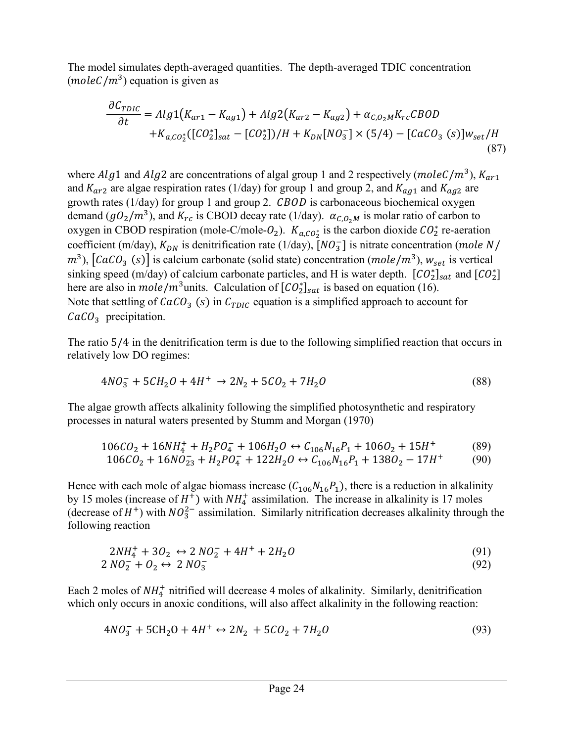The model simulates depth-averaged quantities. The depth-averaged TDIC concentration ($moleC/m^3$) equation is given as

$$\frac{\partial C_{TDIC}}{\partial t} = Alg1(K_{ar1} - K_{ag1}) + Alg2(K_{ar2} - K_{ag2}) + \alpha_{C,O_2M} K_{rc} CBOD$$
$$+ K_{a,CO_2^*}([CO_2^*]_{sat} - [CO_2^*])/H + K_{DN}[NO_3^-] \times (5/4) - [CaCO_3\ (s)] w_{set}/H \tag{87}$$

where $Alg1$ and $Alg2$ are concentrations of algal group 1 and 2 respectively ($moleC/m^3$), $K_{ar1}$ and $K_{ar2}$ are algae respiration rates (1/day) for group 1 and group 2, and $K_{ag1}$ and $K_{ag2}$ are growth rates (1/day) for group 1 and group 2. $CBOD$ is carbonaceous biochemical oxygen demand ($gO_2/m^3$), and $K_{rc}$ is CBOD decay rate (1/day). $\alpha_{C,O_2M}$ is molar ratio of carbon to oxygen in CBOD respiration (mole-C/mole-$O_2$). $K_{a,CO_2^*}$ is the carbon dioxide $CO_2^*$ re-aeration coefficient (m/day), $K_{DN}$ is denitrification rate (1/day), $[NO_3^-]$ is nitrate concentration ($mole\ N/m^3$), $[CaCO_3\ (s)]$ is calcium carbonate (solid state) concentration ($mole/m^3$), $w_{set}$ is vertical sinking speed (m/day) of calcium carbonate particles, and H is water depth. $[CO_2^*]_{sat}$ and $[CO_2^*]$ here are also in $mole/m^3$units. Calculation of $[CO_2^*]_{sat}$ is based on equation (16). Note that settling of $CaCO_3\ (s)$ in $C_{TDIC}$ equation is a simplified approach to account for $CaCO_3$ precipitation.

The ratio 5/4 in the denitrification term is due to the following simplified reaction that occurs in relatively low DO regimes:

$$4NO_3^- + 5CH_2O + 4H^+ \rightarrow 2N_2 + 5CO_2 + 7H_2O \tag{88}$$

The algae growth affects alkalinity following the simplified photosynthetic and respiratory processes in natural waters presented by Stumm and Morgan (1970)

$$106CO_2 + 16NH_4^+ + H_2PO_4^- + 106H_2O \leftrightarrow C_{106}N_{16}P_1 + 106O_2 + 15H^+ \tag{89}$$

$$106CO_2 + 16NO_{23}^- + H_2PO_4^- + 122H_2O \leftrightarrow C_{106}N_{16}P_1 + 138O_2 - 17H^+ \tag{90}$$

Hence with each mole of algae biomass increase ($C_{106}N_{16}P_1$), there is a reduction in alkalinity by 15 moles (increase of $H^+$) with $NH_4^+$ assimilation. The increase in alkalinity is 17 moles (decrease of $H^+$) with $NO_3^{2-}$ assimilation. Similarly nitrification decreases alkalinity through the following reaction

$$2NH_4^+ + 3O_2 \leftrightarrow 2\ NO_2^- + 4H^+ + 2H_2O \tag{91}$$

$$2\ NO_2^- + O_2 \leftrightarrow 2\ NO_3^- \tag{92}$$

Each 2 moles of $NH_4^+$ nitrified will decrease 4 moles of alkalinity. Similarly, denitrification which only occurs in anoxic conditions, will also affect alkalinity in the following reaction:

$$4NO_3^- + 5CH_2O + 4H^+ \leftrightarrow 2N_2 + 5CO_2 + 7H_2O \tag{93}$$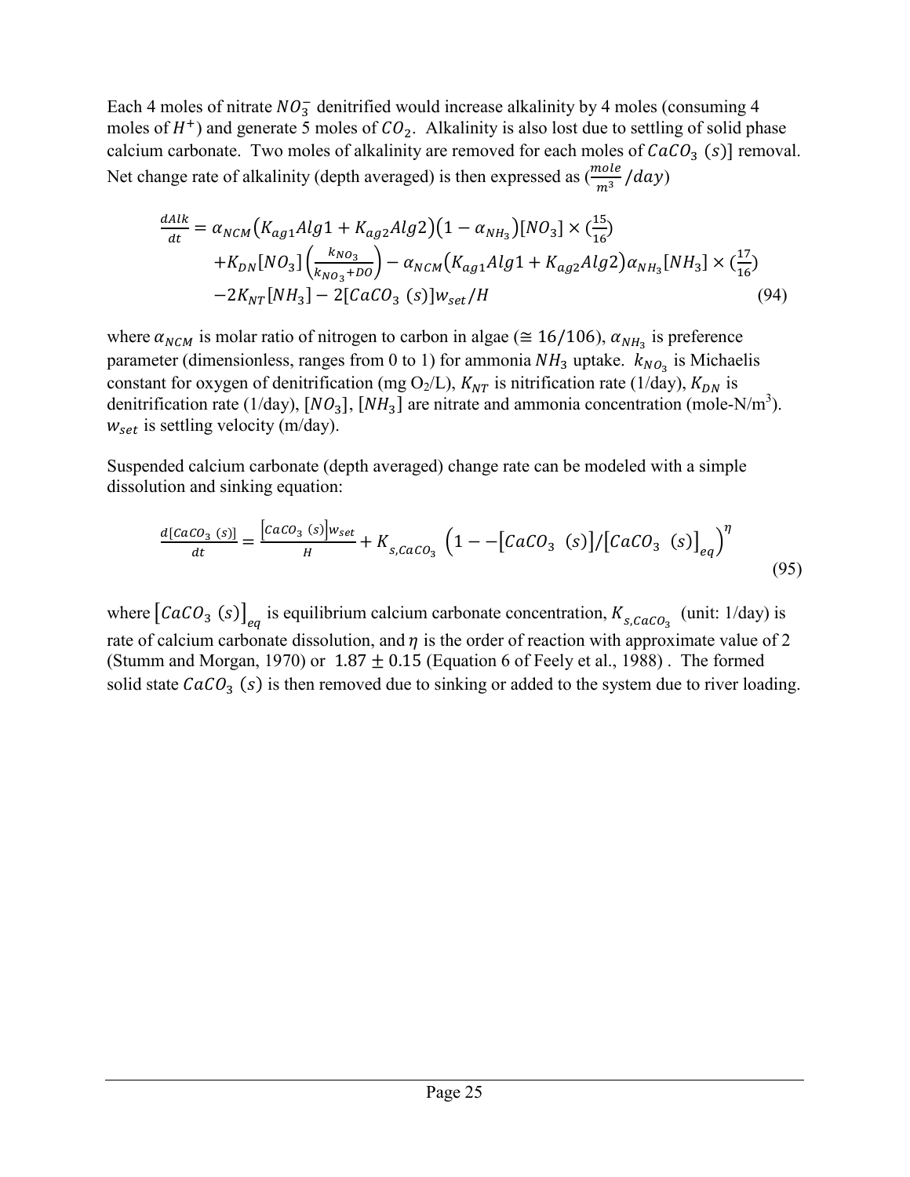Each 4 moles of nitrate $NO_3^-$ denitrified would increase alkalinity by 4 moles (consuming 4 moles of $H^+$) and generate 5 moles of $CO_2$. Alkalinity is also lost due to settling of solid phase calcium carbonate. Two moles of alkalinity are removed for each moles of $CaCO_3\ (s)$] removal. Net change rate of alkalinity (depth averaged) is then expressed as ($\frac{mole}{m^3}/day$)

$$
\begin{aligned}
\frac{dAlk}{dt} = {} & \alpha_{NCM}\left(K_{ag1}Alg1 + K_{ag2}Alg2\right)\left(1 - \alpha_{NH_3}\right)[NO_3] \times \left(\frac{15}{16}\right) \\
& + K_{DN}[NO_3]\left(\frac{k_{NO_3}}{k_{NO_3} + DO}\right) - \alpha_{NCM}\left(K_{ag1}Alg1 + K_{ag2}Alg2\right)\alpha_{NH_3}[NH_3] \times \left(\frac{17}{16}\right) \\
& - 2K_{NT}[NH_3] - 2[CaCO_3\ (s)]w_{set}/H
\end{aligned}
\tag{94}
$$

where $\alpha_{NCM}$ is molar ratio of nitrogen to carbon in algae ($\cong 16/106$), $\alpha_{NH_3}$ is preference parameter (dimensionless, ranges from 0 to 1) for ammonia $NH_3$ uptake. $k_{NO_3}$ is Michaelis constant for oxygen of denitrification (mg $O_2$/L), $K_{NT}$ is nitrification rate (1/day), $K_{DN}$ is denitrification rate (1/day), $[NO_3]$, $[NH_3]$ are nitrate and ammonia concentration (mole-N/m$^3$). $w_{set}$ is settling velocity (m/day).

Suspended calcium carbonate (depth averaged) change rate can be modeled with a simple dissolution and sinking equation:

$$
\frac{d[CaCO_3\ (s)]}{dt} = \frac{[CaCO_3\ (s)]w_{set}}{H} + K_{s,CaCO_3}\ \left(1 - -[CaCO_3\ \ (s)]/[CaCO_3\ \ (s)]_{eq}\right)^{\eta}
\tag{95}
$$

where $[CaCO_3\ (s)]_{eq}$ is equilibrium calcium carbonate concentration, $K_{s,CaCO_3}$ (unit: 1/day) is rate of calcium carbonate dissolution, and $\eta$ is the order of reaction with approximate value of 2 (Stumm and Morgan, 1970) or $1.87 \pm 0.15$ (Equation 6 of Feely et al., 1988) . The formed solid state $CaCO_3\ (s)$ is then removed due to sinking or added to the system due to river loading.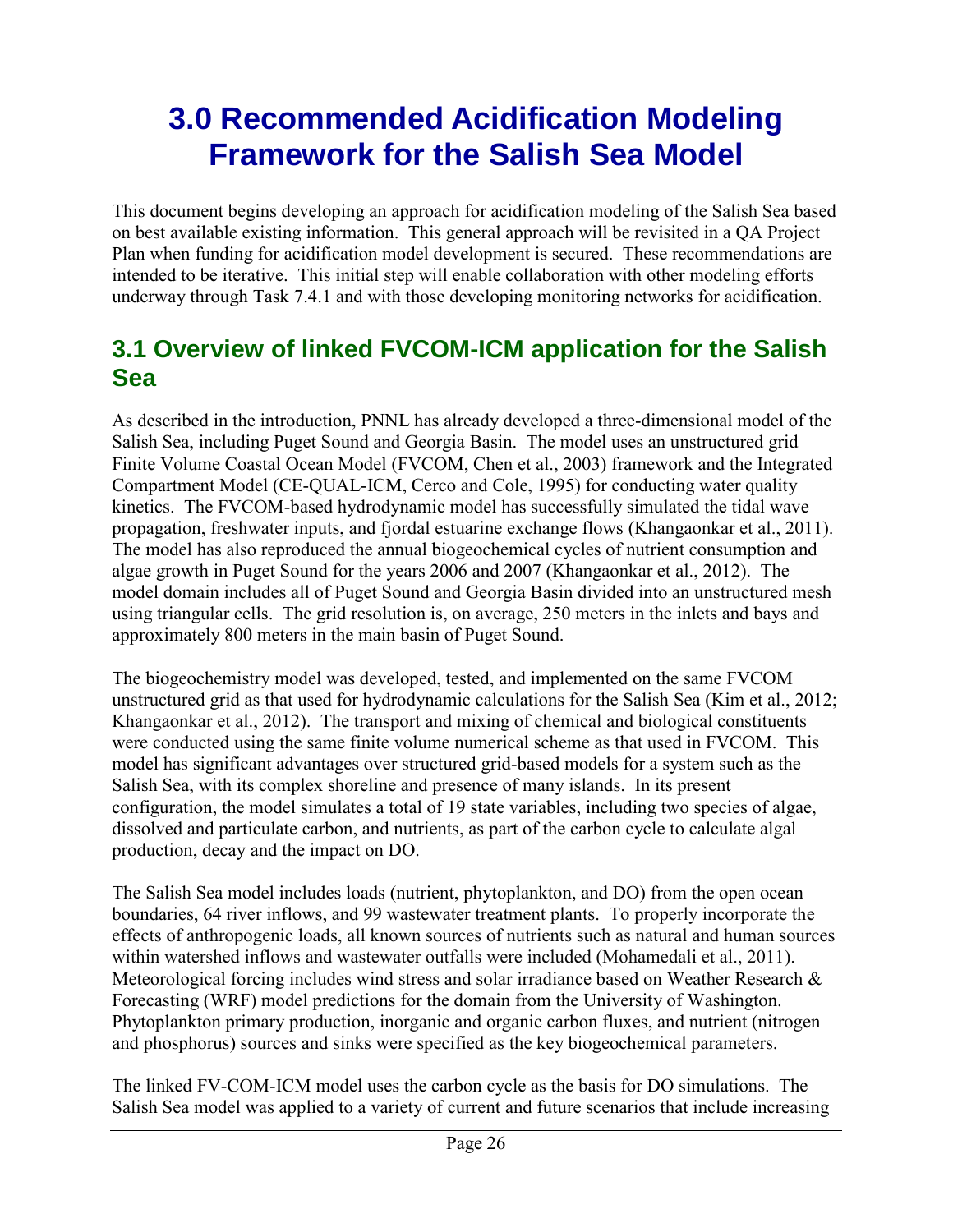# 3.0 Recommended Acidification Modeling Framework for the Salish Sea Model

This document begins developing an approach for acidification modeling of the Salish Sea based on best available existing information. This general approach will be revisited in a QA Project Plan when funding for acidification model development is secured. These recommendations are intended to be iterative. This initial step will enable collaboration with other modeling efforts underway through Task 7.4.1 and with those developing monitoring networks for acidification.

## 3.1 Overview of linked FVCOM-ICM application for the Salish Sea

As described in the introduction, PNNL has already developed a three-dimensional model of the Salish Sea, including Puget Sound and Georgia Basin. The model uses an unstructured grid Finite Volume Coastal Ocean Model (FVCOM, Chen et al., 2003) framework and the Integrated Compartment Model (CE-QUAL-ICM, Cerco and Cole, 1995) for conducting water quality kinetics. The FVCOM-based hydrodynamic model has successfully simulated the tidal wave propagation, freshwater inputs, and fjordal estuarine exchange flows (Khangaonkar et al., 2011). The model has also reproduced the annual biogeochemical cycles of nutrient consumption and algae growth in Puget Sound for the years 2006 and 2007 (Khangaonkar et al., 2012). The model domain includes all of Puget Sound and Georgia Basin divided into an unstructured mesh using triangular cells. The grid resolution is, on average, 250 meters in the inlets and bays and approximately 800 meters in the main basin of Puget Sound.

The biogeochemistry model was developed, tested, and implemented on the same FVCOM unstructured grid as that used for hydrodynamic calculations for the Salish Sea (Kim et al., 2012; Khangaonkar et al., 2012). The transport and mixing of chemical and biological constituents were conducted using the same finite volume numerical scheme as that used in FVCOM. This model has significant advantages over structured grid-based models for a system such as the Salish Sea, with its complex shoreline and presence of many islands. In its present configuration, the model simulates a total of 19 state variables, including two species of algae, dissolved and particulate carbon, and nutrients, as part of the carbon cycle to calculate algal production, decay and the impact on DO.

The Salish Sea model includes loads (nutrient, phytoplankton, and DO) from the open ocean boundaries, 64 river inflows, and 99 wastewater treatment plants. To properly incorporate the effects of anthropogenic loads, all known sources of nutrients such as natural and human sources within watershed inflows and wastewater outfalls were included (Mohamedali et al., 2011). Meteorological forcing includes wind stress and solar irradiance based on Weather Research & Forecasting (WRF) model predictions for the domain from the University of Washington. Phytoplankton primary production, inorganic and organic carbon fluxes, and nutrient (nitrogen and phosphorus) sources and sinks were specified as the key biogeochemical parameters.

The linked FV-COM-ICM model uses the carbon cycle as the basis for DO simulations. The Salish Sea model was applied to a variety of current and future scenarios that include increasing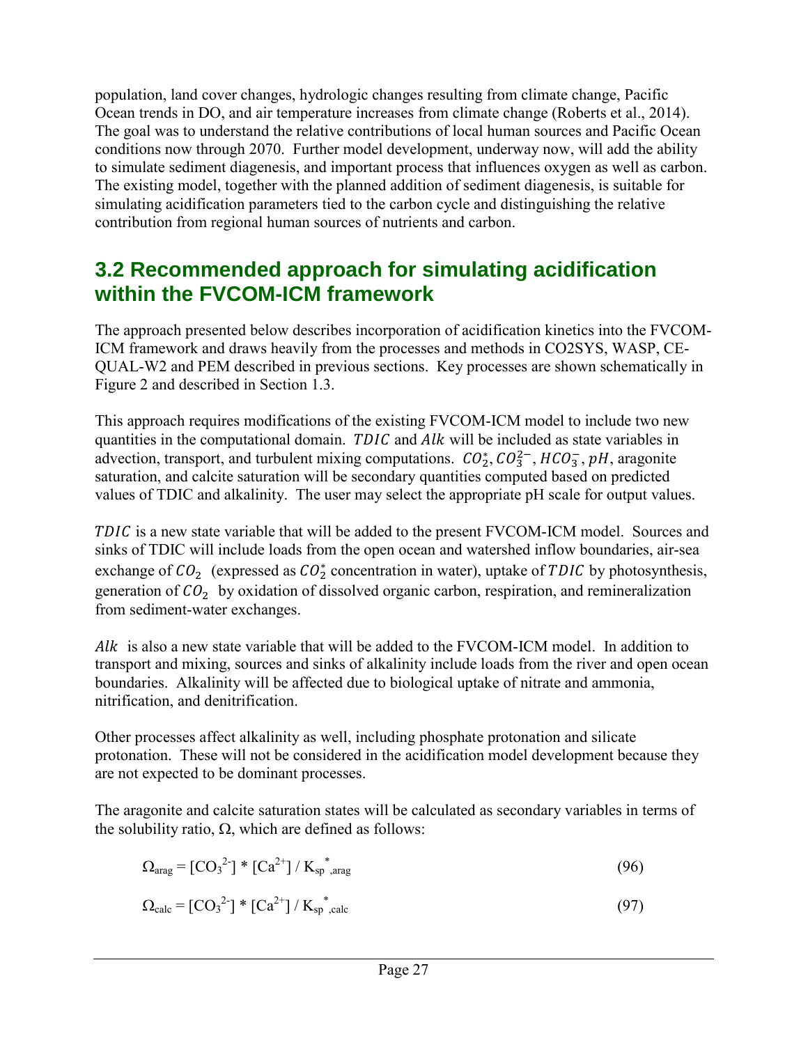population, land cover changes, hydrologic changes resulting from climate change, Pacific Ocean trends in DO, and air temperature increases from climate change (Roberts et al., 2014). The goal was to understand the relative contributions of local human sources and Pacific Ocean conditions now through 2070. Further model development, underway now, will add the ability to simulate sediment diagenesis, and important process that influences oxygen as well as carbon. The existing model, together with the planned addition of sediment diagenesis, is suitable for simulating acidification parameters tied to the carbon cycle and distinguishing the relative contribution from regional human sources of nutrients and carbon.

## 3.2 Recommended approach for simulating acidification within the FVCOM-ICM framework

The approach presented below describes incorporation of acidification kinetics into the FVCOM-ICM framework and draws heavily from the processes and methods in CO2SYS, WASP, CE-QUAL-W2 and PEM described in previous sections. Key processes are shown schematically in Figure 2 and described in Section 1.3.

This approach requires modifications of the existing FVCOM-ICM model to include two new quantities in the computational domain. $TDIC$ and $Alk$ will be included as state variables in advection, transport, and turbulent mixing computations. $CO_2^*, CO_3^{2-}, HCO_3^-, pH$, aragonite saturation, and calcite saturation will be secondary quantities computed based on predicted values of TDIC and alkalinity. The user may select the appropriate pH scale for output values.

$TDIC$ is a new state variable that will be added to the present FVCOM-ICM model. Sources and sinks of TDIC will include loads from the open ocean and watershed inflow boundaries, air-sea exchange of $CO_2$ (expressed as $CO_2^*$ concentration in water), uptake of $TDIC$ by photosynthesis, generation of $CO_2$ by oxidation of dissolved organic carbon, respiration, and remineralization from sediment-water exchanges.

$Alk$ is also a new state variable that will be added to the FVCOM-ICM model. In addition to transport and mixing, sources and sinks of alkalinity include loads from the river and open ocean boundaries. Alkalinity will be affected due to biological uptake of nitrate and ammonia, nitrification, and denitrification.

Other processes affect alkalinity as well, including phosphate protonation and silicate protonation. These will not be considered in the acidification model development because they are not expected to be dominant processes.

The aragonite and calcite saturation states will be calculated as secondary variables in terms of the solubility ratio, $\Omega$, which are defined as follows:

$$\Omega_{arag} = [CO_3^{2-}] * [Ca^{2+}] / K_{sp,arag}^* \tag{96}$$

$$\Omega_{calc} = [CO_3^{2-}] * [Ca^{2+}] / K_{sp,calc}^* \tag{97}$$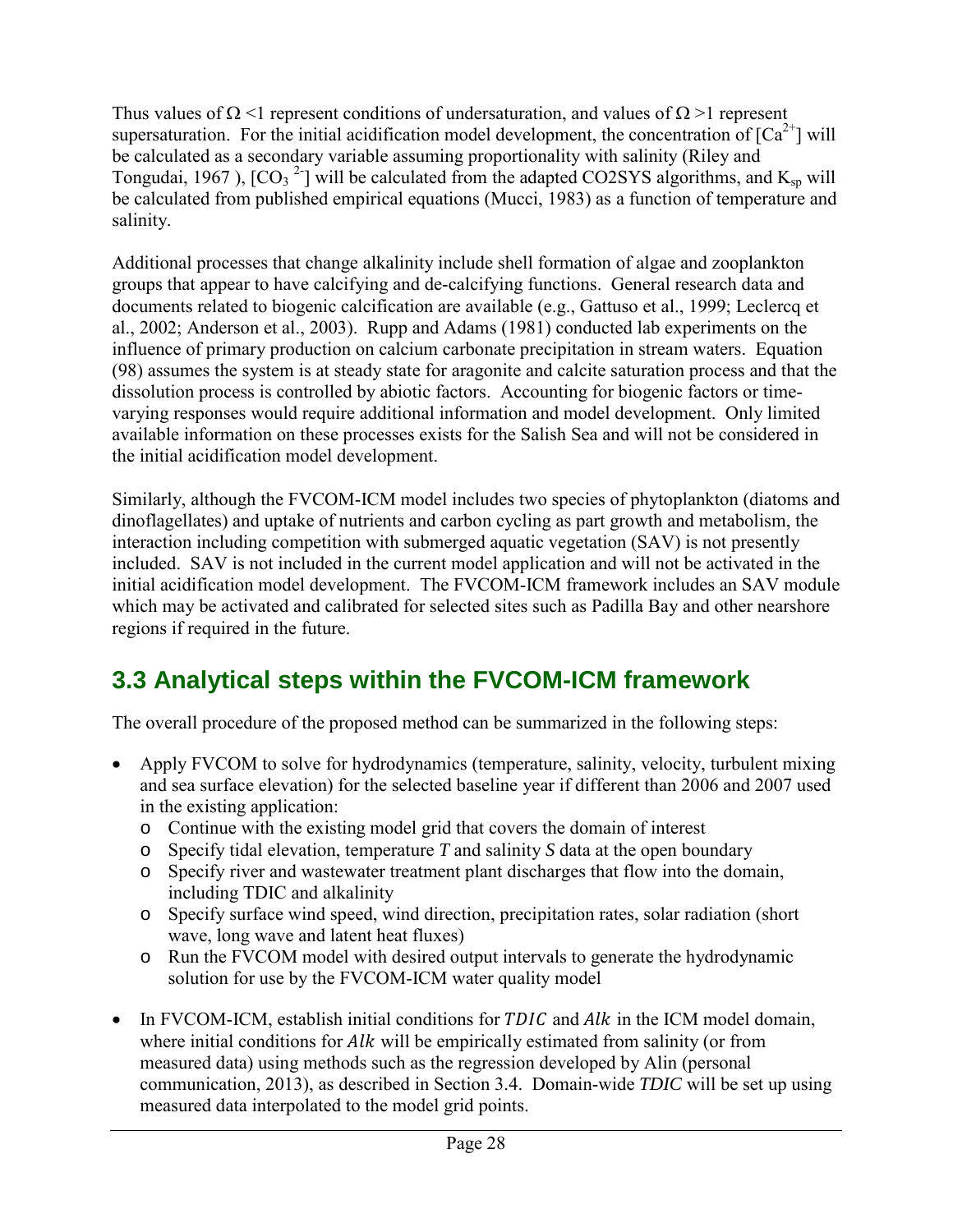Thus values of $\Omega$ <1 represent conditions of undersaturation, and values of $\Omega$ >1 represent supersaturation. For the initial acidification model development, the concentration of $[Ca^{2+}]$ will be calculated as a secondary variable assuming proportionality with salinity (Riley and Tongudai, 1967 ), $[CO_3^{\ 2-}]$ will be calculated from the adapted CO2SYS algorithms, and $K_{sp}$ will be calculated from published empirical equations (Mucci, 1983) as a function of temperature and salinity.

Additional processes that change alkalinity include shell formation of algae and zooplankton groups that appear to have calcifying and de-calcifying functions. General research data and documents related to biogenic calcification are available (e.g., Gattuso et al., 1999; Leclercq et al., 2002; Anderson et al., 2003). Rupp and Adams (1981) conducted lab experiments on the influence of primary production on calcium carbonate precipitation in stream waters. Equation (98) assumes the system is at steady state for aragonite and calcite saturation process and that the dissolution process is controlled by abiotic factors. Accounting for biogenic factors or time-varying responses would require additional information and model development. Only limited available information on these processes exists for the Salish Sea and will not be considered in the initial acidification model development.

Similarly, although the FVCOM-ICM model includes two species of phytoplankton (diatoms and dinoflagellates) and uptake of nutrients and carbon cycling as part growth and metabolism, the interaction including competition with submerged aquatic vegetation (SAV) is not presently included. SAV is not included in the current model application and will not be activated in the initial acidification model development. The FVCOM-ICM framework includes an SAV module which may be activated and calibrated for selected sites such as Padilla Bay and other nearshore regions if required in the future.

## 3.3 Analytical steps within the FVCOM-ICM framework

The overall procedure of the proposed method can be summarized in the following steps:

- Apply FVCOM to solve for hydrodynamics (temperature, salinity, velocity, turbulent mixing and sea surface elevation) for the selected baseline year if different than 2006 and 2007 used in the existing application:
  - Continue with the existing model grid that covers the domain of interest
  - Specify tidal elevation, temperature $T$ and salinity $S$ data at the open boundary
  - Specify river and wastewater treatment plant discharges that flow into the domain, including TDIC and alkalinity
  - Specify surface wind speed, wind direction, precipitation rates, solar radiation (short wave, long wave and latent heat fluxes)
  - Run the FVCOM model with desired output intervals to generate the hydrodynamic solution for use by the FVCOM-ICM water quality model

- In FVCOM-ICM, establish initial conditions for $TDIC$ and $Alk$ in the ICM model domain, where initial conditions for $Alk$ will be empirically estimated from salinity (or from measured data) using methods such as the regression developed by Alin (personal communication, 2013), as described in Section 3.4. Domain-wide *TDIC* will be set up using measured data interpolated to the model grid points.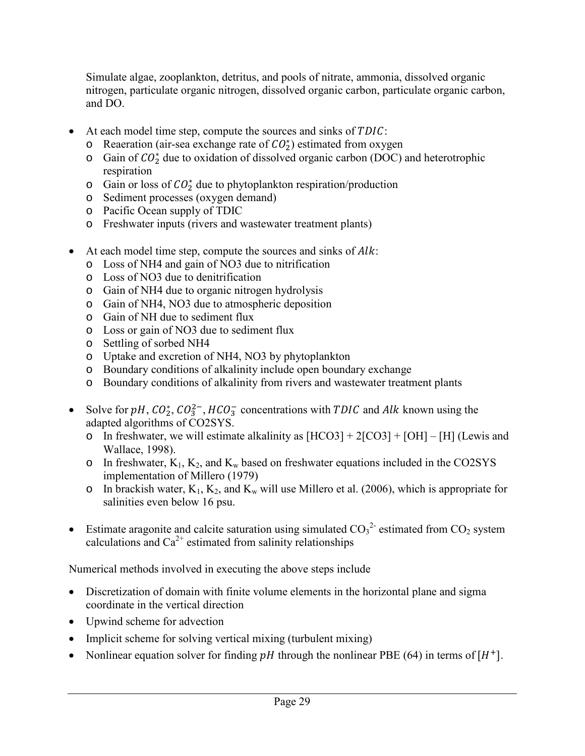Simulate algae, zooplankton, detritus, and pools of nitrate, ammonia, dissolved organic nitrogen, particulate organic nitrogen, dissolved organic carbon, particulate organic carbon, and DO.

- At each model time step, compute the sources and sinks of $TDIC$:
  - Reaeration (air-sea exchange rate of $CO_2^*$) estimated from oxygen
  - Gain of $CO_2^*$ due to oxidation of dissolved organic carbon (DOC) and heterotrophic respiration
  - Gain or loss of $CO_2^*$ due to phytoplankton respiration/production
  - Sediment processes (oxygen demand)
  - Pacific Ocean supply of TDIC
  - Freshwater inputs (rivers and wastewater treatment plants)
- At each model time step, compute the sources and sinks of $Alk$:
  - Loss of NH4 and gain of NO3 due to nitrification
  - Loss of NO3 due to denitrification
  - Gain of NH4 due to organic nitrogen hydrolysis
  - Gain of NH4, NO3 due to atmospheric deposition
  - Gain of NH due to sediment flux
  - Loss or gain of NO3 due to sediment flux
  - Settling of sorbed NH4
  - Uptake and excretion of NH4, NO3 by phytoplankton
  - Boundary conditions of alkalinity include open boundary exchange
  - Boundary conditions of alkalinity from rivers and wastewater treatment plants
- Solve for $pH$, $CO_2^*$, $CO_3^{2-}$, $HCO_3^-$ concentrations with $TDIC$ and $Alk$ known using the adapted algorithms of CO2SYS.
  - In freshwater, we will estimate alkalinity as [HCO3] + 2[CO3] + [OH] – [H] (Lewis and Wallace, 1998).
  - In freshwater, $K_1$, $K_2$, and $K_w$ based on freshwater equations included in the CO2SYS implementation of Millero (1979)
  - In brackish water, $K_1$, $K_2$, and $K_w$ will use Millero et al. (2006), which is appropriate for salinities even below 16 psu.
- Estimate aragonite and calcite saturation using simulated $CO_3^{2-}$ estimated from $CO_2$ system calculations and $Ca^{2+}$ estimated from salinity relationships

Numerical methods involved in executing the above steps include

- Discretization of domain with finite volume elements in the horizontal plane and sigma coordinate in the vertical direction
- Upwind scheme for advection
- Implicit scheme for solving vertical mixing (turbulent mixing)
- Nonlinear equation solver for finding $pH$ through the nonlinear PBE (64) in terms of $[H^+]$.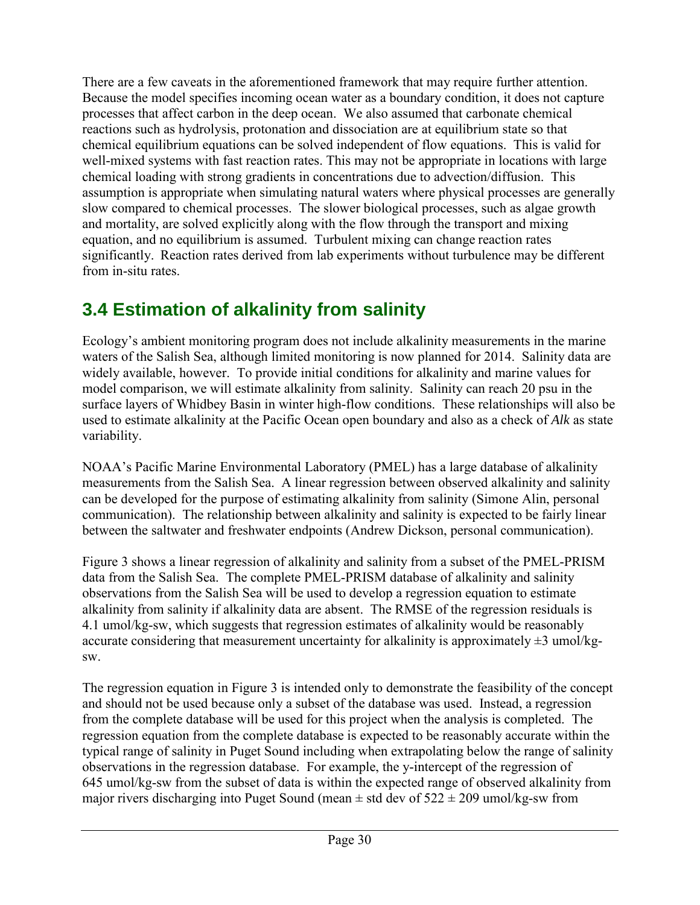There are a few caveats in the aforementioned framework that may require further attention. Because the model specifies incoming ocean water as a boundary condition, it does not capture processes that affect carbon in the deep ocean. We also assumed that carbonate chemical reactions such as hydrolysis, protonation and dissociation are at equilibrium state so that chemical equilibrium equations can be solved independent of flow equations. This is valid for well-mixed systems with fast reaction rates. This may not be appropriate in locations with large chemical loading with strong gradients in concentrations due to advection/diffusion. This assumption is appropriate when simulating natural waters where physical processes are generally slow compared to chemical processes. The slower biological processes, such as algae growth and mortality, are solved explicitly along with the flow through the transport and mixing equation, and no equilibrium is assumed. Turbulent mixing can change reaction rates significantly. Reaction rates derived from lab experiments without turbulence may be different from in-situ rates.

## 3.4 Estimation of alkalinity from salinity

Ecology's ambient monitoring program does not include alkalinity measurements in the marine waters of the Salish Sea, although limited monitoring is now planned for 2014. Salinity data are widely available, however. To provide initial conditions for alkalinity and marine values for model comparison, we will estimate alkalinity from salinity. Salinity can reach 20 psu in the surface layers of Whidbey Basin in winter high-flow conditions. These relationships will also be used to estimate alkalinity at the Pacific Ocean open boundary and also as a check of *Alk* as state variability.

NOAA's Pacific Marine Environmental Laboratory (PMEL) has a large database of alkalinity measurements from the Salish Sea. A linear regression between observed alkalinity and salinity can be developed for the purpose of estimating alkalinity from salinity (Simone Alin, personal communication). The relationship between alkalinity and salinity is expected to be fairly linear between the saltwater and freshwater endpoints (Andrew Dickson, personal communication).

Figure 3 shows a linear regression of alkalinity and salinity from a subset of the PMEL-PRISM data from the Salish Sea. The complete PMEL-PRISM database of alkalinity and salinity observations from the Salish Sea will be used to develop a regression equation to estimate alkalinity from salinity if alkalinity data are absent. The RMSE of the regression residuals is 4.1 umol/kg-sw, which suggests that regression estimates of alkalinity would be reasonably accurate considering that measurement uncertainty for alkalinity is approximately ±3 umol/kg-sw.

The regression equation in Figure 3 is intended only to demonstrate the feasibility of the concept and should not be used because only a subset of the database was used. Instead, a regression from the complete database will be used for this project when the analysis is completed. The regression equation from the complete database is expected to be reasonably accurate within the typical range of salinity in Puget Sound including when extrapolating below the range of salinity observations in the regression database. For example, the y-intercept of the regression of 645 umol/kg-sw from the subset of data is within the expected range of observed alkalinity from major rivers discharging into Puget Sound (mean ± std dev of 522 ± 209 umol/kg-sw from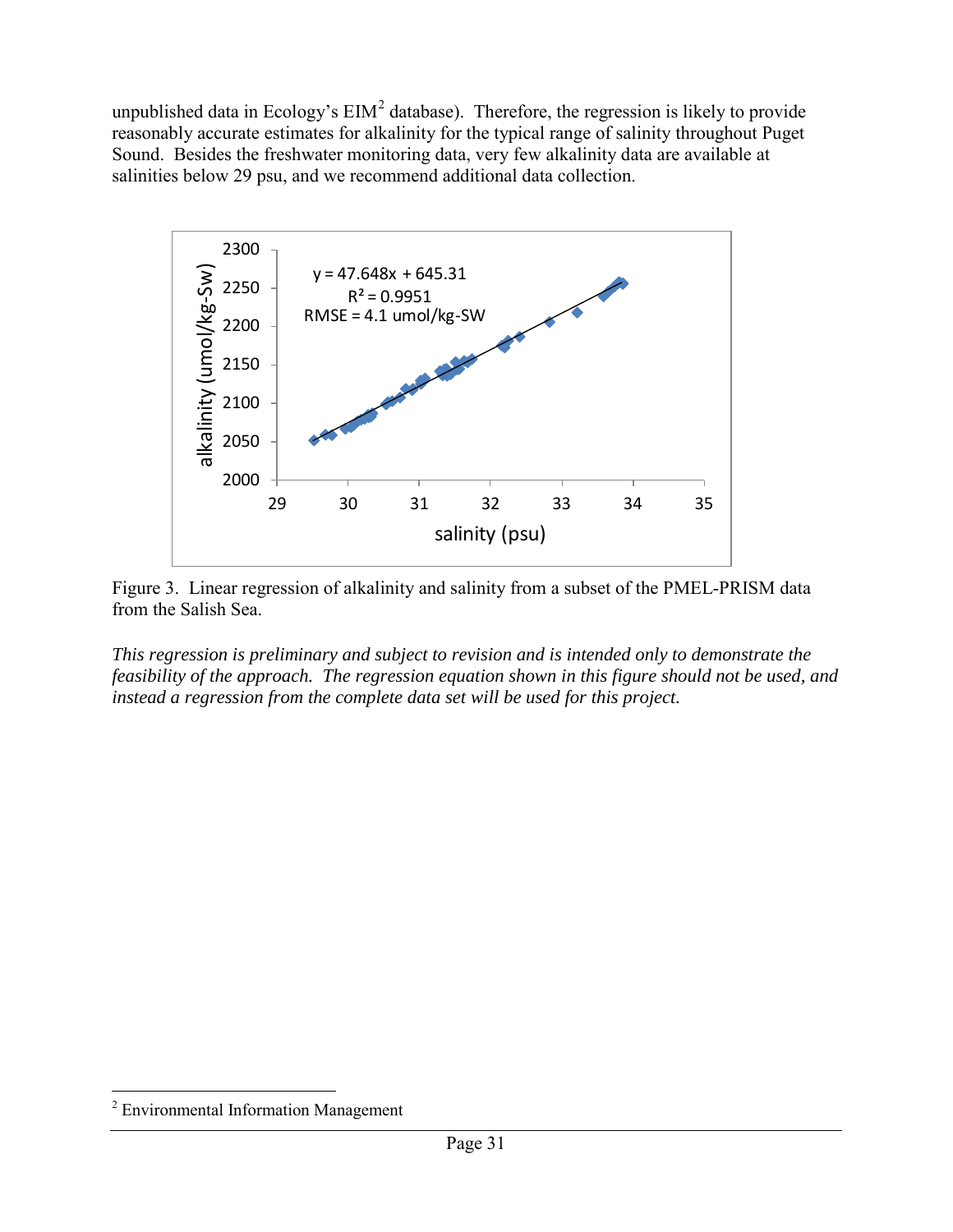unpublished data in Ecology's EIM[2] database). Therefore, the regression is likely to provide reasonably accurate estimates for alkalinity for the typical range of salinity throughout Puget Sound. Besides the freshwater monitoring data, very few alkalinity data are available at salinities below 29 psu, and we recommend additional data collection.

Figure 3. Linear regression of alkalinity and salinity from a subset of the PMEL-PRISM data from the Salish Sea.

*This regression is preliminary and subject to revision and is intended only to demonstrate the feasibility of the approach. The regression equation shown in this figure should not be used, and instead a regression from the complete data set will be used for this project.*

---

[2] Environmental Information Management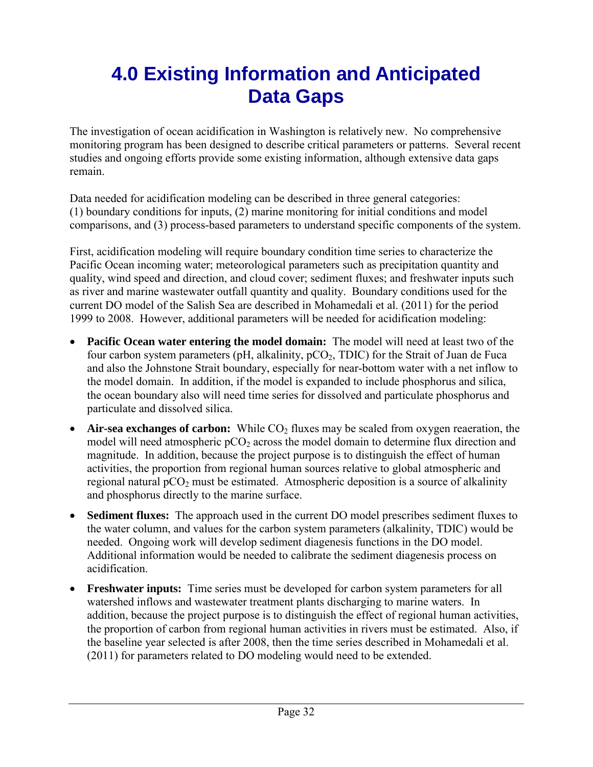# 4.0 Existing Information and Anticipated Data Gaps

The investigation of ocean acidification in Washington is relatively new. No comprehensive monitoring program has been designed to describe critical parameters or patterns. Several recent studies and ongoing efforts provide some existing information, although extensive data gaps remain.

Data needed for acidification modeling can be described in three general categories: (1) boundary conditions for inputs, (2) marine monitoring for initial conditions and model comparisons, and (3) process-based parameters to understand specific components of the system.

First, acidification modeling will require boundary condition time series to characterize the Pacific Ocean incoming water; meteorological parameters such as precipitation quantity and quality, wind speed and direction, and cloud cover; sediment fluxes; and freshwater inputs such as river and marine wastewater outfall quantity and quality. Boundary conditions used for the current DO model of the Salish Sea are described in Mohamedali et al. (2011) for the period 1999 to 2008. However, additional parameters will be needed for acidification modeling:

- **Pacific Ocean water entering the model domain:** The model will need at least two of the four carbon system parameters (pH, alkalinity, $pCO_2$, TDIC) for the Strait of Juan de Fuca and also the Johnstone Strait boundary, especially for near-bottom water with a net inflow to the model domain. In addition, if the model is expanded to include phosphorus and silica, the ocean boundary also will need time series for dissolved and particulate phosphorus and particulate and dissolved silica.
- **Air-sea exchanges of carbon:** While $CO_2$ fluxes may be scaled from oxygen reaeration, the model will need atmospheric $pCO_2$ across the model domain to determine flux direction and magnitude. In addition, because the project purpose is to distinguish the effect of human activities, the proportion from regional human sources relative to global atmospheric and regional natural $pCO_2$ must be estimated. Atmospheric deposition is a source of alkalinity and phosphorus directly to the marine surface.
- **Sediment fluxes:** The approach used in the current DO model prescribes sediment fluxes to the water column, and values for the carbon system parameters (alkalinity, TDIC) would be needed. Ongoing work will develop sediment diagenesis functions in the DO model. Additional information would be needed to calibrate the sediment diagenesis process on acidification.
- **Freshwater inputs:** Time series must be developed for carbon system parameters for all watershed inflows and wastewater treatment plants discharging to marine waters. In addition, because the project purpose is to distinguish the effect of regional human activities, the proportion of carbon from regional human activities in rivers must be estimated. Also, if the baseline year selected is after 2008, then the time series described in Mohamedali et al. (2011) for parameters related to DO modeling would need to be extended.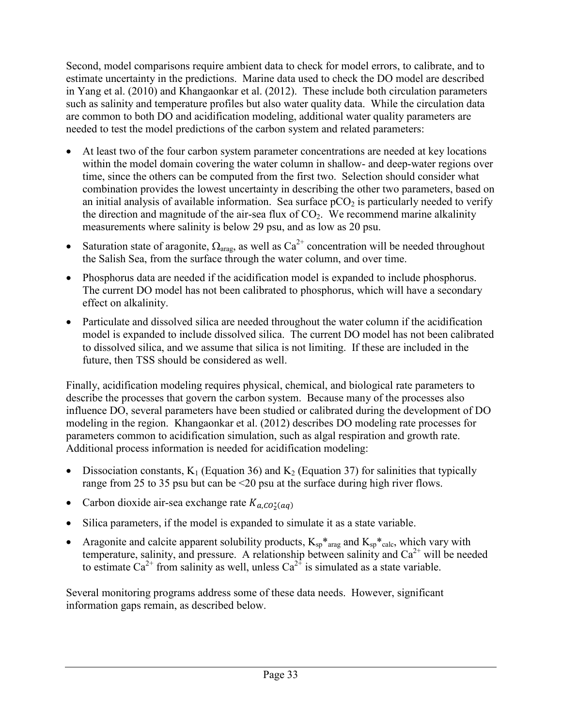Second, model comparisons require ambient data to check for model errors, to calibrate, and to estimate uncertainty in the predictions. Marine data used to check the DO model are described in Yang et al. (2010) and Khangaonkar et al. (2012). These include both circulation parameters such as salinity and temperature profiles but also water quality data. While the circulation data are common to both DO and acidification modeling, additional water quality parameters are needed to test the model predictions of the carbon system and related parameters:

- At least two of the four carbon system parameter concentrations are needed at key locations within the model domain covering the water column in shallow- and deep-water regions over time, since the others can be computed from the first two. Selection should consider what combination provides the lowest uncertainty in describing the other two parameters, based on an initial analysis of available information. Sea surface $pCO_2$ is particularly needed to verify the direction and magnitude of the air-sea flux of $CO_2$. We recommend marine alkalinity measurements where salinity is below 29 psu, and as low as 20 psu.
- Saturation state of aragonite, $\Omega_{arag}$, as well as $Ca^{2+}$ concentration will be needed throughout the Salish Sea, from the surface through the water column, and over time.
- Phosphorus data are needed if the acidification model is expanded to include phosphorus. The current DO model has not been calibrated to phosphorus, which will have a secondary effect on alkalinity.
- Particulate and dissolved silica are needed throughout the water column if the acidification model is expanded to include dissolved silica. The current DO model has not been calibrated to dissolved silica, and we assume that silica is not limiting. If these are included in the future, then TSS should be considered as well.

Finally, acidification modeling requires physical, chemical, and biological rate parameters to describe the processes that govern the carbon system. Because many of the processes also influence DO, several parameters have been studied or calibrated during the development of DO modeling in the region. Khangaonkar et al. (2012) describes DO modeling rate processes for parameters common to acidification simulation, such as algal respiration and growth rate. Additional process information is needed for acidification modeling:

- Dissociation constants, $K_1$ (Equation 36) and $K_2$ (Equation 37) for salinities that typically range from 25 to 35 psu but can be <20 psu at the surface during high river flows.
- Carbon dioxide air-sea exchange rate $K_{a,CO_2^*(aq)}$
- Silica parameters, if the model is expanded to simulate it as a state variable.
- Aragonite and calcite apparent solubility products, $K_{sp}{*}_{arag}$ and $K_{sp}{*}_{calc}$, which vary with temperature, salinity, and pressure. A relationship between salinity and $Ca^{2+}$ will be needed to estimate $Ca^{2+}$ from salinity as well, unless $Ca^{2+}$ is simulated as a state variable.

Several monitoring programs address some of these data needs. However, significant information gaps remain, as described below.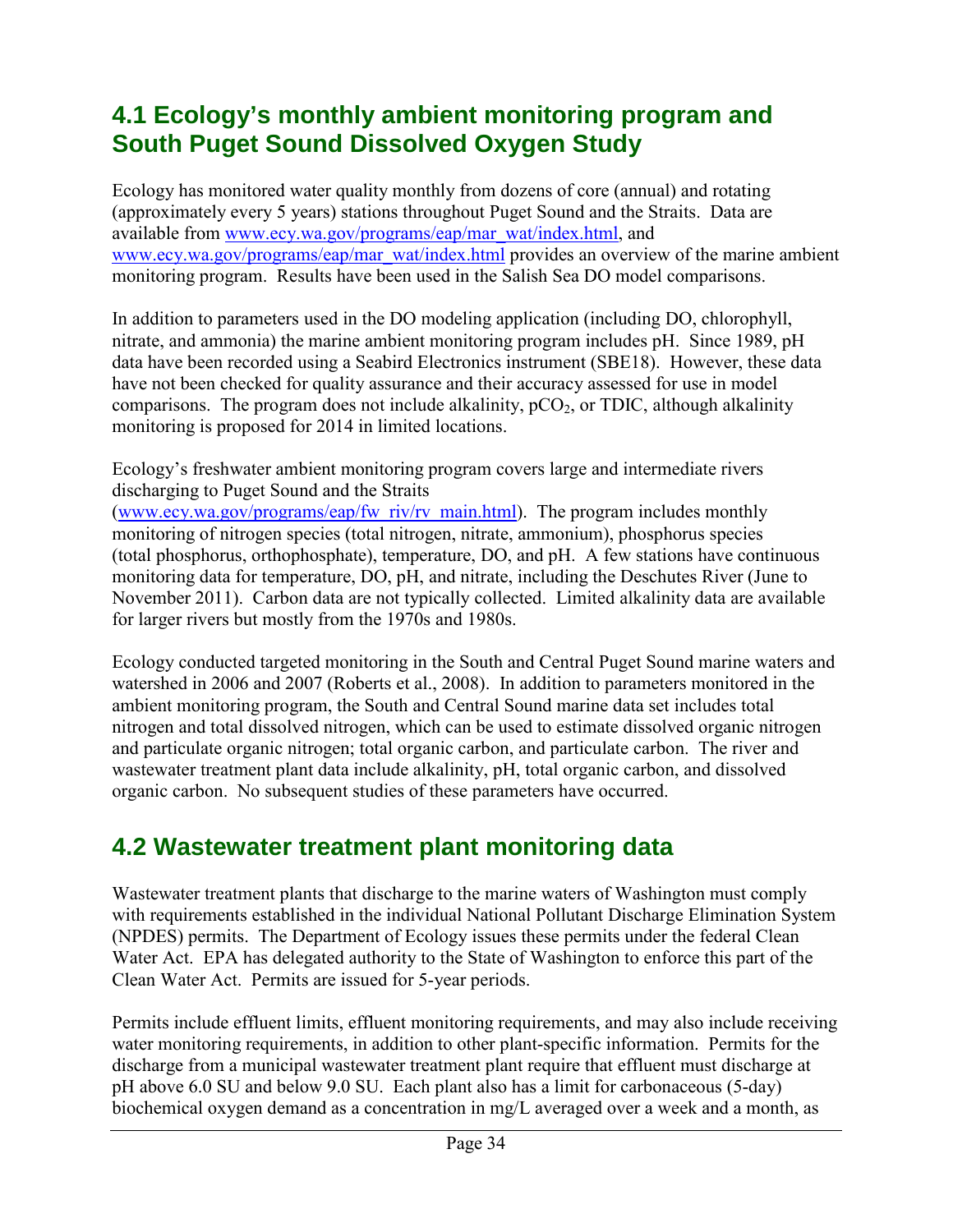## 4.1 Ecology's monthly ambient monitoring program and South Puget Sound Dissolved Oxygen Study

Ecology has monitored water quality monthly from dozens of core (annual) and rotating (approximately every 5 years) stations throughout Puget Sound and the Straits. Data are available from www.ecy.wa.gov/programs/eap/mar_wat/index.html, and www.ecy.wa.gov/programs/eap/mar_wat/index.html provides an overview of the marine ambient monitoring program. Results have been used in the Salish Sea DO model comparisons.

In addition to parameters used in the DO modeling application (including DO, chlorophyll, nitrate, and ammonia) the marine ambient monitoring program includes pH. Since 1989, pH data have been recorded using a Seabird Electronics instrument (SBE18). However, these data have not been checked for quality assurance and their accuracy assessed for use in model comparisons. The program does not include alkalinity, $pCO_2$, or TDIC, although alkalinity monitoring is proposed for 2014 in limited locations.

Ecology's freshwater ambient monitoring program covers large and intermediate rivers discharging to Puget Sound and the Straits (www.ecy.wa.gov/programs/eap/fw_riv/rv_main.html). The program includes monthly monitoring of nitrogen species (total nitrogen, nitrate, ammonium), phosphorus species (total phosphorus, orthophosphate), temperature, DO, and pH. A few stations have continuous monitoring data for temperature, DO, pH, and nitrate, including the Deschutes River (June to November 2011). Carbon data are not typically collected. Limited alkalinity data are available for larger rivers but mostly from the 1970s and 1980s.

Ecology conducted targeted monitoring in the South and Central Puget Sound marine waters and watershed in 2006 and 2007 (Roberts et al., 2008). In addition to parameters monitored in the ambient monitoring program, the South and Central Sound marine data set includes total nitrogen and total dissolved nitrogen, which can be used to estimate dissolved organic nitrogen and particulate organic nitrogen; total organic carbon, and particulate carbon. The river and wastewater treatment plant data include alkalinity, pH, total organic carbon, and dissolved organic carbon. No subsequent studies of these parameters have occurred.

## 4.2 Wastewater treatment plant monitoring data

Wastewater treatment plants that discharge to the marine waters of Washington must comply with requirements established in the individual National Pollutant Discharge Elimination System (NPDES) permits. The Department of Ecology issues these permits under the federal Clean Water Act. EPA has delegated authority to the State of Washington to enforce this part of the Clean Water Act. Permits are issued for 5-year periods.

Permits include effluent limits, effluent monitoring requirements, and may also include receiving water monitoring requirements, in addition to other plant-specific information. Permits for the discharge from a municipal wastewater treatment plant require that effluent must discharge at pH above 6.0 SU and below 9.0 SU. Each plant also has a limit for carbonaceous (5-day) biochemical oxygen demand as a concentration in mg/L averaged over a week and a month, as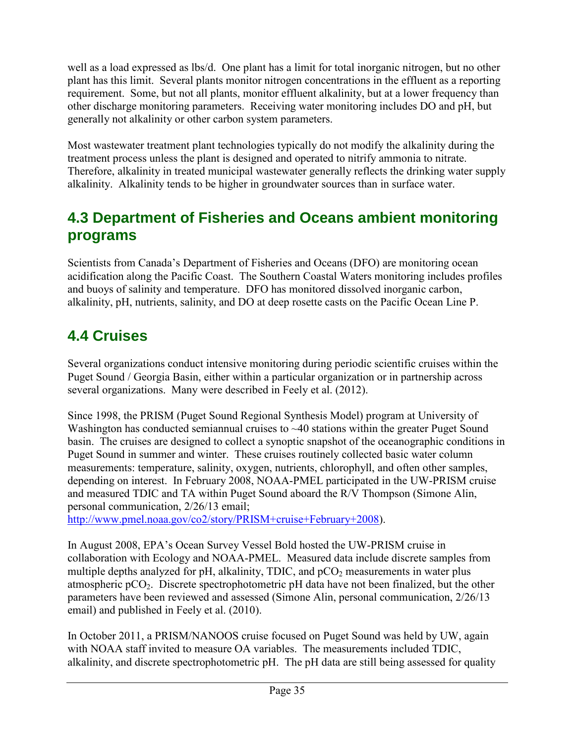well as a load expressed as lbs/d. One plant has a limit for total inorganic nitrogen, but no other plant has this limit. Several plants monitor nitrogen concentrations in the effluent as a reporting requirement. Some, but not all plants, monitor effluent alkalinity, but at a lower frequency than other discharge monitoring parameters. Receiving water monitoring includes DO and pH, but generally not alkalinity or other carbon system parameters.

Most wastewater treatment plant technologies typically do not modify the alkalinity during the treatment process unless the plant is designed and operated to nitrify ammonia to nitrate. Therefore, alkalinity in treated municipal wastewater generally reflects the drinking water supply alkalinity. Alkalinity tends to be higher in groundwater sources than in surface water.

## 4.3 Department of Fisheries and Oceans ambient monitoring programs

Scientists from Canada's Department of Fisheries and Oceans (DFO) are monitoring ocean acidification along the Pacific Coast. The Southern Coastal Waters monitoring includes profiles and buoys of salinity and temperature. DFO has monitored dissolved inorganic carbon, alkalinity, pH, nutrients, salinity, and DO at deep rosette casts on the Pacific Ocean Line P.

## 4.4 Cruises

Several organizations conduct intensive monitoring during periodic scientific cruises within the Puget Sound / Georgia Basin, either within a particular organization or in partnership across several organizations. Many were described in Feely et al. (2012).

Since 1998, the PRISM (Puget Sound Regional Synthesis Model) program at University of Washington has conducted semiannual cruises to ~40 stations within the greater Puget Sound basin. The cruises are designed to collect a synoptic snapshot of the oceanographic conditions in Puget Sound in summer and winter. These cruises routinely collected basic water column measurements: temperature, salinity, oxygen, nutrients, chlorophyll, and often other samples, depending on interest. In February 2008, NOAA-PMEL participated in the UW-PRISM cruise and measured TDIC and TA within Puget Sound aboard the R/V Thompson (Simone Alin, personal communication, 2/26/13 email; http://www.pmel.noaa.gov/co2/story/PRISM+cruise+February+2008).

In August 2008, EPA's Ocean Survey Vessel Bold hosted the UW-PRISM cruise in collaboration with Ecology and NOAA-PMEL. Measured data include discrete samples from multiple depths analyzed for pH, alkalinity, TDIC, and $pCO_2$ measurements in water plus atmospheric $pCO_2$. Discrete spectrophotometric pH data have not been finalized, but the other parameters have been reviewed and assessed (Simone Alin, personal communication, 2/26/13 email) and published in Feely et al. (2010).

In October 2011, a PRISM/NANOOS cruise focused on Puget Sound was held by UW, again with NOAA staff invited to measure OA variables. The measurements included TDIC, alkalinity, and discrete spectrophotometric pH. The pH data are still being assessed for quality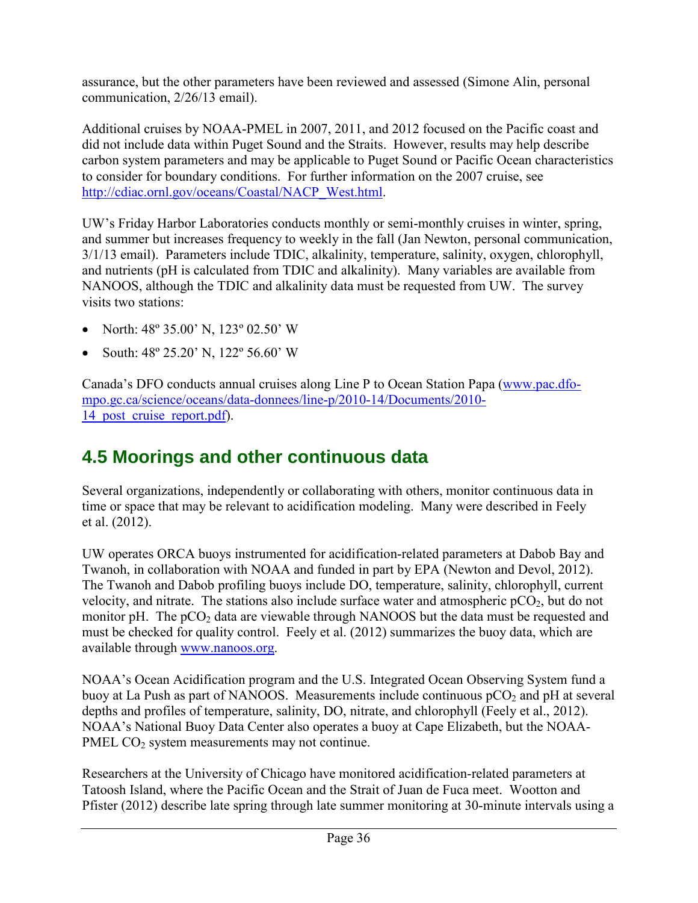assurance, but the other parameters have been reviewed and assessed (Simone Alin, personal communication, 2/26/13 email).

Additional cruises by NOAA-PMEL in 2007, 2011, and 2012 focused on the Pacific coast and did not include data within Puget Sound and the Straits. However, results may help describe carbon system parameters and may be applicable to Puget Sound or Pacific Ocean characteristics to consider for boundary conditions. For further information on the 2007 cruise, see http://cdiac.ornl.gov/oceans/Coastal/NACP_West.html.

UW's Friday Harbor Laboratories conducts monthly or semi-monthly cruises in winter, spring, and summer but increases frequency to weekly in the fall (Jan Newton, personal communication, 3/1/13 email). Parameters include TDIC, alkalinity, temperature, salinity, oxygen, chlorophyll, and nutrients (pH is calculated from TDIC and alkalinity). Many variables are available from NANOOS, although the TDIC and alkalinity data must be requested from UW. The survey visits two stations:

- North: 48º 35.00' N, 123º 02.50' W
- South: 48º 25.20' N, 122º 56.60' W

Canada's DFO conducts annual cruises along Line P to Ocean Station Papa (www.pac.dfo-mpo.gc.ca/science/oceans/data-donnees/line-p/2010-14/Documents/2010-14_post_cruise_report.pdf).

## 4.5 Moorings and other continuous data

Several organizations, independently or collaborating with others, monitor continuous data in time or space that may be relevant to acidification modeling. Many were described in Feely et al. (2012).

UW operates ORCA buoys instrumented for acidification-related parameters at Dabob Bay and Twanoh, in collaboration with NOAA and funded in part by EPA (Newton and Devol, 2012). The Twanoh and Dabob profiling buoys include DO, temperature, salinity, chlorophyll, current velocity, and nitrate. The stations also include surface water and atmospheric $pCO_2$, but do not monitor pH. The $pCO_2$ data are viewable through NANOOS but the data must be requested and must be checked for quality control. Feely et al. (2012) summarizes the buoy data, which are available through www.nanoos.org.

NOAA's Ocean Acidification program and the U.S. Integrated Ocean Observing System fund a buoy at La Push as part of NANOOS. Measurements include continuous $pCO_2$ and pH at several depths and profiles of temperature, salinity, DO, nitrate, and chlorophyll (Feely et al., 2012). NOAA's National Buoy Data Center also operates a buoy at Cape Elizabeth, but the NOAA-PMEL $CO_2$ system measurements may not continue.

Researchers at the University of Chicago have monitored acidification-related parameters at Tatoosh Island, where the Pacific Ocean and the Strait of Juan de Fuca meet. Wootton and Pfister (2012) describe late spring through late summer monitoring at 30-minute intervals using a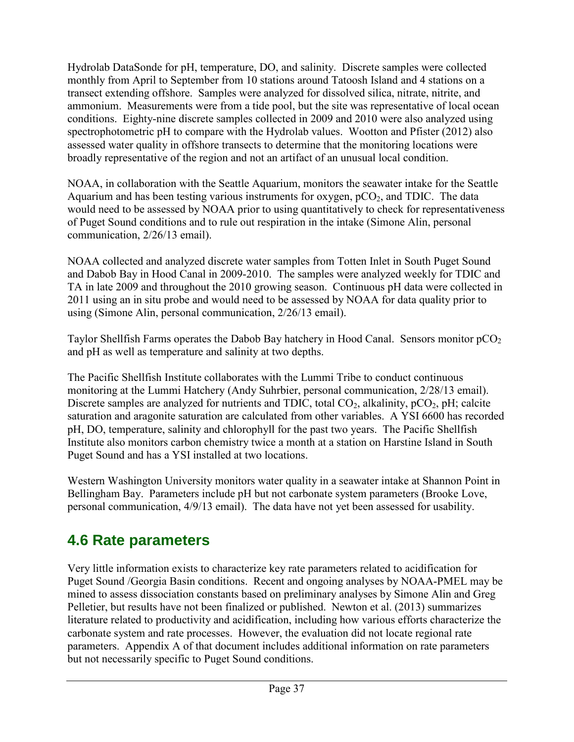Hydrolab DataSonde for pH, temperature, DO, and salinity. Discrete samples were collected monthly from April to September from 10 stations around Tatoosh Island and 4 stations on a transect extending offshore. Samples were analyzed for dissolved silica, nitrate, nitrite, and ammonium. Measurements were from a tide pool, but the site was representative of local ocean conditions. Eighty-nine discrete samples collected in 2009 and 2010 were also analyzed using spectrophotometric pH to compare with the Hydrolab values. Wootton and Pfister (2012) also assessed water quality in offshore transects to determine that the monitoring locations were broadly representative of the region and not an artifact of an unusual local condition.

NOAA, in collaboration with the Seattle Aquarium, monitors the seawater intake for the Seattle Aquarium and has been testing various instruments for oxygen, $pCO_2$, and TDIC. The data would need to be assessed by NOAA prior to using quantitatively to check for representativeness of Puget Sound conditions and to rule out respiration in the intake (Simone Alin, personal communication, 2/26/13 email).

NOAA collected and analyzed discrete water samples from Totten Inlet in South Puget Sound and Dabob Bay in Hood Canal in 2009-2010. The samples were analyzed weekly for TDIC and TA in late 2009 and throughout the 2010 growing season. Continuous pH data were collected in 2011 using an in situ probe and would need to be assessed by NOAA for data quality prior to using (Simone Alin, personal communication, 2/26/13 email).

Taylor Shellfish Farms operates the Dabob Bay hatchery in Hood Canal. Sensors monitor $pCO_2$ and pH as well as temperature and salinity at two depths.

The Pacific Shellfish Institute collaborates with the Lummi Tribe to conduct continuous monitoring at the Lummi Hatchery (Andy Suhrbier, personal communication, 2/28/13 email). Discrete samples are analyzed for nutrients and TDIC, total $CO_2$, alkalinity, $pCO_2$, pH; calcite saturation and aragonite saturation are calculated from other variables. A YSI 6600 has recorded pH, DO, temperature, salinity and chlorophyll for the past two years. The Pacific Shellfish Institute also monitors carbon chemistry twice a month at a station on Harstine Island in South Puget Sound and has a YSI installed at two locations.

Western Washington University monitors water quality in a seawater intake at Shannon Point in Bellingham Bay. Parameters include pH but not carbonate system parameters (Brooke Love, personal communication, 4/9/13 email). The data have not yet been assessed for usability.

## 4.6 Rate parameters

Very little information exists to characterize key rate parameters related to acidification for Puget Sound /Georgia Basin conditions. Recent and ongoing analyses by NOAA-PMEL may be mined to assess dissociation constants based on preliminary analyses by Simone Alin and Greg Pelletier, but results have not been finalized or published. Newton et al. (2013) summarizes literature related to productivity and acidification, including how various efforts characterize the carbonate system and rate processes. However, the evaluation did not locate regional rate parameters. Appendix A of that document includes additional information on rate parameters but not necessarily specific to Puget Sound conditions.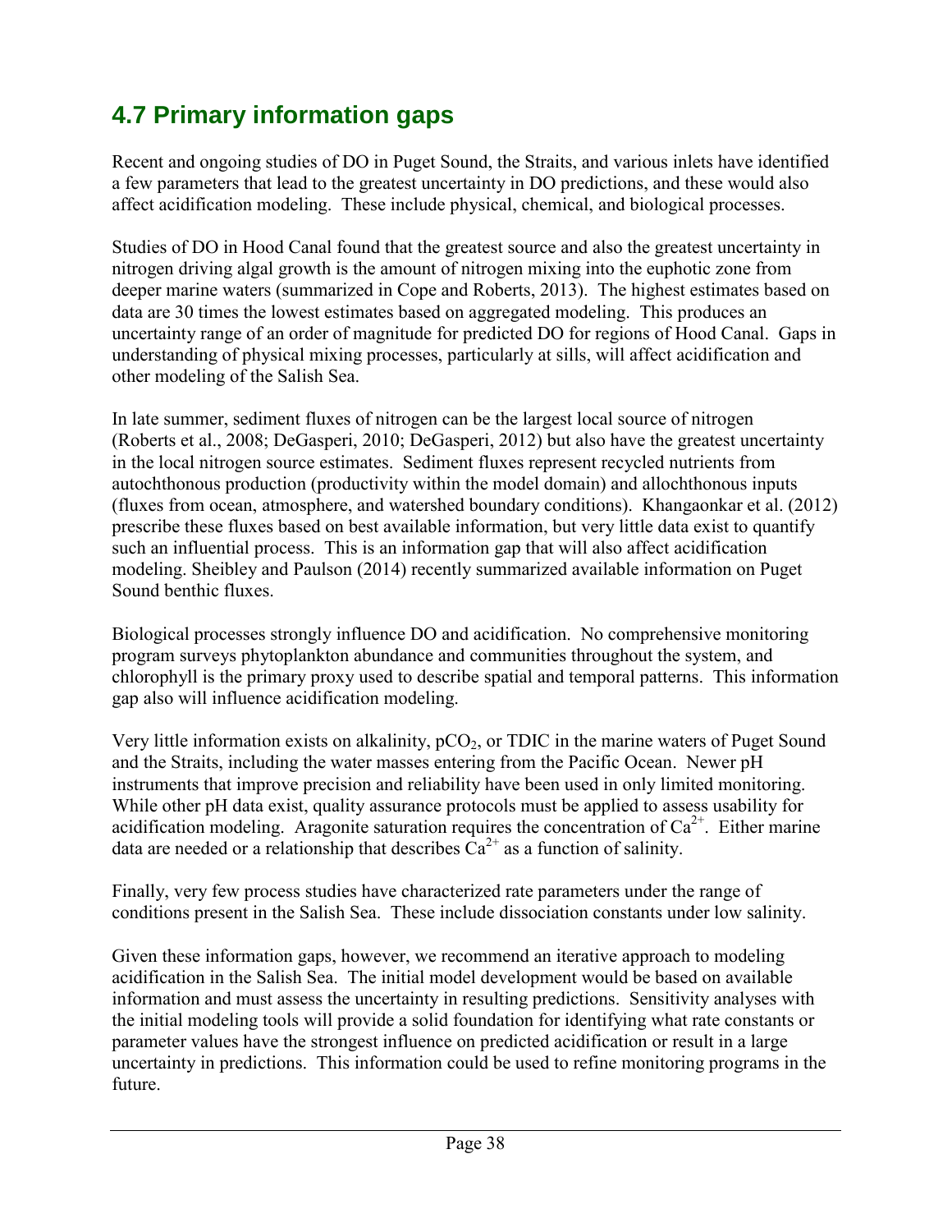## 4.7 Primary information gaps

Recent and ongoing studies of DO in Puget Sound, the Straits, and various inlets have identified a few parameters that lead to the greatest uncertainty in DO predictions, and these would also affect acidification modeling. These include physical, chemical, and biological processes.

Studies of DO in Hood Canal found that the greatest source and also the greatest uncertainty in nitrogen driving algal growth is the amount of nitrogen mixing into the euphotic zone from deeper marine waters (summarized in Cope and Roberts, 2013). The highest estimates based on data are 30 times the lowest estimates based on aggregated modeling. This produces an uncertainty range of an order of magnitude for predicted DO for regions of Hood Canal. Gaps in understanding of physical mixing processes, particularly at sills, will affect acidification and other modeling of the Salish Sea.

In late summer, sediment fluxes of nitrogen can be the largest local source of nitrogen (Roberts et al., 2008; DeGasperi, 2010; DeGasperi, 2012) but also have the greatest uncertainty in the local nitrogen source estimates. Sediment fluxes represent recycled nutrients from autochthonous production (productivity within the model domain) and allochthonous inputs (fluxes from ocean, atmosphere, and watershed boundary conditions). Khangaonkar et al. (2012) prescribe these fluxes based on best available information, but very little data exist to quantify such an influential process. This is an information gap that will also affect acidification modeling. Sheibley and Paulson (2014) recently summarized available information on Puget Sound benthic fluxes.

Biological processes strongly influence DO and acidification. No comprehensive monitoring program surveys phytoplankton abundance and communities throughout the system, and chlorophyll is the primary proxy used to describe spatial and temporal patterns. This information gap also will influence acidification modeling.

Very little information exists on alkalinity, $pCO_2$, or TDIC in the marine waters of Puget Sound and the Straits, including the water masses entering from the Pacific Ocean. Newer pH instruments that improve precision and reliability have been used in only limited monitoring. While other pH data exist, quality assurance protocols must be applied to assess usability for acidification modeling. Aragonite saturation requires the concentration of $Ca^{2+}$. Either marine data are needed or a relationship that describes $Ca^{2+}$ as a function of salinity.

Finally, very few process studies have characterized rate parameters under the range of conditions present in the Salish Sea. These include dissociation constants under low salinity.

Given these information gaps, however, we recommend an iterative approach to modeling acidification in the Salish Sea. The initial model development would be based on available information and must assess the uncertainty in resulting predictions. Sensitivity analyses with the initial modeling tools will provide a solid foundation for identifying what rate constants or parameter values have the strongest influence on predicted acidification or result in a large uncertainty in predictions. This information could be used to refine monitoring programs in the future.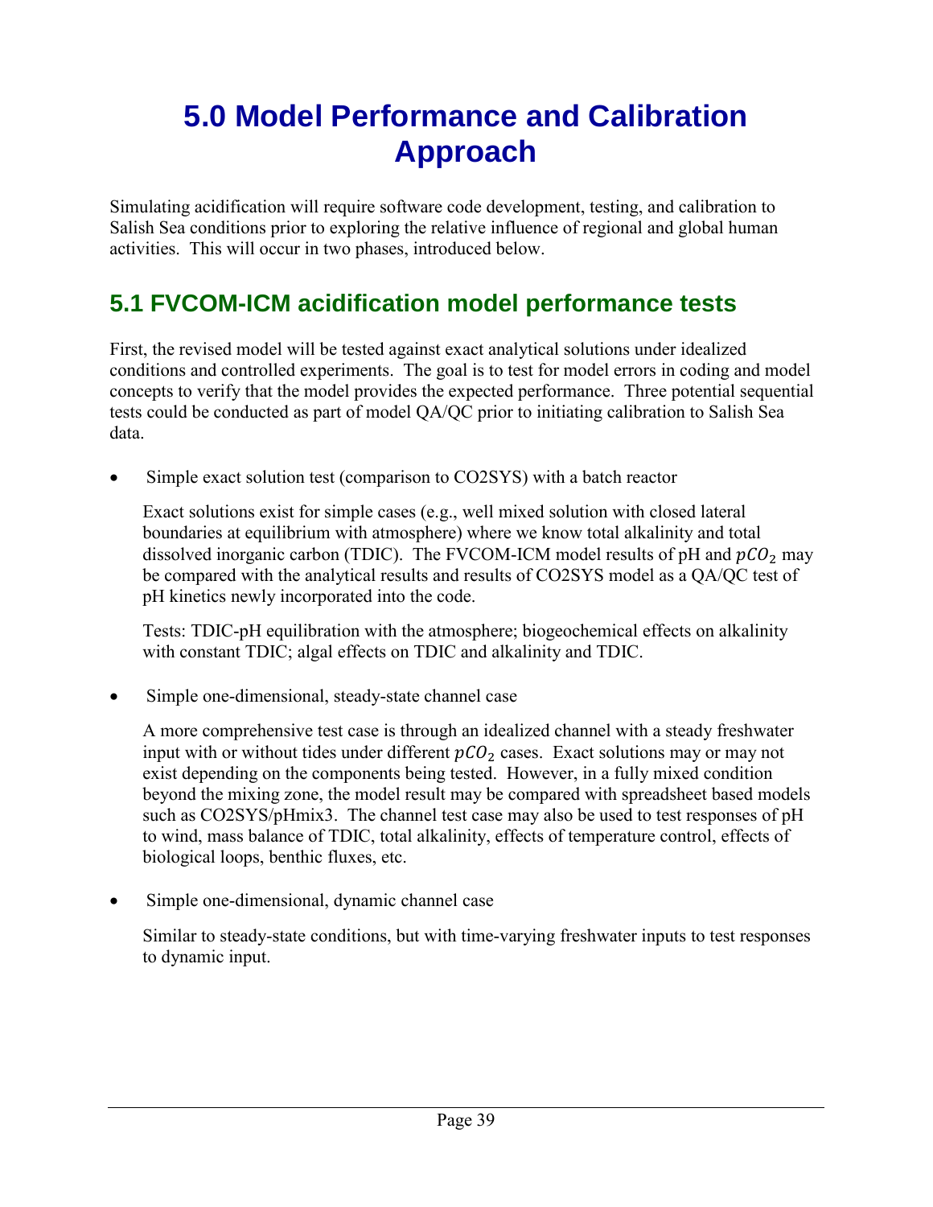# 5.0 Model Performance and Calibration Approach

Simulating acidification will require software code development, testing, and calibration to Salish Sea conditions prior to exploring the relative influence of regional and global human activities. This will occur in two phases, introduced below.

## 5.1 FVCOM-ICM acidification model performance tests

First, the revised model will be tested against exact analytical solutions under idealized conditions and controlled experiments. The goal is to test for model errors in coding and model concepts to verify that the model provides the expected performance. Three potential sequential tests could be conducted as part of model QA/QC prior to initiating calibration to Salish Sea data.

- Simple exact solution test (comparison to CO2SYS) with a batch reactor

  Exact solutions exist for simple cases (e.g., well mixed solution with closed lateral boundaries at equilibrium with atmosphere) where we know total alkalinity and total dissolved inorganic carbon (TDIC). The FVCOM-ICM model results of pH and $pCO_2$ may be compared with the analytical results and results of CO2SYS model as a QA/QC test of pH kinetics newly incorporated into the code.

  Tests: TDIC-pH equilibration with the atmosphere; biogeochemical effects on alkalinity with constant TDIC; algal effects on TDIC and alkalinity and TDIC.

- Simple one-dimensional, steady-state channel case

  A more comprehensive test case is through an idealized channel with a steady freshwater input with or without tides under different $pCO_2$ cases. Exact solutions may or may not exist depending on the components being tested. However, in a fully mixed condition beyond the mixing zone, the model result may be compared with spreadsheet based models such as CO2SYS/pHmix3. The channel test case may also be used to test responses of pH to wind, mass balance of TDIC, total alkalinity, effects of temperature control, effects of biological loops, benthic fluxes, etc.

- Simple one-dimensional, dynamic channel case

  Similar to steady-state conditions, but with time-varying freshwater inputs to test responses to dynamic input.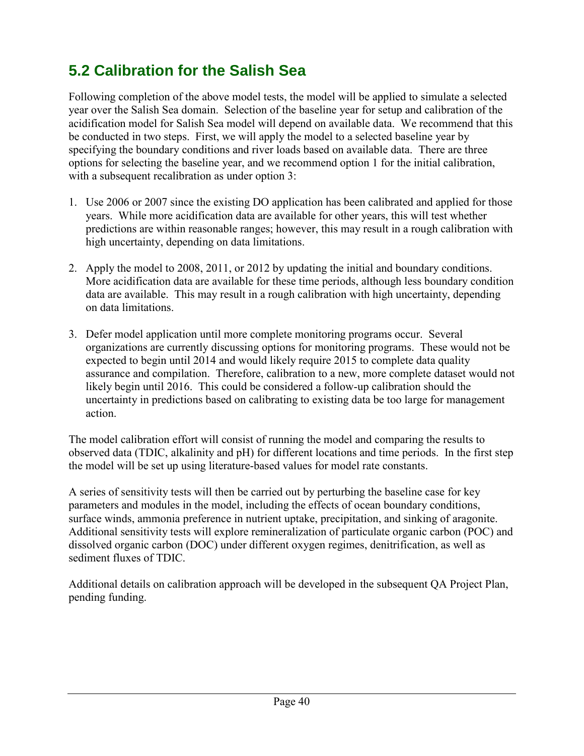## 5.2 Calibration for the Salish Sea

Following completion of the above model tests, the model will be applied to simulate a selected year over the Salish Sea domain. Selection of the baseline year for setup and calibration of the acidification model for Salish Sea model will depend on available data. We recommend that this be conducted in two steps. First, we will apply the model to a selected baseline year by specifying the boundary conditions and river loads based on available data. There are three options for selecting the baseline year, and we recommend option 1 for the initial calibration, with a subsequent recalibration as under option 3:

1. Use 2006 or 2007 since the existing DO application has been calibrated and applied for those years. While more acidification data are available for other years, this will test whether predictions are within reasonable ranges; however, this may result in a rough calibration with high uncertainty, depending on data limitations.
2. Apply the model to 2008, 2011, or 2012 by updating the initial and boundary conditions. More acidification data are available for these time periods, although less boundary condition data are available. This may result in a rough calibration with high uncertainty, depending on data limitations.
3. Defer model application until more complete monitoring programs occur. Several organizations are currently discussing options for monitoring programs. These would not be expected to begin until 2014 and would likely require 2015 to complete data quality assurance and compilation. Therefore, calibration to a new, more complete dataset would not likely begin until 2016. This could be considered a follow-up calibration should the uncertainty in predictions based on calibrating to existing data be too large for management action.

The model calibration effort will consist of running the model and comparing the results to observed data (TDIC, alkalinity and pH) for different locations and time periods. In the first step the model will be set up using literature-based values for model rate constants.

A series of sensitivity tests will then be carried out by perturbing the baseline case for key parameters and modules in the model, including the effects of ocean boundary conditions, surface winds, ammonia preference in nutrient uptake, precipitation, and sinking of aragonite. Additional sensitivity tests will explore remineralization of particulate organic carbon (POC) and dissolved organic carbon (DOC) under different oxygen regimes, denitrification, as well as sediment fluxes of TDIC.

Additional details on calibration approach will be developed in the subsequent QA Project Plan, pending funding.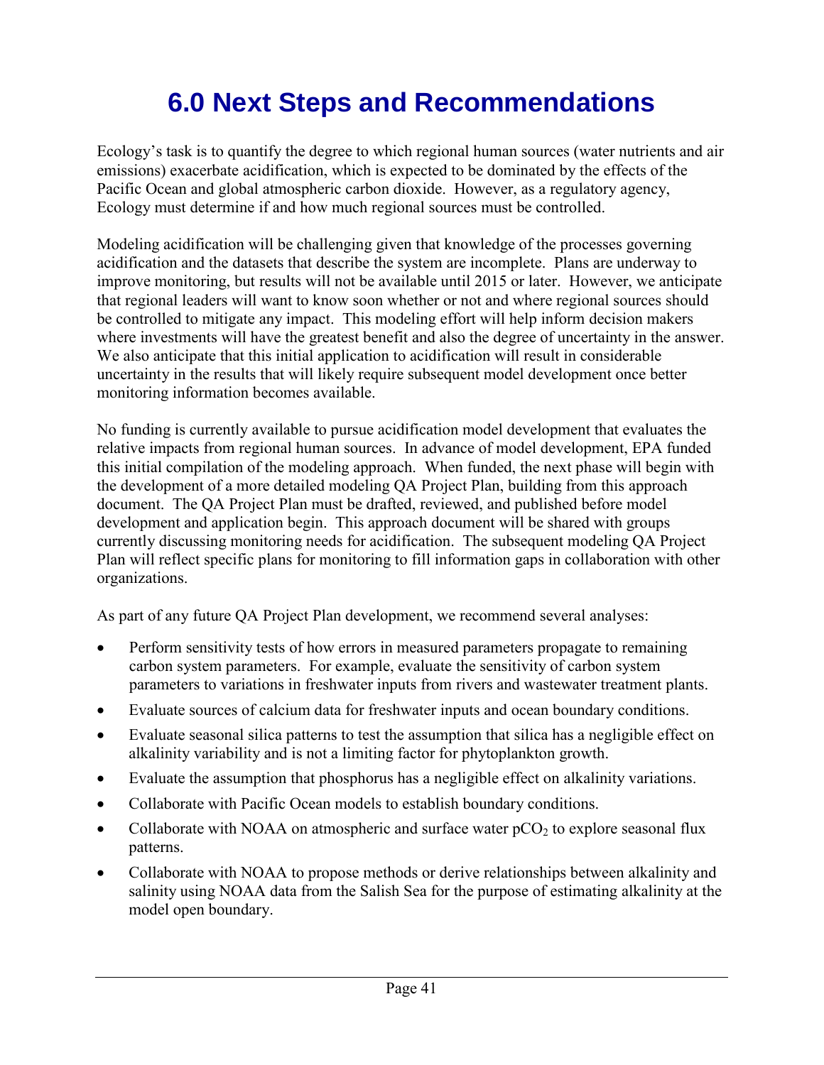# 6.0 Next Steps and Recommendations

Ecology's task is to quantify the degree to which regional human sources (water nutrients and air emissions) exacerbate acidification, which is expected to be dominated by the effects of the Pacific Ocean and global atmospheric carbon dioxide. However, as a regulatory agency, Ecology must determine if and how much regional sources must be controlled.

Modeling acidification will be challenging given that knowledge of the processes governing acidification and the datasets that describe the system are incomplete. Plans are underway to improve monitoring, but results will not be available until 2015 or later. However, we anticipate that regional leaders will want to know soon whether or not and where regional sources should be controlled to mitigate any impact. This modeling effort will help inform decision makers where investments will have the greatest benefit and also the degree of uncertainty in the answer. We also anticipate that this initial application to acidification will result in considerable uncertainty in the results that will likely require subsequent model development once better monitoring information becomes available.

No funding is currently available to pursue acidification model development that evaluates the relative impacts from regional human sources. In advance of model development, EPA funded this initial compilation of the modeling approach. When funded, the next phase will begin with the development of a more detailed modeling QA Project Plan, building from this approach document. The QA Project Plan must be drafted, reviewed, and published before model development and application begin. This approach document will be shared with groups currently discussing monitoring needs for acidification. The subsequent modeling QA Project Plan will reflect specific plans for monitoring to fill information gaps in collaboration with other organizations.

As part of any future QA Project Plan development, we recommend several analyses:

- Perform sensitivity tests of how errors in measured parameters propagate to remaining carbon system parameters. For example, evaluate the sensitivity of carbon system parameters to variations in freshwater inputs from rivers and wastewater treatment plants.
- Evaluate sources of calcium data for freshwater inputs and ocean boundary conditions.
- Evaluate seasonal silica patterns to test the assumption that silica has a negligible effect on alkalinity variability and is not a limiting factor for phytoplankton growth.
- Evaluate the assumption that phosphorus has a negligible effect on alkalinity variations.
- Collaborate with Pacific Ocean models to establish boundary conditions.
- Collaborate with NOAA on atmospheric and surface water $pCO_2$ to explore seasonal flux patterns.
- Collaborate with NOAA to propose methods or derive relationships between alkalinity and salinity using NOAA data from the Salish Sea for the purpose of estimating alkalinity at the model open boundary.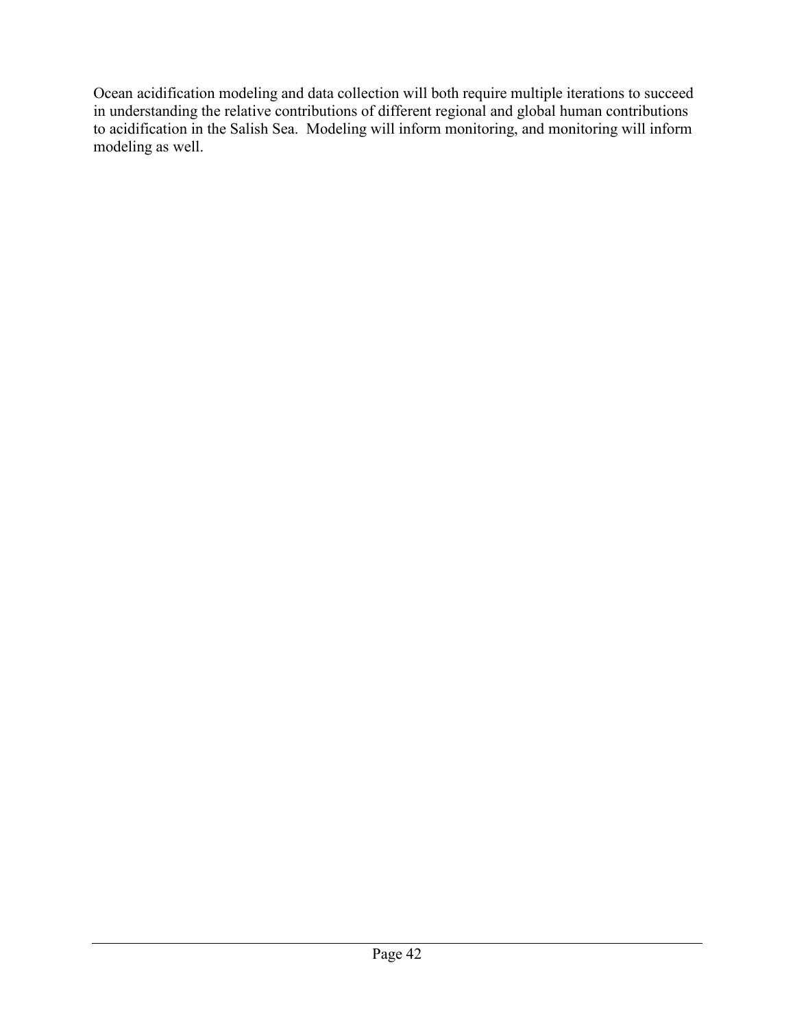Ocean acidification modeling and data collection will both require multiple iterations to succeed in understanding the relative contributions of different regional and global human contributions to acidification in the Salish Sea. Modeling will inform monitoring, and monitoring will inform modeling as well.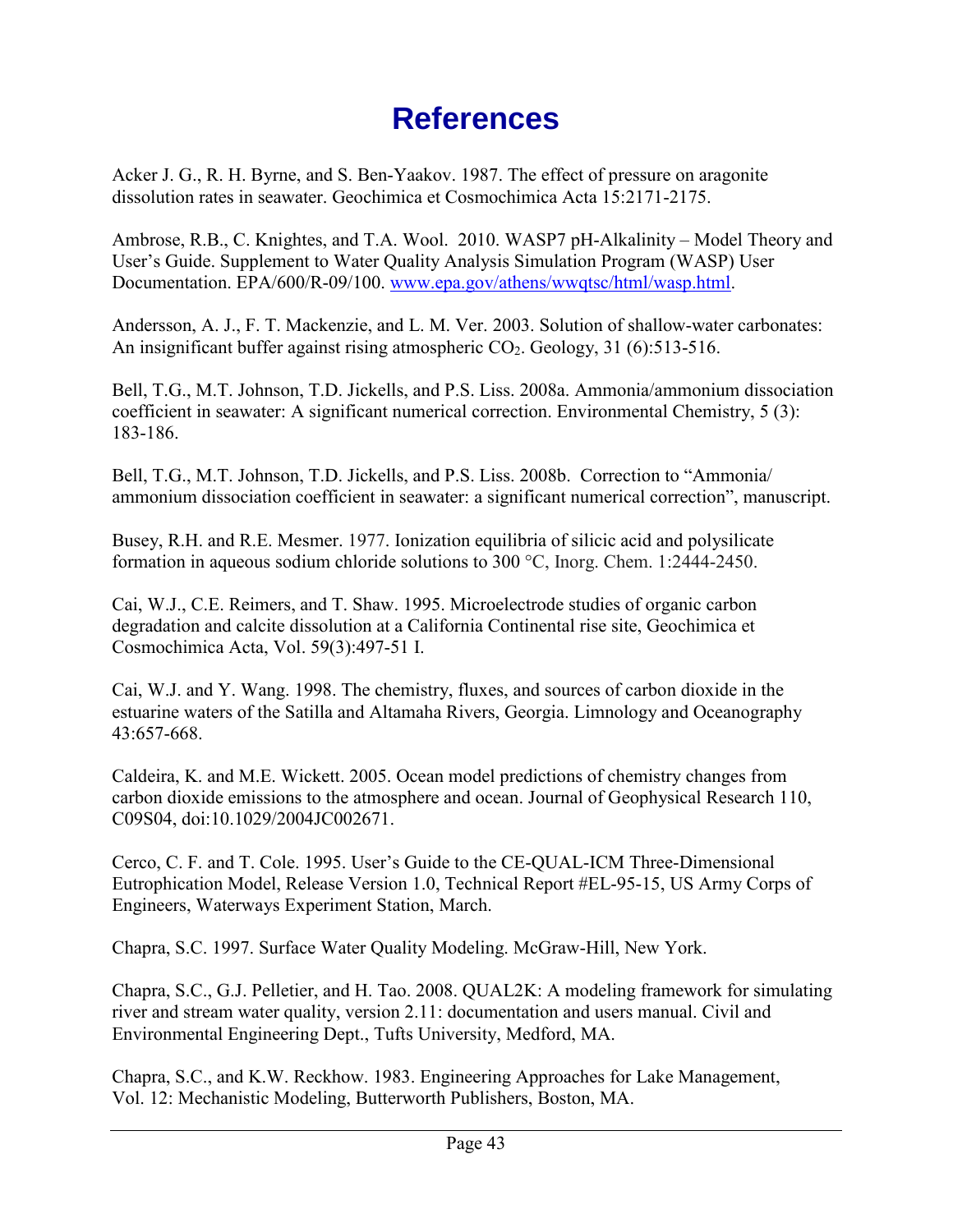# References

Acker J. G., R. H. Byrne, and S. Ben-Yaakov. 1987. The effect of pressure on aragonite dissolution rates in seawater. Geochimica et Cosmochimica Acta 15:2171-2175.

Ambrose, R.B., C. Knightes, and T.A. Wool. 2010. WASP7 pH-Alkalinity – Model Theory and User's Guide. Supplement to Water Quality Analysis Simulation Program (WASP) User Documentation. EPA/600/R-09/100. www.epa.gov/athens/wwqtsc/html/wasp.html.

Andersson, A. J., F. T. Mackenzie, and L. M. Ver. 2003. Solution of shallow-water carbonates: An insignificant buffer against rising atmospheric $CO_2$. Geology, 31 (6):513-516.

Bell, T.G., M.T. Johnson, T.D. Jickells, and P.S. Liss. 2008a. Ammonia/ammonium dissociation coefficient in seawater: A significant numerical correction. Environmental Chemistry, 5 (3): 183-186.

Bell, T.G., M.T. Johnson, T.D. Jickells, and P.S. Liss. 2008b. Correction to "Ammonia/ ammonium dissociation coefficient in seawater: a significant numerical correction", manuscript.

Busey, R.H. and R.E. Mesmer. 1977. Ionization equilibria of silicic acid and polysilicate formation in aqueous sodium chloride solutions to 300 °C, Inorg. Chem. 1:2444-2450.

Cai, W.J., C.E. Reimers, and T. Shaw. 1995. Microelectrode studies of organic carbon degradation and calcite dissolution at a California Continental rise site, Geochimica et Cosmochimica Acta, Vol. 59(3):497-51 I.

Cai, W.J. and Y. Wang. 1998. The chemistry, fluxes, and sources of carbon dioxide in the estuarine waters of the Satilla and Altamaha Rivers, Georgia. Limnology and Oceanography 43:657-668.

Caldeira, K. and M.E. Wickett. 2005. Ocean model predictions of chemistry changes from carbon dioxide emissions to the atmosphere and ocean. Journal of Geophysical Research 110, C09S04, doi:10.1029/2004JC002671.

Cerco, C. F. and T. Cole. 1995. User's Guide to the CE-QUAL-ICM Three-Dimensional Eutrophication Model, Release Version 1.0, Technical Report #EL-95-15, US Army Corps of Engineers, Waterways Experiment Station, March.

Chapra, S.C. 1997. Surface Water Quality Modeling. McGraw-Hill, New York.

Chapra, S.C., G.J. Pelletier, and H. Tao. 2008. QUAL2K: A modeling framework for simulating river and stream water quality, version 2.11: documentation and users manual. Civil and Environmental Engineering Dept., Tufts University, Medford, MA.

Chapra, S.C., and K.W. Reckhow. 1983. Engineering Approaches for Lake Management, Vol. 12: Mechanistic Modeling, Butterworth Publishers, Boston, MA.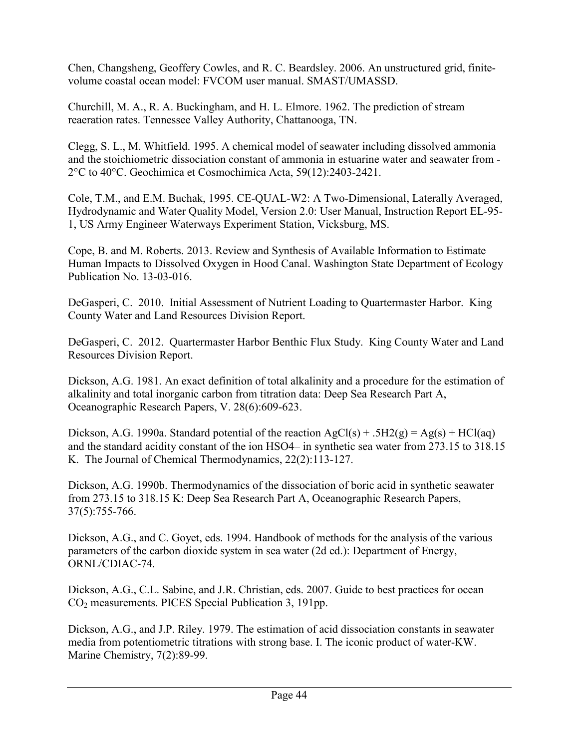Chen, Changsheng, Geoffery Cowles, and R. C. Beardsley. 2006. An unstructured grid, finite-volume coastal ocean model: FVCOM user manual. SMAST/UMASSD.

Churchill, M. A., R. A. Buckingham, and H. L. Elmore. 1962. The prediction of stream reaeration rates. Tennessee Valley Authority, Chattanooga, TN.

Clegg, S. L., M. Whitfield. 1995. A chemical model of seawater including dissolved ammonia and the stoichiometric dissociation constant of ammonia in estuarine water and seawater from -2°C to 40°C. Geochimica et Cosmochimica Acta, 59(12):2403-2421.

Cole, T.M., and E.M. Buchak, 1995. CE-QUAL-W2: A Two-Dimensional, Laterally Averaged, Hydrodynamic and Water Quality Model, Version 2.0: User Manual, Instruction Report EL-95-1, US Army Engineer Waterways Experiment Station, Vicksburg, MS.

Cope, B. and M. Roberts. 2013. Review and Synthesis of Available Information to Estimate Human Impacts to Dissolved Oxygen in Hood Canal. Washington State Department of Ecology Publication No. 13-03-016.

DeGasperi, C. 2010. Initial Assessment of Nutrient Loading to Quartermaster Harbor. King County Water and Land Resources Division Report.

DeGasperi, C. 2012. Quartermaster Harbor Benthic Flux Study. King County Water and Land Resources Division Report.

Dickson, A.G. 1981. An exact definition of total alkalinity and a procedure for the estimation of alkalinity and total inorganic carbon from titration data: Deep Sea Research Part A, Oceanographic Research Papers, V. 28(6):609-623.

Dickson, A.G. 1990a. Standard potential of the reaction AgCl(s) + .5H2(g) = Ag(s) + HCl(aq) and the standard acidity constant of the ion HSO4– in synthetic sea water from 273.15 to 318.15 K. The Journal of Chemical Thermodynamics, 22(2):113-127.

Dickson, A.G. 1990b. Thermodynamics of the dissociation of boric acid in synthetic seawater from 273.15 to 318.15 K: Deep Sea Research Part A, Oceanographic Research Papers, 37(5):755-766.

Dickson, A.G., and C. Goyet, eds. 1994. Handbook of methods for the analysis of the various parameters of the carbon dioxide system in sea water (2d ed.): Department of Energy, ORNL/CDIAC-74.

Dickson, A.G., C.L. Sabine, and J.R. Christian, eds. 2007. Guide to best practices for ocean $CO_2$ measurements. PICES Special Publication 3, 191pp.

Dickson, A.G., and J.P. Riley. 1979. The estimation of acid dissociation constants in seawater media from potentiometric titrations with strong base. I. The iconic product of water-KW. Marine Chemistry, 7(2):89-99.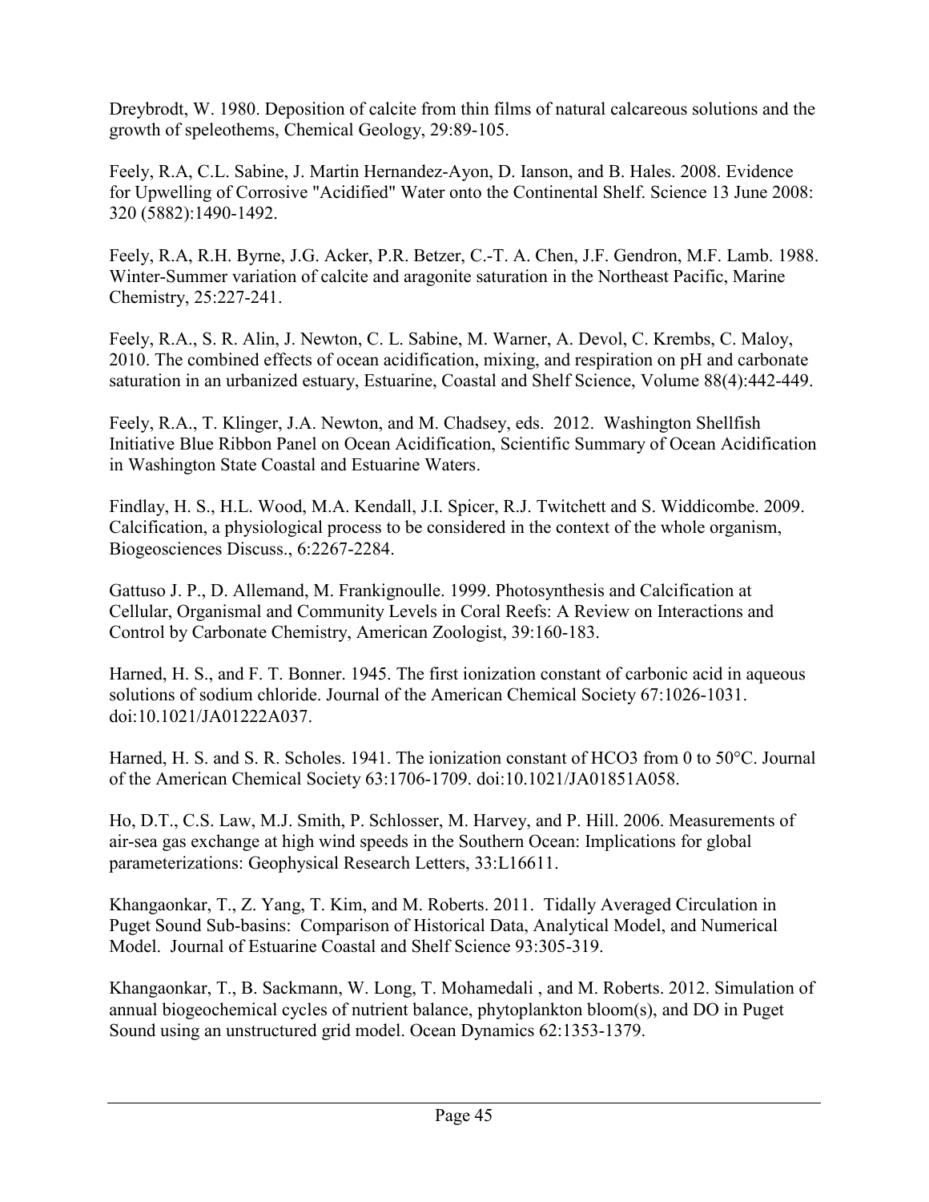Dreybrodt, W. 1980. Deposition of calcite from thin films of natural calcareous solutions and the growth of speleothems, Chemical Geology, 29:89-105.

Feely, R.A, C.L. Sabine, J. Martin Hernandez-Ayon, D. Ianson, and B. Hales. 2008. Evidence for Upwelling of Corrosive "Acidified" Water onto the Continental Shelf. Science 13 June 2008: 320 (5882):1490-1492.

Feely, R.A, R.H. Byrne, J.G. Acker, P.R. Betzer, C.-T. A. Chen, J.F. Gendron, M.F. Lamb. 1988. Winter-Summer variation of calcite and aragonite saturation in the Northeast Pacific, Marine Chemistry, 25:227-241.

Feely, R.A., S. R. Alin, J. Newton, C. L. Sabine, M. Warner, A. Devol, C. Krembs, C. Maloy, 2010. The combined effects of ocean acidification, mixing, and respiration on pH and carbonate saturation in an urbanized estuary, Estuarine, Coastal and Shelf Science, Volume 88(4):442-449.

Feely, R.A., T. Klinger, J.A. Newton, and M. Chadsey, eds. 2012. Washington Shellfish Initiative Blue Ribbon Panel on Ocean Acidification, Scientific Summary of Ocean Acidification in Washington State Coastal and Estuarine Waters.

Findlay, H. S., H.L. Wood, M.A. Kendall, J.I. Spicer, R.J. Twitchett and S. Widdicombe. 2009. Calcification, a physiological process to be considered in the context of the whole organism, Biogeosciences Discuss., 6:2267-2284.

Gattuso J. P., D. Allemand, M. Frankignoulle. 1999. Photosynthesis and Calcification at Cellular, Organismal and Community Levels in Coral Reefs: A Review on Interactions and Control by Carbonate Chemistry, American Zoologist, 39:160-183.

Harned, H. S., and F. T. Bonner. 1945. The first ionization constant of carbonic acid in aqueous solutions of sodium chloride. Journal of the American Chemical Society 67:1026-1031. doi:10.1021/JA01222A037.

Harned, H. S. and S. R. Scholes. 1941. The ionization constant of HCO3 from 0 to 50°C. Journal of the American Chemical Society 63:1706-1709. doi:10.1021/JA01851A058.

Ho, D.T., C.S. Law, M.J. Smith, P. Schlosser, M. Harvey, and P. Hill. 2006. Measurements of air-sea gas exchange at high wind speeds in the Southern Ocean: Implications for global parameterizations: Geophysical Research Letters, 33:L16611.

Khangaonkar, T., Z. Yang, T. Kim, and M. Roberts. 2011. Tidally Averaged Circulation in Puget Sound Sub-basins: Comparison of Historical Data, Analytical Model, and Numerical Model. Journal of Estuarine Coastal and Shelf Science 93:305-319.

Khangaonkar, T., B. Sackmann, W. Long, T. Mohamedali , and M. Roberts. 2012. Simulation of annual biogeochemical cycles of nutrient balance, phytoplankton bloom(s), and DO in Puget Sound using an unstructured grid model. Ocean Dynamics 62:1353-1379.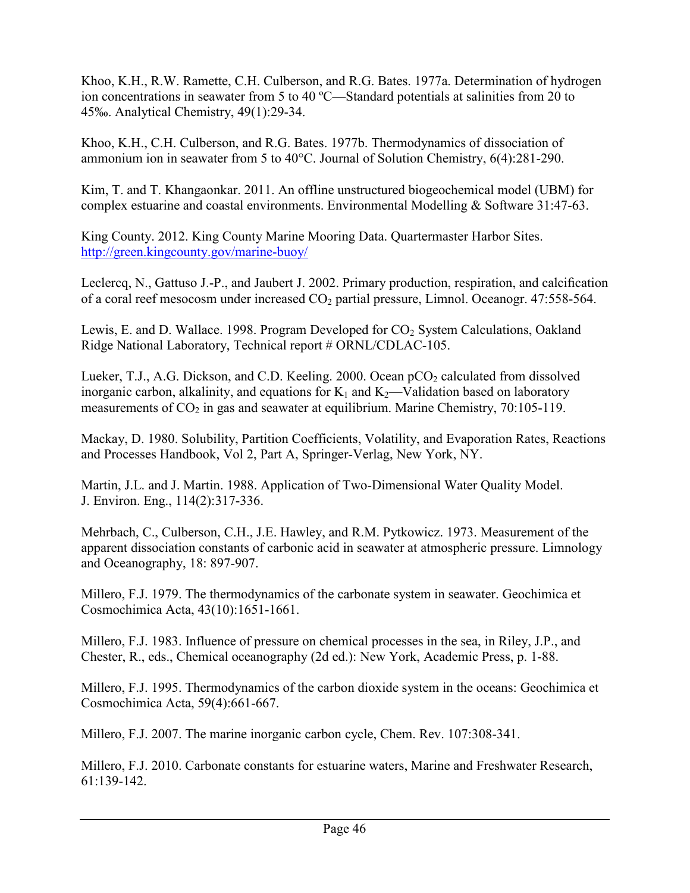Khoo, K.H., R.W. Ramette, C.H. Culberson, and R.G. Bates. 1977a. Determination of hydrogen ion concentrations in seawater from 5 to 40 ºC—Standard potentials at salinities from 20 to 45‰. Analytical Chemistry, 49(1):29-34.

Khoo, K.H., C.H. Culberson, and R.G. Bates. 1977b. Thermodynamics of dissociation of ammonium ion in seawater from 5 to 40°C. Journal of Solution Chemistry, 6(4):281-290.

Kim, T. and T. Khangaonkar. 2011. An offline unstructured biogeochemical model (UBM) for complex estuarine and coastal environments. Environmental Modelling & Software 31:47-63.

King County. 2012. King County Marine Mooring Data. Quartermaster Harbor Sites. http://green.kingcounty.gov/marine-buoy/

Leclercq, N., Gattuso J.-P., and Jaubert J. 2002. Primary production, respiration, and calcification of a coral reef mesocosm under increased $CO_2$ partial pressure, Limnol. Oceanogr. 47:558-564.

Lewis, E. and D. Wallace. 1998. Program Developed for $CO_2$ System Calculations, Oakland Ridge National Laboratory, Technical report # ORNL/CDLAC-105.

Lueker, T.J., A.G. Dickson, and C.D. Keeling. 2000. Ocean $pCO_2$ calculated from dissolved inorganic carbon, alkalinity, and equations for $K_1$ and $K_2$—Validation based on laboratory measurements of $CO_2$ in gas and seawater at equilibrium. Marine Chemistry, 70:105-119.

Mackay, D. 1980. Solubility, Partition Coefficients, Volatility, and Evaporation Rates, Reactions and Processes Handbook, Vol 2, Part A, Springer-Verlag, New York, NY.

Martin, J.L. and J. Martin. 1988. Application of Two-Dimensional Water Quality Model. J. Environ. Eng., 114(2):317-336.

Mehrbach, C., Culberson, C.H., J.E. Hawley, and R.M. Pytkowicz. 1973. Measurement of the apparent dissociation constants of carbonic acid in seawater at atmospheric pressure. Limnology and Oceanography, 18: 897-907.

Millero, F.J. 1979. The thermodynamics of the carbonate system in seawater. Geochimica et Cosmochimica Acta, 43(10):1651-1661.

Millero, F.J. 1983. Influence of pressure on chemical processes in the sea, in Riley, J.P., and Chester, R., eds., Chemical oceanography (2d ed.): New York, Academic Press, p. 1-88.

Millero, F.J. 1995. Thermodynamics of the carbon dioxide system in the oceans: Geochimica et Cosmochimica Acta, 59(4):661-667.

Millero, F.J. 2007. The marine inorganic carbon cycle, Chem. Rev. 107:308-341.

Millero, F.J. 2010. Carbonate constants for estuarine waters, Marine and Freshwater Research, 61:139-142.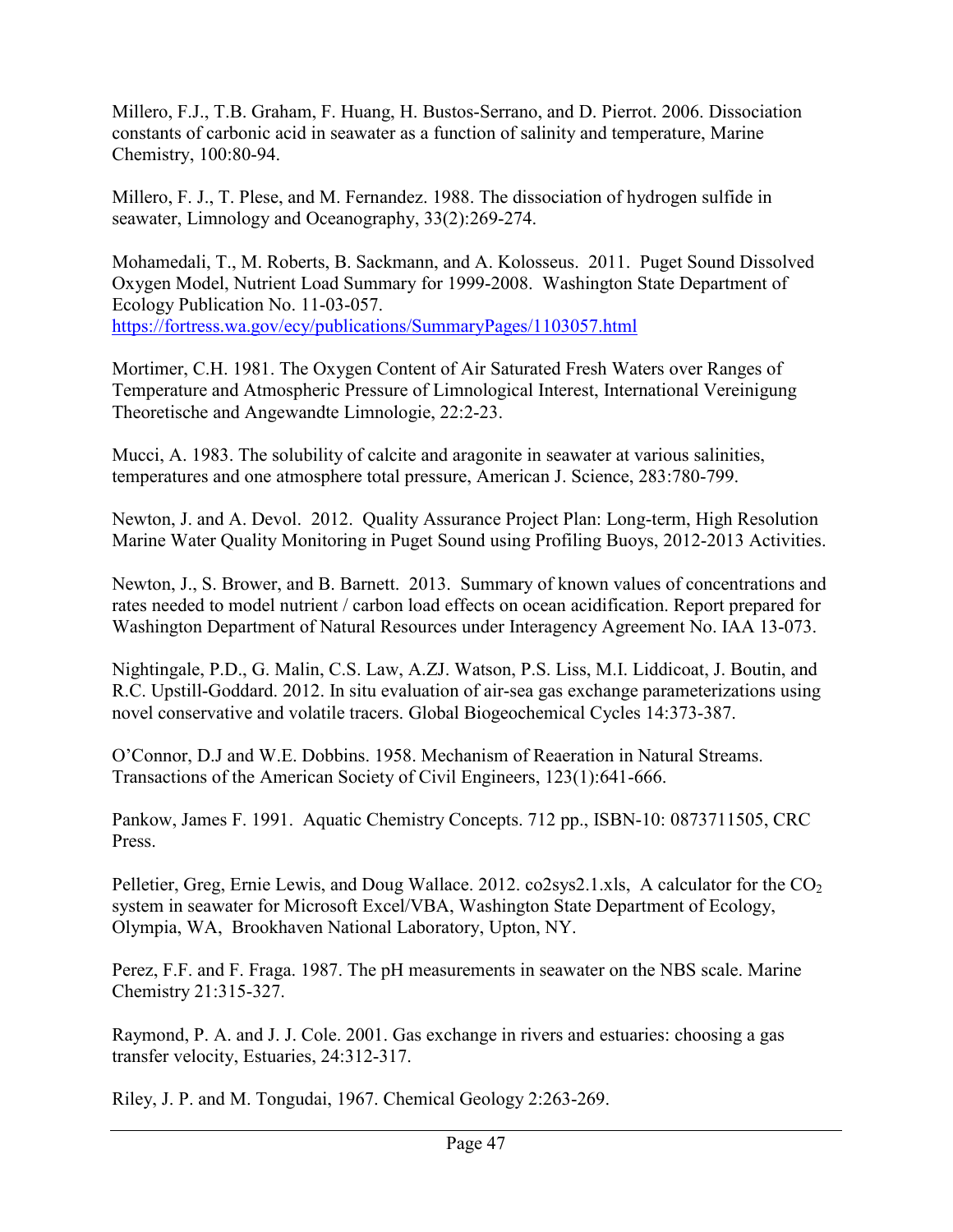Millero, F.J., T.B. Graham, F. Huang, H. Bustos-Serrano, and D. Pierrot. 2006. Dissociation constants of carbonic acid in seawater as a function of salinity and temperature, Marine Chemistry, 100:80-94.

Millero, F. J., T. Plese, and M. Fernandez. 1988. The dissociation of hydrogen sulfide in seawater, Limnology and Oceanography, 33(2):269-274.

Mohamedali, T., M. Roberts, B. Sackmann, and A. Kolosseus. 2011. Puget Sound Dissolved Oxygen Model, Nutrient Load Summary for 1999-2008. Washington State Department of Ecology Publication No. 11-03-057. https://fortress.wa.gov/ecy/publications/SummaryPages/1103057.html

Mortimer, C.H. 1981. The Oxygen Content of Air Saturated Fresh Waters over Ranges of Temperature and Atmospheric Pressure of Limnological Interest, International Vereinigung Theoretische and Angewandte Limnologie, 22:2-23.

Mucci, A. 1983. The solubility of calcite and aragonite in seawater at various salinities, temperatures and one atmosphere total pressure, American J. Science, 283:780-799.

Newton, J. and A. Devol. 2012. Quality Assurance Project Plan: Long-term, High Resolution Marine Water Quality Monitoring in Puget Sound using Profiling Buoys, 2012-2013 Activities.

Newton, J., S. Brower, and B. Barnett. 2013. Summary of known values of concentrations and rates needed to model nutrient / carbon load effects on ocean acidification. Report prepared for Washington Department of Natural Resources under Interagency Agreement No. IAA 13-073.

Nightingale, P.D., G. Malin, C.S. Law, A.ZJ. Watson, P.S. Liss, M.I. Liddicoat, J. Boutin, and R.C. Upstill-Goddard. 2012. In situ evaluation of air-sea gas exchange parameterizations using novel conservative and volatile tracers. Global Biogeochemical Cycles 14:373-387.

O'Connor, D.J and W.E. Dobbins. 1958. Mechanism of Reaeration in Natural Streams. Transactions of the American Society of Civil Engineers, 123(1):641-666.

Pankow, James F. 1991. Aquatic Chemistry Concepts. 712 pp., ISBN-10: 0873711505, CRC Press.

Pelletier, Greg, Ernie Lewis, and Doug Wallace. 2012. co2sys2.1.xls, A calculator for the $CO_2$ system in seawater for Microsoft Excel/VBA, Washington State Department of Ecology, Olympia, WA, Brookhaven National Laboratory, Upton, NY.

Perez, F.F. and F. Fraga. 1987. The pH measurements in seawater on the NBS scale. Marine Chemistry 21:315-327.

Raymond, P. A. and J. J. Cole. 2001. Gas exchange in rivers and estuaries: choosing a gas transfer velocity, Estuaries, 24:312-317.

Riley, J. P. and M. Tongudai, 1967. Chemical Geology 2:263-269.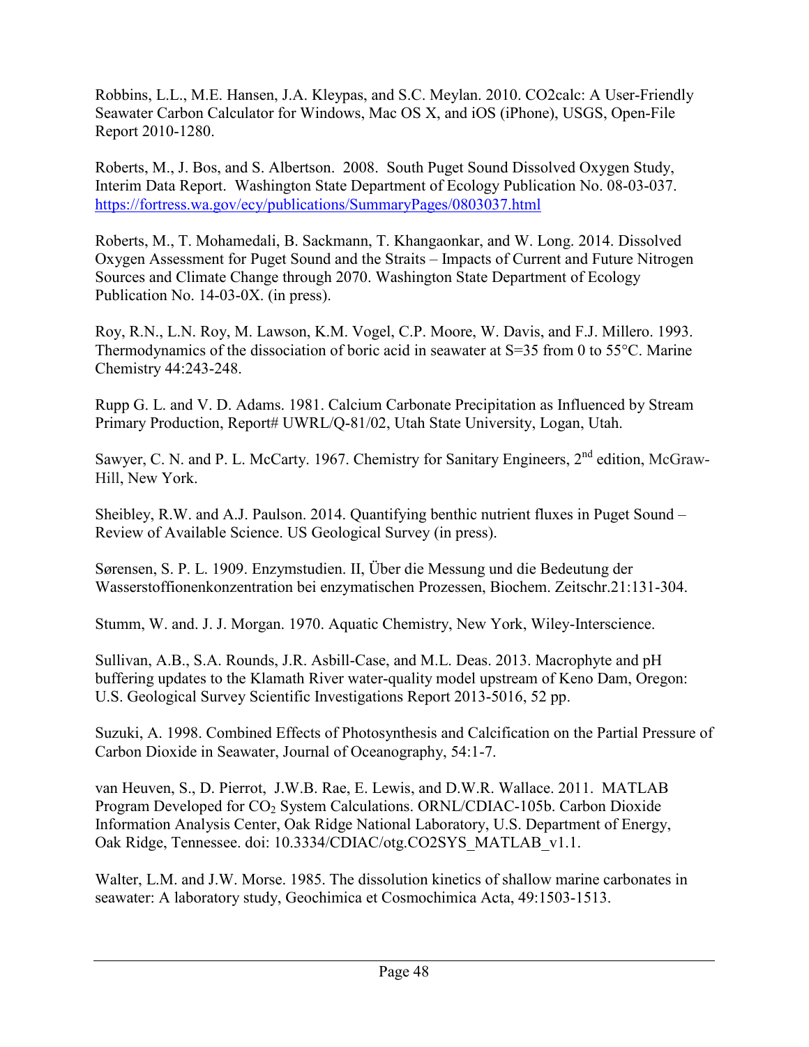Robbins, L.L., M.E. Hansen, J.A. Kleypas, and S.C. Meylan. 2010. CO2calc: A User-Friendly Seawater Carbon Calculator for Windows, Mac OS X, and iOS (iPhone), USGS, Open-File Report 2010-1280.

Roberts, M., J. Bos, and S. Albertson. 2008. South Puget Sound Dissolved Oxygen Study, Interim Data Report. Washington State Department of Ecology Publication No. 08-03-037. https://fortress.wa.gov/ecy/publications/SummaryPages/0803037.html

Roberts, M., T. Mohamedali, B. Sackmann, T. Khangaonkar, and W. Long. 2014. Dissolved Oxygen Assessment for Puget Sound and the Straits – Impacts of Current and Future Nitrogen Sources and Climate Change through 2070. Washington State Department of Ecology Publication No. 14-03-0X. (in press).

Roy, R.N., L.N. Roy, M. Lawson, K.M. Vogel, C.P. Moore, W. Davis, and F.J. Millero. 1993. Thermodynamics of the dissociation of boric acid in seawater at S=35 from 0 to 55°C. Marine Chemistry 44:243-248.

Rupp G. L. and V. D. Adams. 1981. Calcium Carbonate Precipitation as Influenced by Stream Primary Production, Report# UWRL/Q-81/02, Utah State University, Logan, Utah.

Sawyer, C. N. and P. L. McCarty. 1967. Chemistry for Sanitary Engineers, 2nd edition, McGraw-Hill, New York.

Sheibley, R.W. and A.J. Paulson. 2014. Quantifying benthic nutrient fluxes in Puget Sound – Review of Available Science. US Geological Survey (in press).

Sørensen, S. P. L. 1909. Enzymstudien. II, Über die Messung und die Bedeutung der Wasserstoffionenkonzentration bei enzymatischen Prozessen, Biochem. Zeitschr.21:131-304.

Stumm, W. and. J. J. Morgan. 1970. Aquatic Chemistry, New York, Wiley-Interscience.

Sullivan, A.B., S.A. Rounds, J.R. Asbill-Case, and M.L. Deas. 2013. Macrophyte and pH buffering updates to the Klamath River water-quality model upstream of Keno Dam, Oregon: U.S. Geological Survey Scientific Investigations Report 2013-5016, 52 pp.

Suzuki, A. 1998. Combined Effects of Photosynthesis and Calcification on the Partial Pressure of Carbon Dioxide in Seawater, Journal of Oceanography, 54:1-7.

van Heuven, S., D. Pierrot, J.W.B. Rae, E. Lewis, and D.W.R. Wallace. 2011. MATLAB Program Developed for $CO_2$ System Calculations. ORNL/CDIAC-105b. Carbon Dioxide Information Analysis Center, Oak Ridge National Laboratory, U.S. Department of Energy, Oak Ridge, Tennessee. doi: 10.3334/CDIAC/otg.CO2SYS_MATLAB_v1.1.

Walter, L.M. and J.W. Morse. 1985. The dissolution kinetics of shallow marine carbonates in seawater: A laboratory study, Geochimica et Cosmochimica Acta, 49:1503-1513.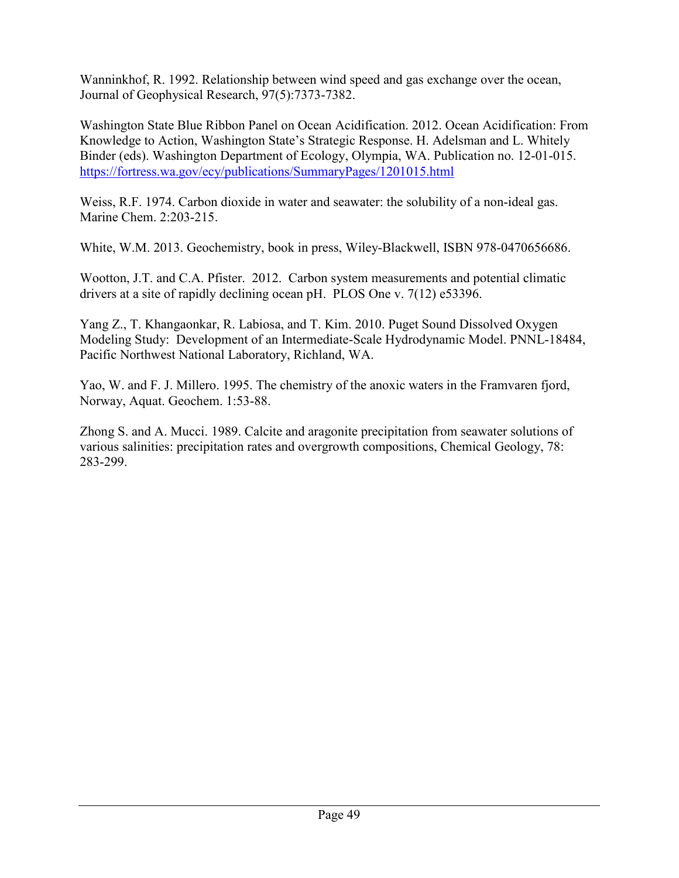Wanninkhof, R. 1992. Relationship between wind speed and gas exchange over the ocean, Journal of Geophysical Research, 97(5):7373-7382.

Washington State Blue Ribbon Panel on Ocean Acidification. 2012. Ocean Acidification: From Knowledge to Action, Washington State's Strategic Response. H. Adelsman and L. Whitely Binder (eds). Washington Department of Ecology, Olympia, WA. Publication no. 12-01-015. https://fortress.wa.gov/ecy/publications/SummaryPages/1201015.html

Weiss, R.F. 1974. Carbon dioxide in water and seawater: the solubility of a non-ideal gas. Marine Chem. 2:203-215.

White, W.M. 2013. Geochemistry, book in press, Wiley-Blackwell, ISBN 978-0470656686.

Wootton, J.T. and C.A. Pfister. 2012. Carbon system measurements and potential climatic drivers at a site of rapidly declining ocean pH. PLOS One v. 7(12) e53396.

Yang Z., T. Khangaonkar, R. Labiosa, and T. Kim. 2010. Puget Sound Dissolved Oxygen Modeling Study: Development of an Intermediate-Scale Hydrodynamic Model. PNNL-18484, Pacific Northwest National Laboratory, Richland, WA.

Yao, W. and F. J. Millero. 1995. The chemistry of the anoxic waters in the Framvaren fjord, Norway, Aquat. Geochem. 1:53-88.

Zhong S. and A. Mucci. 1989. Calcite and aragonite precipitation from seawater solutions of various salinities: precipitation rates and overgrowth compositions, Chemical Geology, 78: 283-299.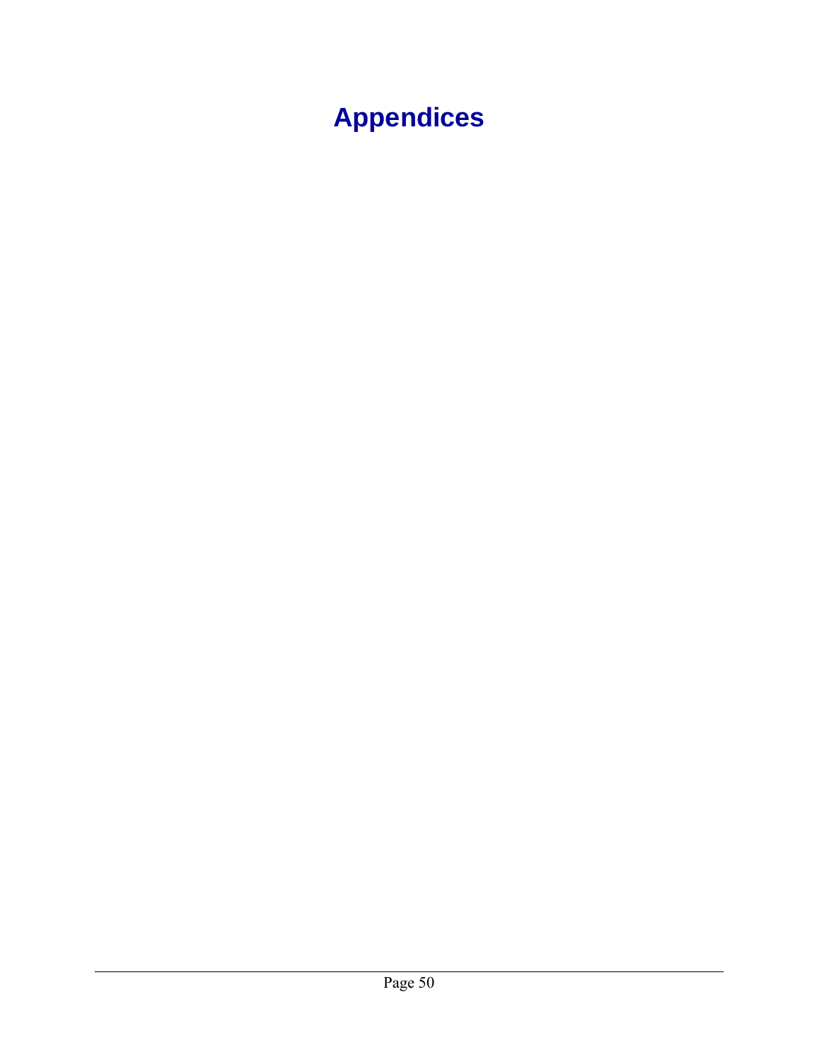# Appendices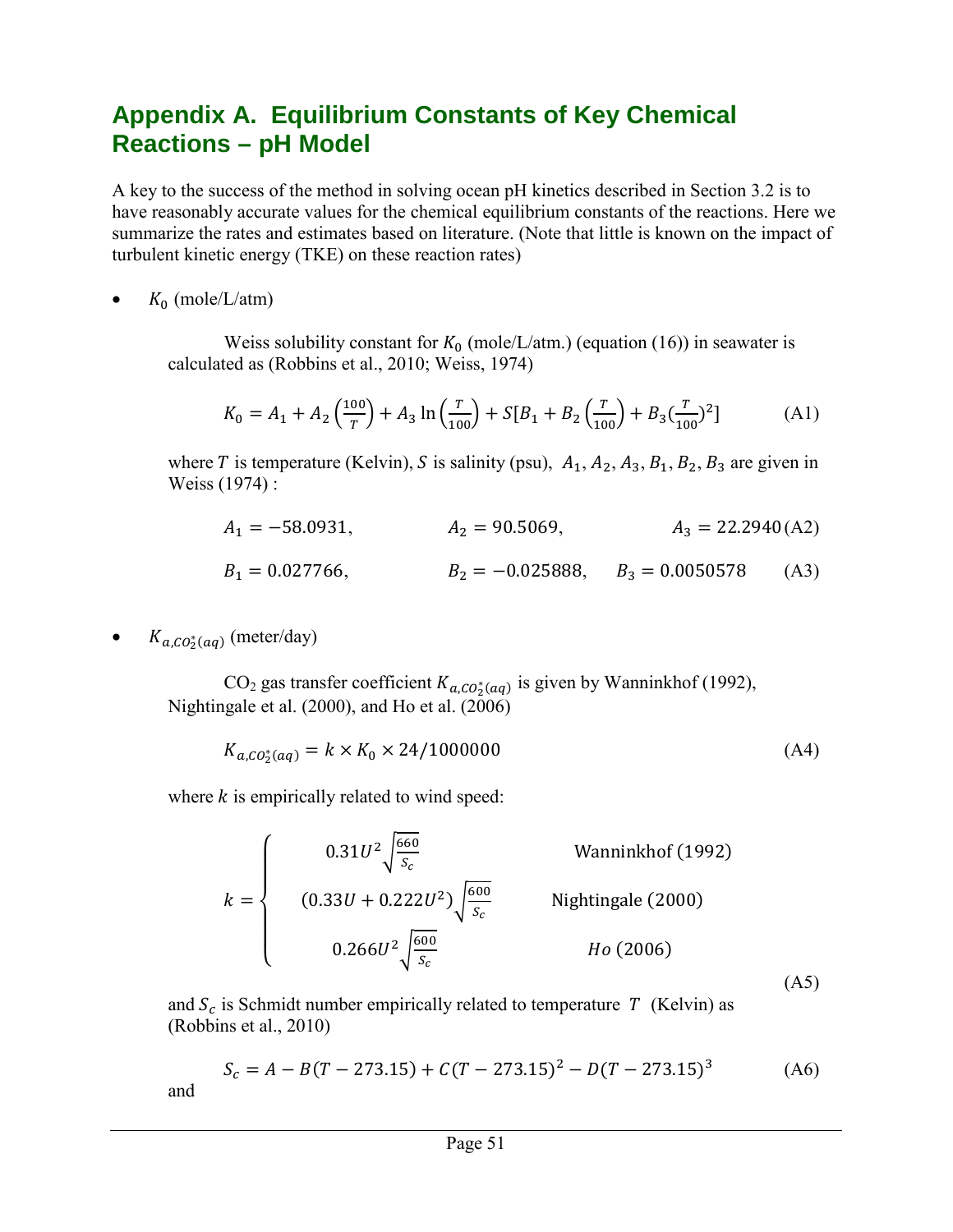# Appendix A. Equilibrium Constants of Key Chemical Reactions – pH Model

A key to the success of the method in solving ocean pH kinetics described in Section 3.2 is to have reasonably accurate values for the chemical equilibrium constants of the reactions. Here we summarize the rates and estimates based on literature. (Note that little is known on the impact of turbulent kinetic energy (TKE) on these reaction rates)

- $K_0$ (mole/L/atm)

  Weiss solubility constant for $K_0$ (mole/L/atm.) (equation (16)) in seawater is calculated as (Robbins et al., 2010; Weiss, 1974)

$$K_0 = A_1 + A_2\left(\frac{100}{T}\right) + A_3 \ln\left(\frac{T}{100}\right) + S\left[B_1 + B_2\left(\frac{T}{100}\right) + B_3\left(\frac{T}{100}\right)^2\right] \tag{A1}$$

  where $T$ is temperature (Kelvin), $S$ is salinity (psu), $A_1, A_2, A_3, B_1, B_2, B_3$ are given in Weiss (1974) :

$$A_1 = -58.0931, \qquad A_2 = 90.5069, \qquad A_3 = 22.2940 \tag{A2}$$

$$B_1 = 0.027766, \qquad B_2 = -0.025888, \qquad B_3 = 0.0050578 \tag{A3}$$

- $K_{a,CO_2^*(aq)}$ (meter/day)

  $CO_2$ gas transfer coefficient $K_{a,CO_2^*(aq)}$ is given by Wanninkhof (1992), Nightingale et al. (2000), and Ho et al. (2006)

$$K_{a,CO_2^*(aq)} = k \times K_0 \times 24/1000000 \tag{A4}$$

  where $k$ is empirically related to wind speed:

$$k = \begin{cases} 0.31U^2\sqrt{\frac{660}{S_c}} & \text{Wanninkhof (1992)} \\ (0.33U + 0.222U^2)\sqrt{\frac{600}{S_c}} & \text{Nightingale (2000)} \\ 0.266U^2\sqrt{\frac{600}{S_c}} & \textit{Ho}\text{ (2006)} \end{cases} \tag{A5}$$

  and $S_c$ is Schmidt number empirically related to temperature $T$ (Kelvin) as (Robbins et al., 2010)

$$S_c = A - B(T - 273.15) + C(T - 273.15)^2 - D(T - 273.15)^3 \tag{A6}$$

  and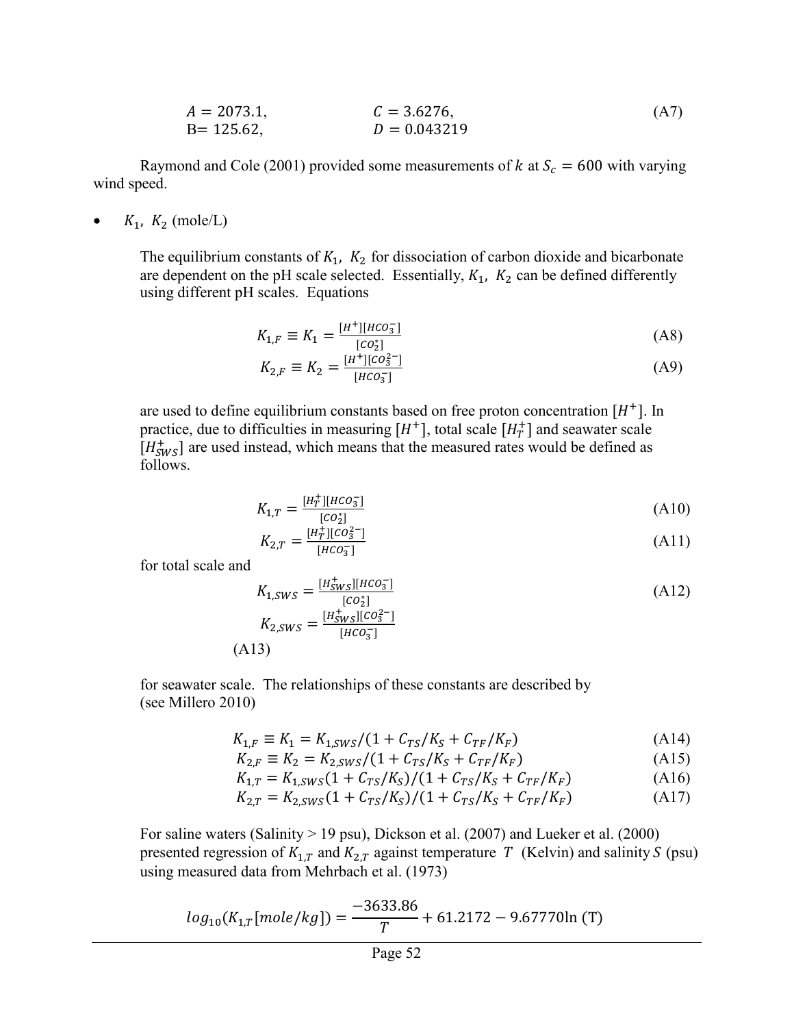$$A = 2073.1, \qquad C = 3.6276, \tag{A7}$$
$$B = 125.62, \qquad D = 0.043219$$

Raymond and Cole (2001) provided some measurements of $k$ at $S_c = 600$ with varying wind speed.

- $K_1,\ K_2$ (mole/L)

  The equilibrium constants of $K_1,\ K_2$ for dissociation of carbon dioxide and bicarbonate are dependent on the pH scale selected. Essentially, $K_1,\ K_2$ can be defined differently using different pH scales. Equations

$$K_{1,F} \equiv K_1 = \frac{[H^+][HCO_3^-]}{[CO_2^*]} \tag{A8}$$

$$K_{2,F} \equiv K_2 = \frac{[H^+][CO_3^{2-}]}{[HCO_3^-]} \tag{A9}$$

  are used to define equilibrium constants based on free proton concentration $[H^+]$. In practice, due to difficulties in measuring $[H^+]$, total scale $[H_T^+]$ and seawater scale $[H_{SWS}^+]$ are used instead, which means that the measured rates would be defined as follows.

$$K_{1,T} = \frac{[H_T^+][HCO_3^-]}{[CO_2^*]} \tag{A10}$$

$$K_{2,T} = \frac{[H_T^+][CO_3^{2-}]}{[HCO_3^-]} \tag{A11}$$

  for total scale and

$$K_{1,SWS} = \frac{[H_{SWS}^+][HCO_3^-]}{[CO_2^*]} \tag{A12}$$

$$K_{2,SWS} = \frac{[H_{SWS}^+][CO_3^{2-}]}{[HCO_3^-]} \tag{A13}$$

  for seawater scale. The relationships of these constants are described by (see Millero 2010)

$$K_{1,F} \equiv K_1 = K_{1,SWS}/(1 + C_{TS}/K_S + C_{TF}/K_F) \tag{A14}$$

$$K_{2,F} \equiv K_2 = K_{2,SWS}/(1 + C_{TS}/K_S + C_{TF}/K_F) \tag{A15}$$

$$K_{1,T} = K_{1,SWS}(1 + C_{TS}/K_S)/(1 + C_{TS}/K_S + C_{TF}/K_F) \tag{A16}$$

$$K_{2,T} = K_{2,SWS}(1 + C_{TS}/K_S)/(1 + C_{TS}/K_S + C_{TF}/K_F) \tag{A17}$$

  For saline waters (Salinity > 19 psu), Dickson et al. (2007) and Lueker et al. (2000) presented regression of $K_{1,T}$ and $K_{2,T}$ against temperature $T$ (Kelvin) and salinity $S$ (psu) using measured data from Mehrbach et al. (1973)

$$log_{10}(K_{1,T}[mole/kg]) = \frac{-3633.86}{T} + 61.2172 - 9.67770 \ln(T)$$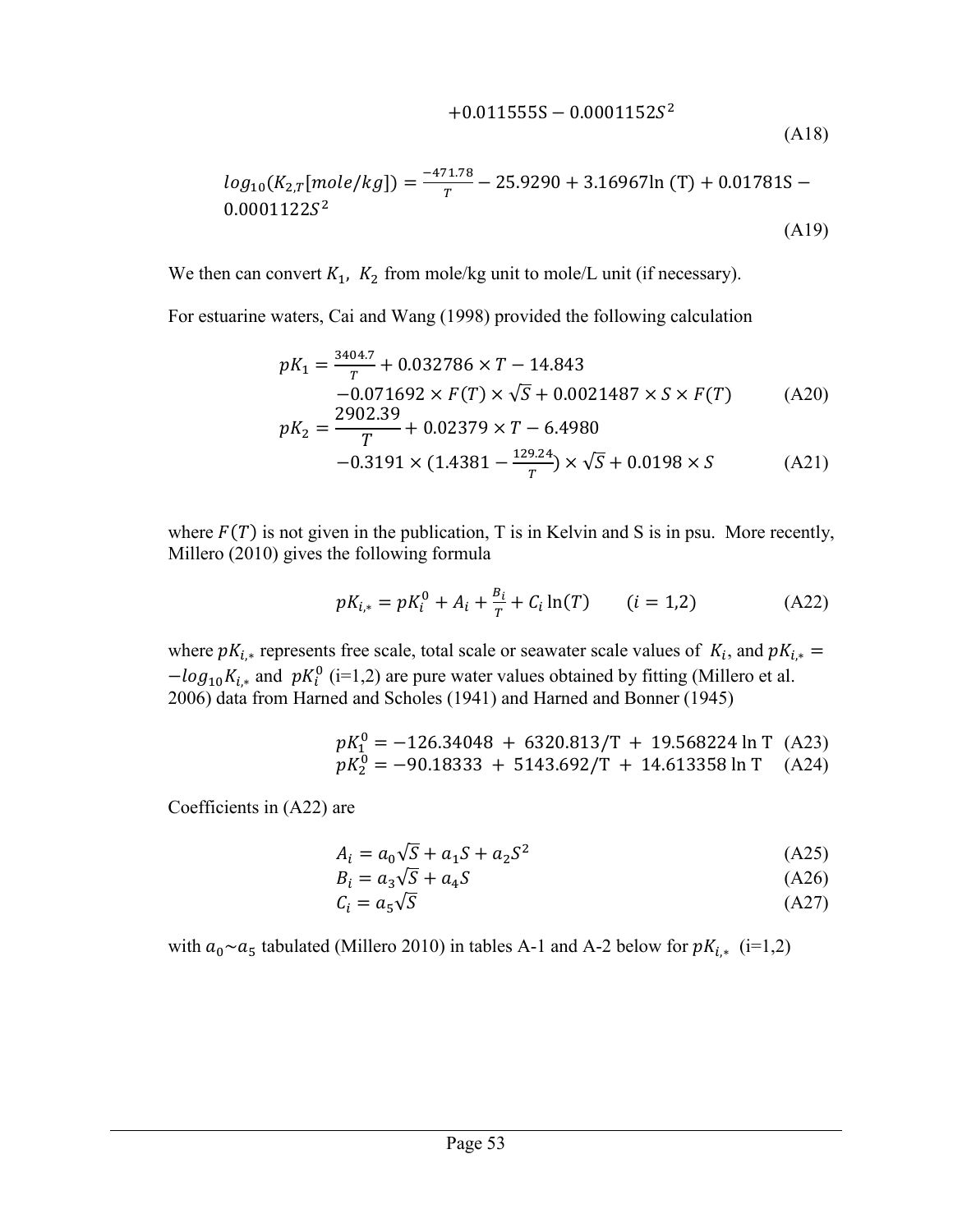$$+0.011555S - 0.0001152S^2 \tag{A18}$$

$$log_{10}(K_{2,T}[mole/kg]) = \frac{-471.78}{T} - 25.9290 + 3.16967\ln(T) + 0.01781S - 0.0001122S^2 \tag{A19}$$

We then can convert $K_1$, $K_2$ from mole/kg unit to mole/L unit (if necessary).

For estuarine waters, Cai and Wang (1998) provided the following calculation

$$pK_1 = \frac{3404.7}{T} + 0.032786 \times T - 14.843 - 0.071692 \times F(T) \times \sqrt{S} + 0.0021487 \times S \times F(T) \tag{A20}$$

$$pK_2 = \frac{2902.39}{T} + 0.02379 \times T - 6.4980 - 0.3191 \times (1.4381 - \frac{129.24}{T}) \times \sqrt{S} + 0.0198 \times S \tag{A21}$$

where $F(T)$ is not given in the publication, T is in Kelvin and S is in psu. More recently, Millero (2010) gives the following formula

$$pK_{i,*} = pK_i^0 + A_i + \frac{B_i}{T} + C_i \ln(T) \qquad (i = 1,2) \tag{A22}$$

where $pK_{i,*}$ represents free scale, total scale or seawater scale values of $K_i$, and $pK_{i,*} = -log_{10}K_{i,*}$ and $pK_i^0$ (i=1,2) are pure water values obtained by fitting (Millero et al. 2006) data from Harned and Scholes (1941) and Harned and Bonner (1945)

$$pK_1^0 = -126.34048 + 6320.813/T + 19.568224 \ln T \tag{A23}$$

$$pK_2^0 = -90.18333 + 5143.692/T + 14.613358 \ln T \tag{A24}$$

Coefficients in (A22) are

$$A_i = a_0\sqrt{S} + a_1S + a_2S^2 \tag{A25}$$

$$B_i = a_3\sqrt{S} + a_4S \tag{A26}$$

$$C_i = a_5\sqrt{S} \tag{A27}$$

with $a_0 \sim a_5$ tabulated (Millero 2010) in tables A-1 and A-2 below for $pK_{i,*}$ (i=1,2)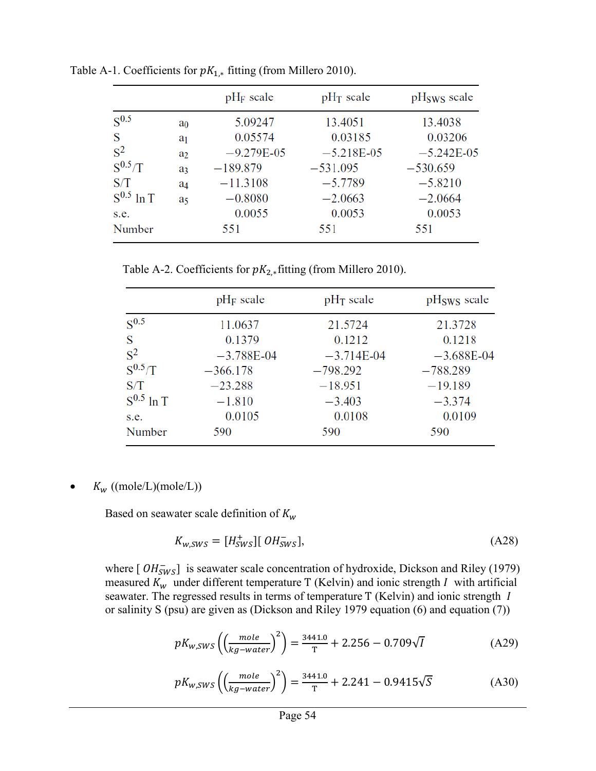Table A-1. Coefficients for $pK_{1,*}$ fitting (from Millero 2010).

| | | $pH_F$ scale | $pH_T$ scale | $pH_{SWS}$ scale |
|---|---|---|---|---|
| $S^{0.5}$ | $a_0$ | 5.09247 | 13.4051 | 13.4038 |
| S | $a_1$ | 0.05574 | 0.03185 | 0.03206 |
| $S^2$ | $a_2$ | −9.279E-05 | −5.218E-05 | −5.242E-05 |
| $S^{0.5}/T$ | $a_3$ | −189.879 | −531.095 | −530.659 |
| S/T | $a_4$ | −11.3108 | −5.7789 | −5.8210 |
| $S^{0.5}$ ln T | $a_5$ | −0.8080 | −2.0663 | −2.0664 |
| s.e. | | 0.0055 | 0.0053 | 0.0053 |
| Number | | 551 | 551 | 551 |

Table A-2. Coefficients for $pK_{2,*}$ fitting (from Millero 2010).

| | $pH_F$ scale | $pH_T$ scale | $pH_{SWS}$ scale |
|---|---|---|---|
| $S^{0.5}$ | 11.0637 | 21.5724 | 21.3728 |
| S | 0.1379 | 0.1212 | 0.1218 |
| $S^2$ | −3.788E-04 | −3.714E-04 | −3.688E-04 |
| $S^{0.5}/T$ | −366.178 | −798.292 | −788.289 |
| S/T | −23.288 | −18.951 | −19.189 |
| $S^{0.5}$ ln T | −1.810 | −3.403 | −3.374 |
| s.e. | 0.0105 | 0.0108 | 0.0109 |
| Number | 590 | 590 | 590 |

- $K_w$ ((mole/L)(mole/L))

  Based on seawater scale definition of $K_w$

$$K_{w,SWS} = [H^+_{SWS}][OH^-_{SWS}], \tag{A28}$$

where $[OH^-_{SWS}]$ is seawater scale concentration of hydroxide, Dickson and Riley (1979) measured $K_w$ under different temperature T (Kelvin) and ionic strength $I$ with artificial seawater. The regressed results in terms of temperature T (Kelvin) and ionic strength $I$ or salinity S (psu) are given as (Dickson and Riley 1979 equation (6) and equation (7))

$$pK_{w,SWS}\left(\left(\frac{mole}{kg-water}\right)^2\right) = \frac{3441.0}{T} + 2.256 - 0.709\sqrt{I} \tag{A29}$$

$$pK_{w,SWS}\left(\left(\frac{mole}{kg-water}\right)^2\right) = \frac{3441.0}{T} + 2.241 - 0.9415\sqrt{S} \tag{A30}$$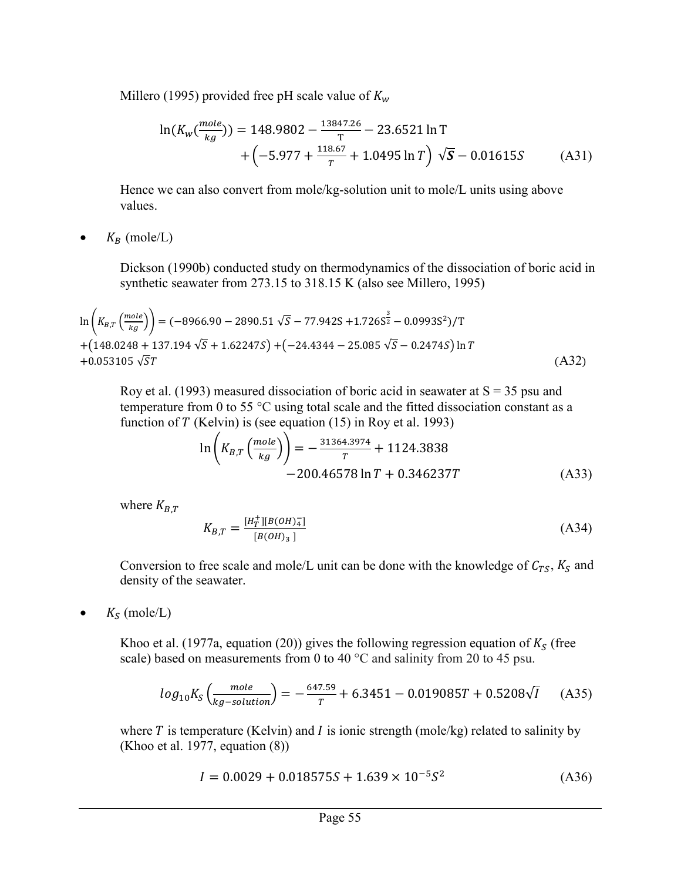Millero (1995) provided free pH scale value of $K_w$

$$\ln\left(K_w\left(\frac{mole}{kg}\right)\right) = 148.9802 - \frac{13847.26}{\mathrm{T}} - 23.6521 \ln \mathrm{T} + \left(-5.977 + \frac{118.67}{T} + 1.0495 \ln T\right) \sqrt{\boldsymbol{S}} - 0.01615S \qquad \text{(A31)}$$

Hence we can also convert from mole/kg-solution unit to mole/L units using above values.

- $K_B$ (mole/L)

  Dickson (1990b) conducted study on thermodynamics of the dissociation of boric acid in synthetic seawater from 273.15 to 318.15 K (also see Millero, 1995)

$$\ln\left(K_{B,T}\left(\frac{mole}{kg}\right)\right) = (-8966.90 - 2890.51\sqrt{S} - 77.942\mathrm{S} + 1.726\mathrm{S}^{\frac{3}{2}} - 0.0993\mathrm{S}^2)/\mathrm{T} + (148.0248 + 137.194\sqrt{S} + 1.62247S) + (-24.4344 - 25.085\sqrt{S} - 0.2474S)\ln T + 0.053105\sqrt{S}T \qquad \text{(A32)}$$

  Roy et al. (1993) measured dissociation of boric acid in seawater at S = 35 psu and temperature from 0 to 55 °C using total scale and the fitted dissociation constant as a function of $T$ (Kelvin) is (see equation (15) in Roy et al. 1993)

$$\ln\left(K_{B,T}\left(\frac{mole}{kg}\right)\right) = -\frac{31364.3974}{T} + 1124.3838 - 200.46578 \ln T + 0.346237T \qquad \text{(A33)}$$

  where $K_{B,T}$

$$K_{B,T} = \frac{[H_T^+][B(OH)_4^-]}{[B(OH)_3]} \qquad \text{(A34)}$$

  Conversion to free scale and mole/L unit can be done with the knowledge of $C_{TS}$, $K_S$ and density of the seawater.

- $K_S$ (mole/L)

  Khoo et al. (1977a, equation (20)) gives the following regression equation of $K_S$ (free scale) based on measurements from 0 to 40 °C and salinity from 20 to 45 psu.

$$log_{10}K_S\left(\frac{mole}{kg-solution}\right) = -\frac{647.59}{T} + 6.3451 - 0.019085T + 0.5208\sqrt{I} \qquad \text{(A35)}$$

  where $T$ is temperature (Kelvin) and $I$ is ionic strength (mole/kg) related to salinity by (Khoo et al. 1977, equation (8))

$$I = 0.0029 + 0.018575S + 1.639 \times 10^{-5}S^2 \qquad \text{(A36)}$$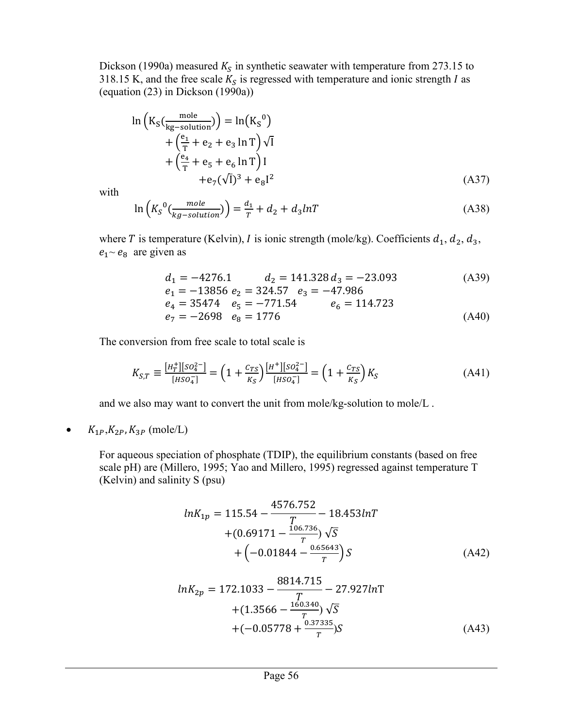Dickson (1990a) measured $K_S$ in synthetic seawater with temperature from 273.15 to 318.15 K, and the free scale $K_S$ is regressed with temperature and ionic strength $I$ as (equation (23) in Dickson (1990a))

$$
\begin{aligned}
\ln\left(\mathrm{K_S}\left(\tfrac{\mathrm{mole}}{\mathrm{kg-solution}}\right)\right) = \ln\left(\mathrm{K_S}^0\right) \\
+ \left(\tfrac{\mathrm{e_1}}{\mathrm{T}} + \mathrm{e_2} + \mathrm{e_3}\ln\mathrm{T}\right)\sqrt{\mathrm{I}} \\
+ \left(\tfrac{\mathrm{e_4}}{\mathrm{T}} + \mathrm{e_5} + \mathrm{e_6}\ln\mathrm{T}\right)\mathrm{I} \\
+\mathrm{e_7}(\sqrt{\mathrm{I}})^3 + \mathrm{e_8}\mathrm{I}^2
\end{aligned}
\tag{A37}
$$

with

$$
\ln\left(K_S{}^0\left(\tfrac{mole}{kg-solution}\right)\right) = \tfrac{d_1}{T} + d_2 + d_3 lnT \tag{A38}
$$

where $T$ is temperature (Kelvin), $I$ is ionic strength (mole/kg). Coefficients $d_1$, $d_2$, $d_3$, $e_1$~ $e_8$ are given as

$$
d_1 = -4276.1 \qquad d_2 = 141.328 \; d_3 = -23.093 \tag{A39}
$$

$$
\begin{aligned}
e_1 &= -13856 \; e_2 = 324.57 \quad e_3 = -47.986 \\
e_4 &= 35474 \quad e_5 = -771.54 \qquad e_6 = 114.723 \\
e_7 &= -2698 \quad e_8 = 1776
\end{aligned}
\tag{A40}
$$

The conversion from free scale to total scale is

$$
K_{S,T} \equiv \frac{[H_T^+][SO_4^{2-}]}{[HSO_4^-]} = \left(1 + \frac{C_{TS}}{K_S}\right)\frac{[H^+][SO_4^{2-}]}{[HSO_4^-]} = \left(1 + \frac{C_{TS}}{K_S}\right)K_S \tag{A41}
$$

and we also may want to convert the unit from mole/kg-solution to mole/L .

- $K_{1P}$,$K_{2P}$, $K_{3P}$ (mole/L)

  For aqueous speciation of phosphate (TDIP), the equilibrium constants (based on free scale pH) are (Millero, 1995; Yao and Millero, 1995) regressed against temperature T (Kelvin) and salinity S (psu)

$$
\begin{aligned}
lnK_{1p} = 115.54 - \frac{4576.752}{T} - 18.453 lnT \\
+(0.69171 - \tfrac{106.736}{T})\sqrt{S} \\
+\left(-0.01844 - \tfrac{0.65643}{T}\right)S
\end{aligned}
\tag{A42}
$$

$$
\begin{aligned}
lnK_{2p} = 172.1033 - \frac{8814.715}{T} - 27.927 ln\mathrm{T} \\
+(1.3566 - \tfrac{160.340}{T})\sqrt{S} \\
+(-0.05778 + \tfrac{0.37335}{T})S
\end{aligned}
\tag{A43}
$$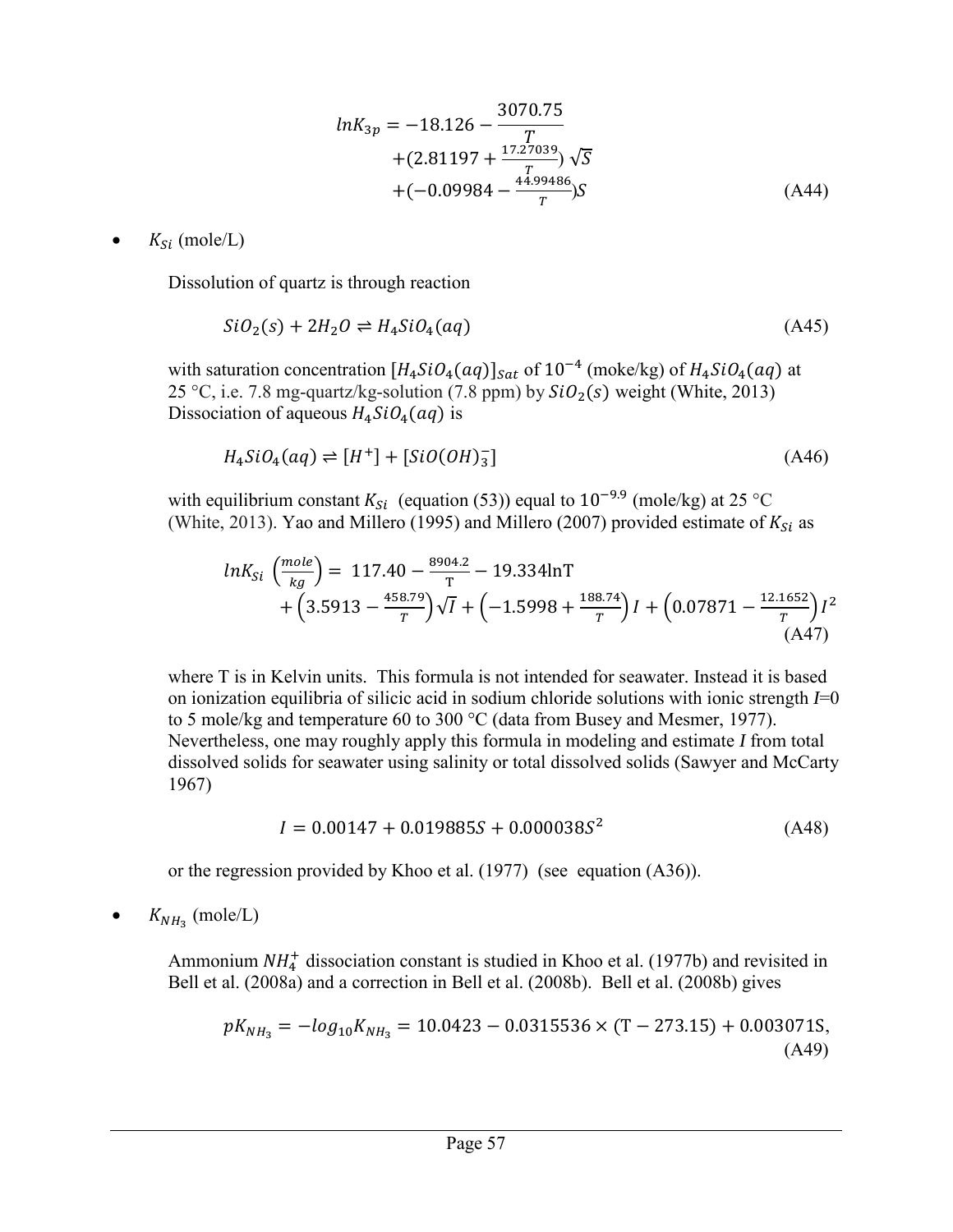$$lnK_{3p} = -18.126 - \frac{3070.75}{T} + (2.81197 + \frac{17.27039}{T})\sqrt{S} + (-0.09984 - \frac{44.99486}{T})S \tag{A44}$$

- $K_{Si}$ (mole/L)

  Dissolution of quartz is through reaction

$$SiO_2(s) + 2H_2O \rightleftharpoons H_4SiO_4(aq) \tag{A45}$$

  with saturation concentration $[H_4SiO_4(aq)]_{Sat}$ of $10^{-4}$ (moke/kg) of $H_4SiO_4(aq)$ at 25 °C, i.e. 7.8 mg-quartz/kg-solution (7.8 ppm) by $SiO_2(s)$ weight (White, 2013) Dissociation of aqueous $H_4SiO_4(aq)$ is

$$H_4SiO_4(aq) \rightleftharpoons [H^+] + [SiO(OH)_3^-] \tag{A46}$$

  with equilibrium constant $K_{Si}$ (equation (53)) equal to $10^{-9.9}$ (mole/kg) at 25 °C (White, 2013). Yao and Millero (1995) and Millero (2007) provided estimate of $K_{Si}$ as

$$lnK_{Si}\left(\frac{mole}{kg}\right) = 117.40 - \frac{8904.2}{T} - 19.334\ln T + \left(3.5913 - \frac{458.79}{T}\right)\sqrt{I} + \left(-1.5998 + \frac{188.74}{T}\right)I + \left(0.07871 - \frac{12.1652}{T}\right)I^2 \tag{A47}$$

  where T is in Kelvin units. This formula is not intended for seawater. Instead it is based on ionization equilibria of silicic acid in sodium chloride solutions with ionic strength $I$=0 to 5 mole/kg and temperature 60 to 300 °C (data from Busey and Mesmer, 1977). Nevertheless, one may roughly apply this formula in modeling and estimate $I$ from total dissolved solids for seawater using salinity or total dissolved solids (Sawyer and McCarty 1967)

$$I = 0.00147 + 0.019885S + 0.000038S^2 \tag{A48}$$

  or the regression provided by Khoo et al. (1977) (see equation (A36)).

- $K_{NH_3}$ (mole/L)

  Ammonium $NH_4^+$ dissociation constant is studied in Khoo et al. (1977b) and revisited in Bell et al. (2008a) and a correction in Bell et al. (2008b). Bell et al. (2008b) gives

$$pK_{NH_3} = -log_{10}K_{NH_3} = 10.0423 - 0.0315536 \times (T - 273.15) + 0.003071S, \tag{A49}$$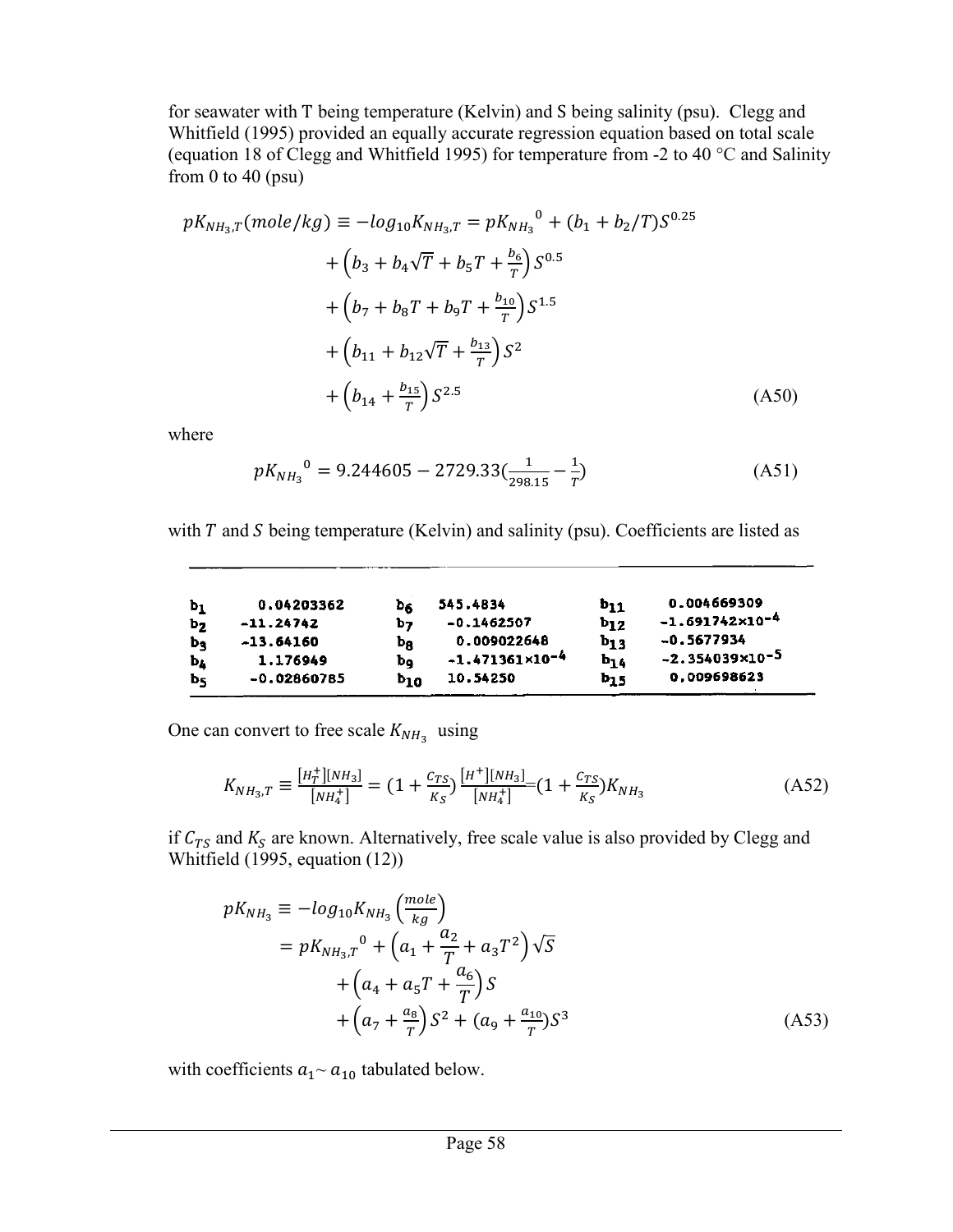for seawater with T being temperature (Kelvin) and S being salinity (psu). Clegg and Whitfield (1995) provided an equally accurate regression equation based on total scale (equation 18 of Clegg and Whitfield 1995) for temperature from -2 to 40 °C and Salinity from 0 to 40 (psu)

$$
\begin{aligned}
pK_{NH_3,T}(mole/kg) \equiv -log_{10}K_{NH_3,T} = pK_{NH_3}{}^0 + (b_1 + b_2/T)S^{0.25} \\
+ \left(b_3 + b_4\sqrt{T} + b_5 T + \tfrac{b_6}{T}\right)S^{0.5} \\
+ \left(b_7 + b_8 T + b_9 T + \tfrac{b_{10}}{T}\right)S^{1.5} \\
+ \left(b_{11} + b_{12}\sqrt{T} + \tfrac{b_{13}}{T}\right)S^2 \\
+ \left(b_{14} + \tfrac{b_{15}}{T}\right)S^{2.5} \qquad \text{(A50)}
\end{aligned}
$$

where

$$
pK_{NH_3}{}^0 = 9.244605 - 2729.33\left(\tfrac{1}{298.15} - \tfrac{1}{T}\right) \qquad \text{(A51)}
$$

with $T$ and $S$ being temperature (Kelvin) and salinity (psu). Coefficients are listed as

| | | | | | |
|---|---|---|---|---|---|
| $b_1$ | 0.04203362 | $b_6$ | 545.4834 | $b_{11}$ | 0.004669309 |
| $b_2$ | -11.24742 | $b_7$ | -0.1462507 | $b_{12}$ | $-1.691742\times10^{-4}$ |
| $b_3$ | -13.64160 | $b_8$ | 0.009022648 | $b_{13}$ | -0.5677934 |
| $b_4$ | 1.176949 | $b_9$ | $-1.471361\times10^{-4}$ | $b_{14}$ | $-2.354039\times10^{-5}$ |
| $b_5$ | -0.02860785 | $b_{10}$ | 10.54250 | $b_{15}$ | 0.009698623 |

One can convert to free scale $K_{NH_3}$ using

$$
K_{NH_3,T} \equiv \frac{[H_T^+][NH_3]}{[NH_4^+]} = \left(1 + \frac{C_{TS}}{K_S}\right)\frac{[H^+][NH_3]}{[NH_4^+]} = \left(1 + \frac{C_{TS}}{K_S}\right)K_{NH_3} \qquad \text{(A52)}
$$

if $C_{TS}$ and $K_S$ are known. Alternatively, free scale value is also provided by Clegg and Whitfield (1995, equation (12))

$$
\begin{aligned}
pK_{NH_3} &\equiv -log_{10}K_{NH_3}\left(\frac{mole}{kg}\right) \\
&= pK_{NH_3,T}{}^0 + \left(a_1 + \frac{a_2}{T} + a_3 T^2\right)\sqrt{S} \\
&\quad + \left(a_4 + a_5 T + \frac{a_6}{T}\right)S \\
&\quad + \left(a_7 + \tfrac{a_8}{T}\right)S^2 + \left(a_9 + \tfrac{a_{10}}{T}\right)S^3 \qquad \text{(A53)}
\end{aligned}
$$

with coefficients $a_1 \sim a_{10}$ tabulated below.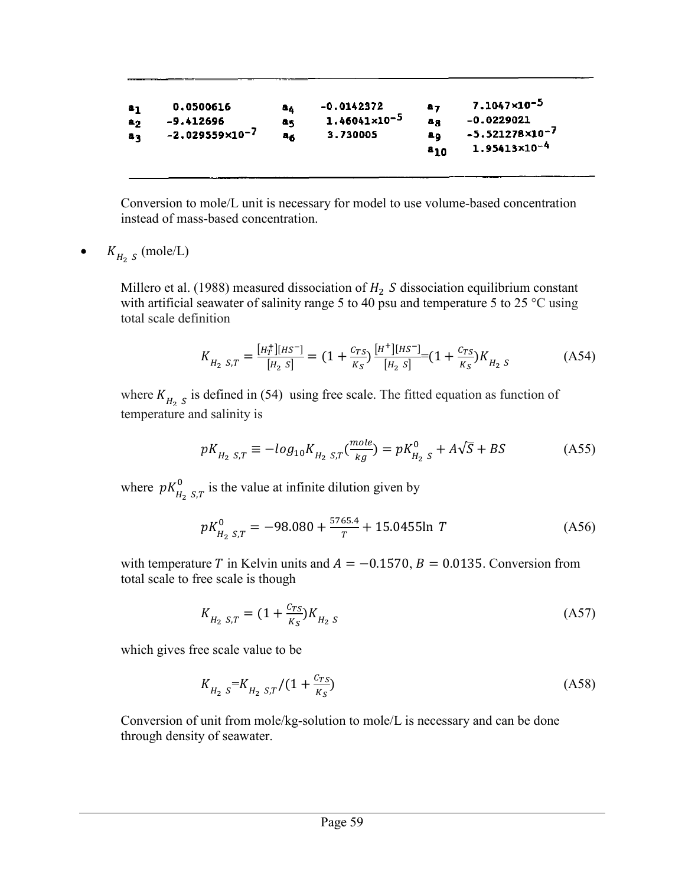| | | | | | |
|---|---|---|---|---|---|
| $a_1$ | 0.0500616 | $a_4$ | -0.0142372 | $a_7$ | $7.1047\times10^{-5}$ |
| $a_2$ | -9.412696 | $a_5$ | $1.46041\times10^{-5}$ | $a_8$ | -0.0229021 |
| $a_3$ | $-2.029559\times10^{-7}$ | $a_6$ | 3.730005 | $a_9$ | $-5.521278\times10^{-7}$ |
| | | | | $a_{10}$ | $1.95413\times10^{-4}$ |

Conversion to mole/L unit is necessary for model to use volume-based concentration instead of mass-based concentration.

- $K_{H_2\ S}$ (mole/L)

Millero et al. (1988) measured dissociation of $H_2\ S$ dissociation equilibrium constant with artificial seawater of salinity range 5 to 40 psu and temperature 5 to 25 °C using total scale definition

$$K_{H_2\ S,T} = \frac{[H_T^+][HS^-]}{[H_2\ S]} = (1 + \frac{C_{TS}}{K_S})\frac{[H^+][HS^-]}{[H_2\ S]} = (1 + \frac{C_{TS}}{K_S})K_{H_2\ S} \tag{A54}$$

where $K_{H_2\ S}$ is defined in (54) using free scale. The fitted equation as function of temperature and salinity is

$$pK_{H_2\ S,T} \equiv -log_{10}K_{H_2\ S,T}(\frac{mole}{kg}) = pK^0_{H_2\ S} + A\sqrt{S} + BS \tag{A55}$$

where $pK^0_{H_2\ S,T}$ is the value at infinite dilution given by

$$pK^0_{H_2\ S,T} = -98.080 + \frac{5765.4}{T} + 15.0455\ln\ T \tag{A56}$$

with temperature $T$ in Kelvin units and $A = -0.1570$, $B = 0.0135$. Conversion from total scale to free scale is though

$$K_{H_2\ S,T} = (1 + \frac{C_{TS}}{K_S})K_{H_2\ S} \tag{A57}$$

which gives free scale value to be

$$K_{H_2\ S} = K_{H_2\ S,T}/(1 + \frac{C_{TS}}{K_S}) \tag{A58}$$

Conversion of unit from mole/kg-solution to mole/L is necessary and can be done through density of seawater.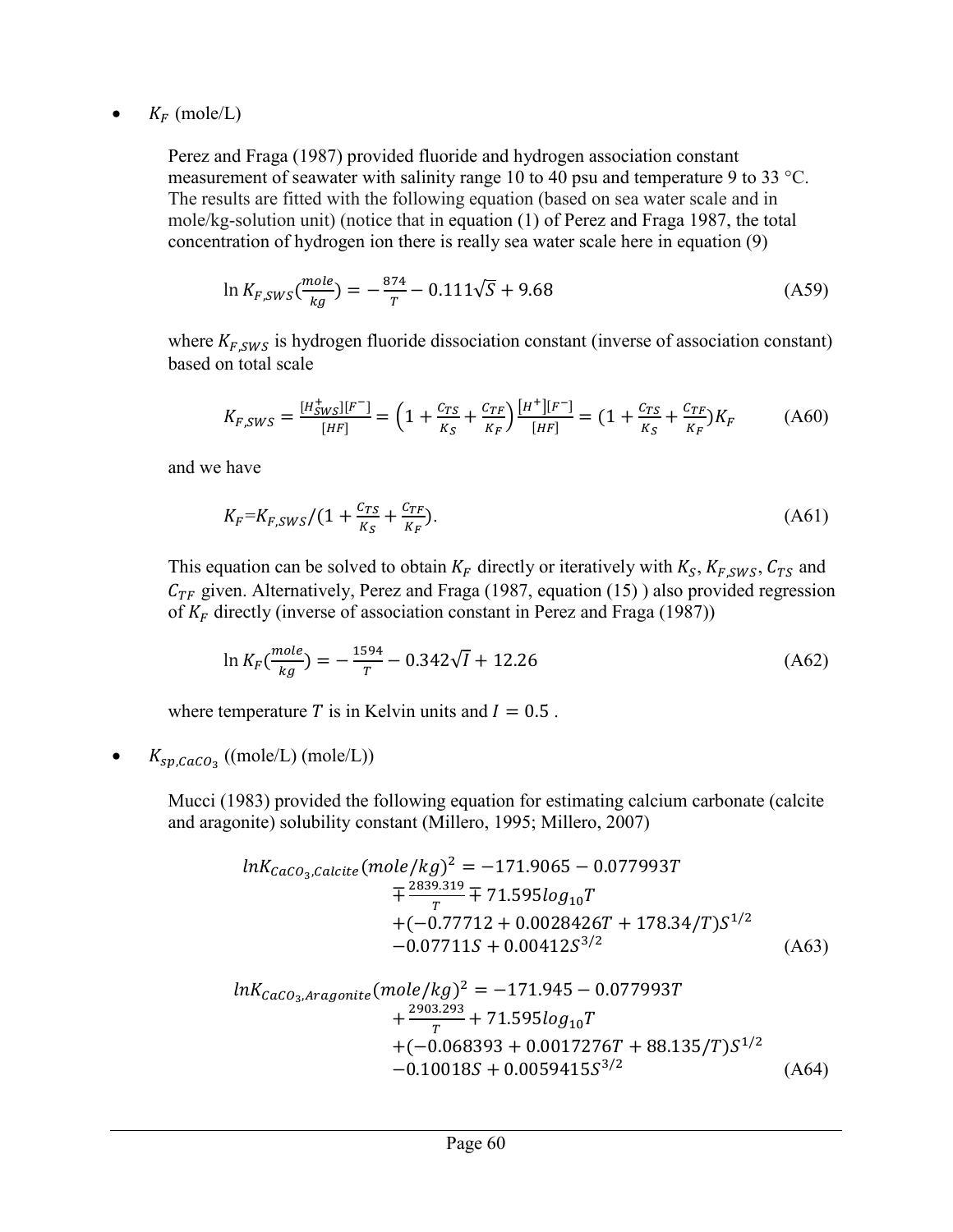- $K_F$ (mole/L)

  Perez and Fraga (1987) provided fluoride and hydrogen association constant measurement of seawater with salinity range 10 to 40 psu and temperature 9 to 33 °C. The results are fitted with the following equation (based on sea water scale and in mole/kg-solution unit) (notice that in equation (1) of Perez and Fraga 1987, the total concentration of hydrogen ion there is really sea water scale here in equation (9)

$$\ln K_{F,SWS}(\frac{mole}{kg}) = -\frac{874}{T} - 0.111\sqrt{S} + 9.68 \tag{A59}$$

  where $K_{F,SWS}$ is hydrogen fluoride dissociation constant (inverse of association constant) based on total scale

$$K_{F,SWS} = \frac{[H_{SWS}^{+}][F^{-}]}{[HF]} = \left(1 + \frac{C_{TS}}{K_S} + \frac{C_{TF}}{K_F}\right)\frac{[H^{+}][F^{-}]}{[HF]} = (1 + \frac{C_{TS}}{K_S} + \frac{C_{TF}}{K_F})K_F \tag{A60}$$

  and we have

$$K_F = K_{F,SWS}/(1 + \frac{C_{TS}}{K_S} + \frac{C_{TF}}{K_F}). \tag{A61}$$

  This equation can be solved to obtain $K_F$ directly or iteratively with $K_S$, $K_{F,SWS}$, $C_{TS}$ and $C_{TF}$ given. Alternatively, Perez and Fraga (1987, equation (15) ) also provided regression of $K_F$ directly (inverse of association constant in Perez and Fraga (1987))

$$\ln K_F(\frac{mole}{kg}) = -\frac{1594}{T} - 0.342\sqrt{I} + 12.26 \tag{A62}$$

  where temperature $T$ is in Kelvin units and $I = 0.5$ .

- $K_{sp,CaCO_3}$ ((mole/L) (mole/L))

  Mucci (1983) provided the following equation for estimating calcium carbonate (calcite and aragonite) solubility constant (Millero, 1995; Millero, 2007)

$$\begin{aligned} lnK_{CaCO_3,Calcite}(mole/kg)^2 = & -171.9065 - 0.077993T \\ & \mp \frac{2839.319}{T} \mp 71.595log_{10}T \\ & +(-0.77712 + 0.0028426T + 178.34/T)S^{1/2} \\ & -0.07711S + 0.00412S^{3/2} \end{aligned} \tag{A63}$$

$$\begin{aligned} lnK_{CaCO_3,Aragonite}(mole/kg)^2 = & -171.945 - 0.077993T \\ & + \frac{2903.293}{T} + 71.595log_{10}T \\ & +(-0.068393 + 0.0017276T + 88.135/T)S^{1/2} \\ & -0.10018S + 0.0059415S^{3/2} \end{aligned} \tag{A64}$$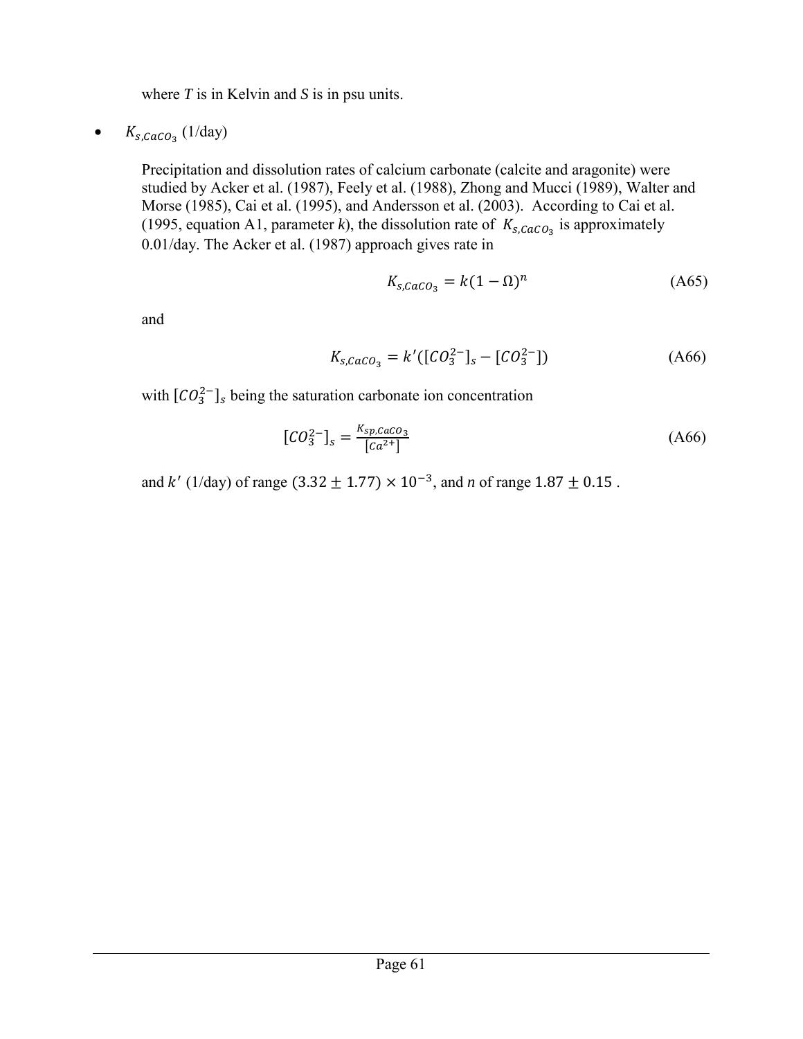where $T$ is in Kelvin and $S$ is in psu units.

- $K_{s,CaCO_3}$ (1/day)

  Precipitation and dissolution rates of calcium carbonate (calcite and aragonite) were studied by Acker et al. (1987), Feely et al. (1988), Zhong and Mucci (1989), Walter and Morse (1985), Cai et al. (1995), and Andersson et al. (2003). According to Cai et al. (1995, equation A1, parameter $k$), the dissolution rate of $K_{s,CaCO_3}$ is approximately 0.01/day. The Acker et al. (1987) approach gives rate in

  $$K_{s,CaCO_3} = k(1 - \Omega)^n \tag{A65}$$

  and

  $$K_{s,CaCO_3} = k'([CO_3^{2-}]_s - [CO_3^{2-}]) \tag{A66}$$

  with $[CO_3^{2-}]_s$ being the saturation carbonate ion concentration

  $$[CO_3^{2-}]_s = \frac{K_{sp,CaCO_3}}{[Ca^{2+}]} \tag{A66}$$

  and $k'$ (1/day) of range $(3.32 \pm 1.77) \times 10^{-3}$, and $n$ of range $1.87 \pm 0.15$ .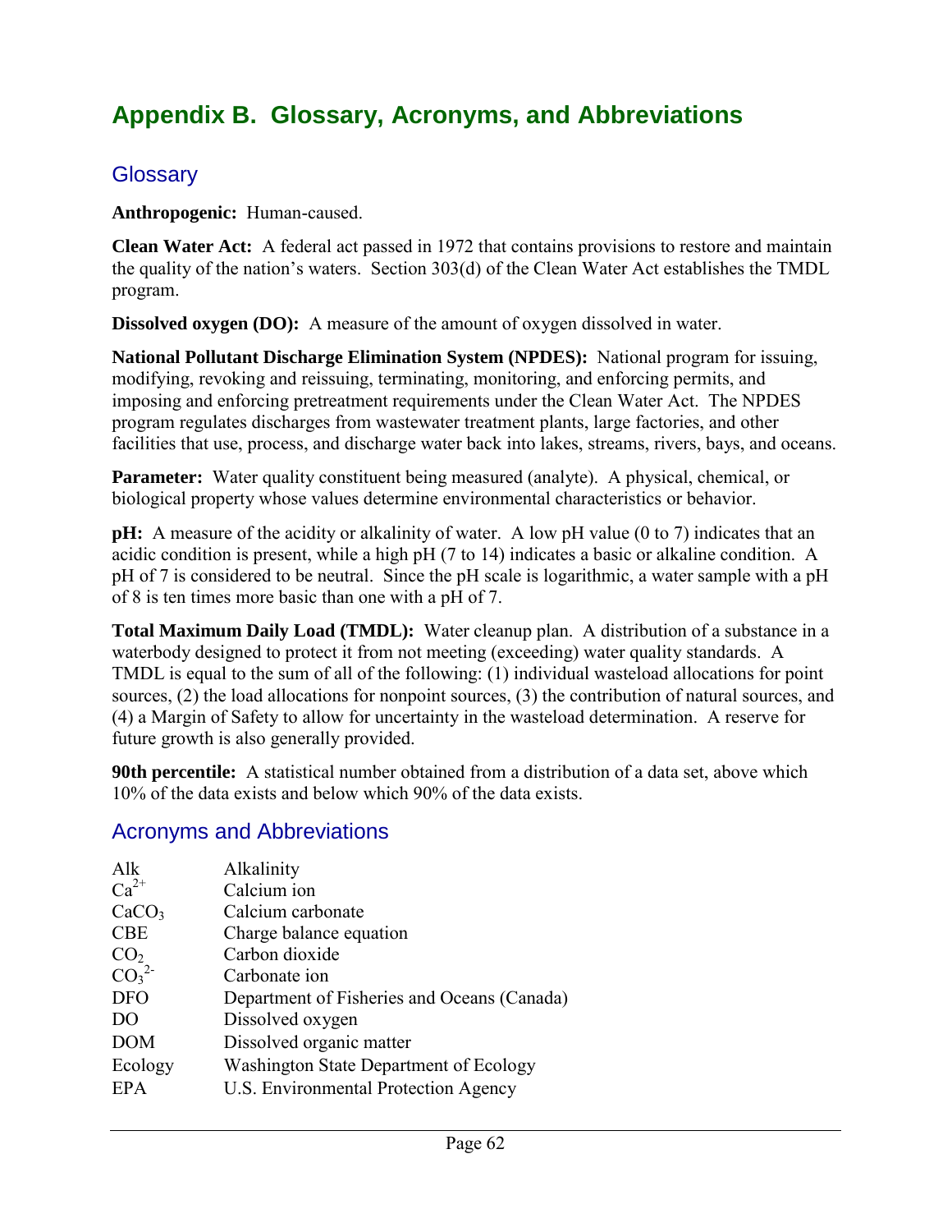# Appendix B. Glossary, Acronyms, and Abbreviations

## Glossary

**Anthropogenic:** Human-caused.

**Clean Water Act:** A federal act passed in 1972 that contains provisions to restore and maintain the quality of the nation's waters. Section 303(d) of the Clean Water Act establishes the TMDL program.

**Dissolved oxygen (DO):** A measure of the amount of oxygen dissolved in water.

**National Pollutant Discharge Elimination System (NPDES):** National program for issuing, modifying, revoking and reissuing, terminating, monitoring, and enforcing permits, and imposing and enforcing pretreatment requirements under the Clean Water Act. The NPDES program regulates discharges from wastewater treatment plants, large factories, and other facilities that use, process, and discharge water back into lakes, streams, rivers, bays, and oceans.

**Parameter:** Water quality constituent being measured (analyte). A physical, chemical, or biological property whose values determine environmental characteristics or behavior.

**pH:** A measure of the acidity or alkalinity of water. A low pH value (0 to 7) indicates that an acidic condition is present, while a high pH (7 to 14) indicates a basic or alkaline condition. A pH of 7 is considered to be neutral. Since the pH scale is logarithmic, a water sample with a pH of 8 is ten times more basic than one with a pH of 7.

**Total Maximum Daily Load (TMDL):** Water cleanup plan. A distribution of a substance in a waterbody designed to protect it from not meeting (exceeding) water quality standards. A TMDL is equal to the sum of all of the following: (1) individual wasteload allocations for point sources, (2) the load allocations for nonpoint sources, (3) the contribution of natural sources, and (4) a Margin of Safety to allow for uncertainty in the wasteload determination. A reserve for future growth is also generally provided.

**90th percentile:** A statistical number obtained from a distribution of a data set, above which 10% of the data exists and below which 90% of the data exists.

## Acronyms and Abbreviations

| | |
|---|---|
| Alk | Alkalinity |
| $Ca^{2+}$ | Calcium ion |
| $CaCO_3$ | Calcium carbonate |
| CBE | Charge balance equation |
| $CO_2$ | Carbon dioxide |
| $CO_3^{2-}$ | Carbonate ion |
| DFO | Department of Fisheries and Oceans (Canada) |
| DO | Dissolved oxygen |
| DOM | Dissolved organic matter |
| Ecology | Washington State Department of Ecology |
| EPA | U.S. Environmental Protection Agency |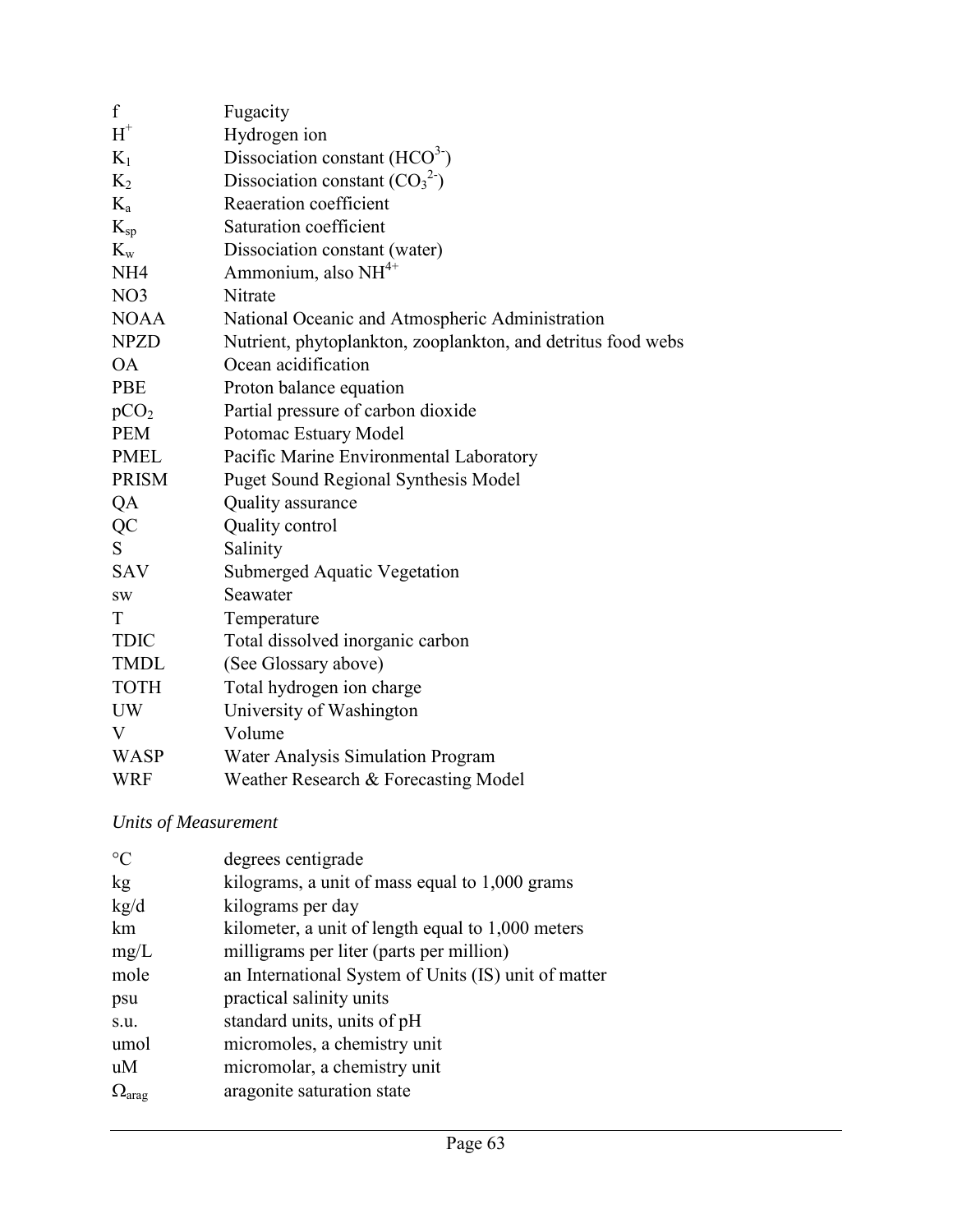| | |
|---|---|
| f | Fugacity |
| $H^+$ | Hydrogen ion |
| $K_1$ | Dissociation constant ($HCO^{3-}$) |
| $K_2$ | Dissociation constant ($CO_3^{2-}$) |
| $K_a$ | Reaeration coefficient |
| $K_{sp}$ | Saturation coefficient |
| $K_w$ | Dissociation constant (water) |
| NH4 | Ammonium, also $NH^{4+}$ |
| NO3 | Nitrate |
| NOAA | National Oceanic and Atmospheric Administration |
| NPZD | Nutrient, phytoplankton, zooplankton, and detritus food webs |
| OA | Ocean acidification |
| PBE | Proton balance equation |
| $pCO_2$ | Partial pressure of carbon dioxide |
| PEM | Potomac Estuary Model |
| PMEL | Pacific Marine Environmental Laboratory |
| PRISM | Puget Sound Regional Synthesis Model |
| QA | Quality assurance |
| QC | Quality control |
| S | Salinity |
| SAV | Submerged Aquatic Vegetation |
| sw | Seawater |
| T | Temperature |
| TDIC | Total dissolved inorganic carbon |
| TMDL | (See Glossary above) |
| TOTH | Total hydrogen ion charge |
| UW | University of Washington |
| V | Volume |
| WASP | Water Analysis Simulation Program |
| WRF | Weather Research & Forecasting Model |

*Units of Measurement*

| | |
|---|---|
| °C | degrees centigrade |
| kg | kilograms, a unit of mass equal to 1,000 grams |
| kg/d | kilograms per day |
| km | kilometer, a unit of length equal to 1,000 meters |
| mg/L | milligrams per liter (parts per million) |
| mole | an International System of Units (IS) unit of matter |
| psu | practical salinity units |
| s.u. | standard units, units of pH |
| umol | micromoles, a chemistry unit |
| uM | micromolar, a chemistry unit |
| $\Omega_{arag}$ | aragonite saturation state |